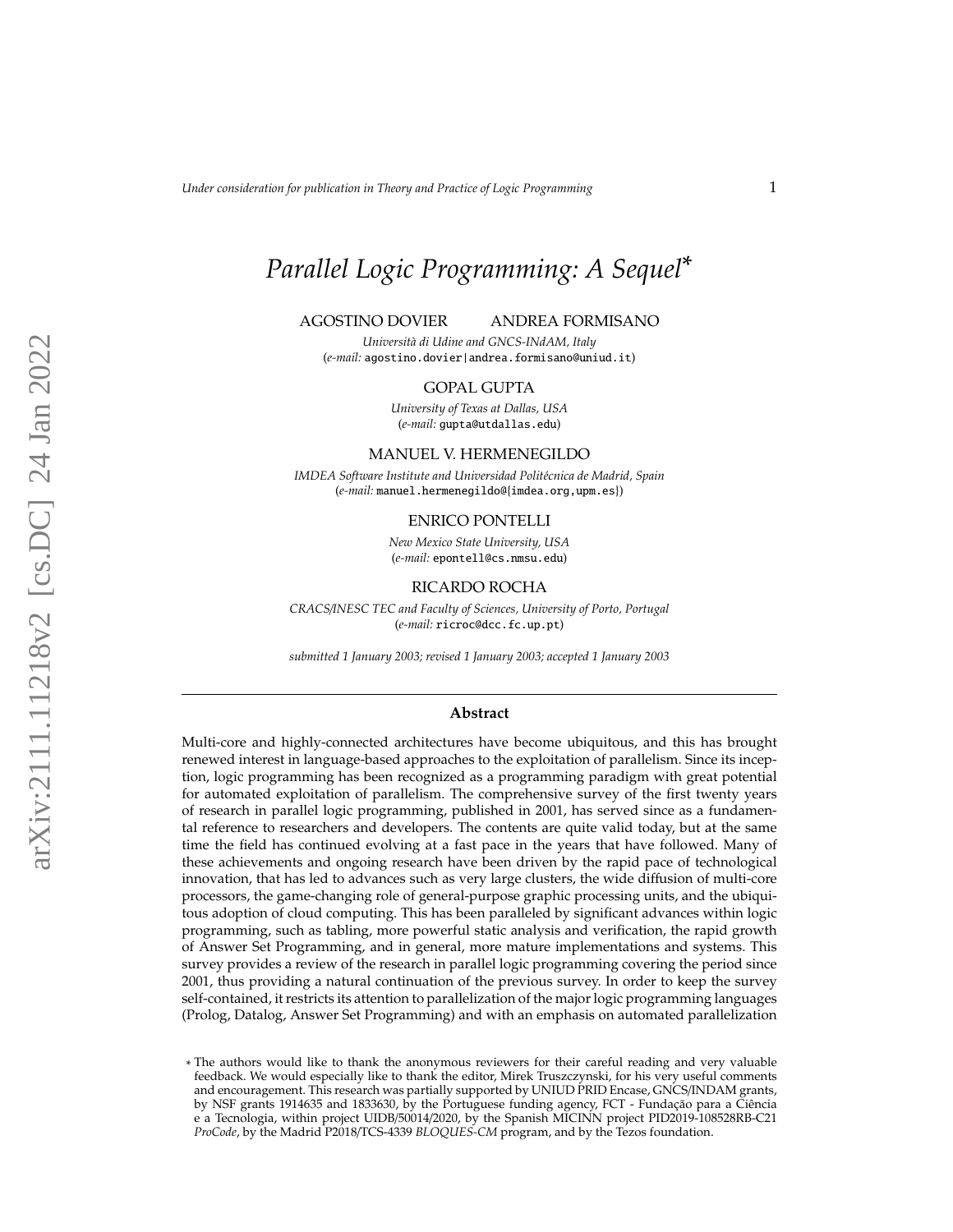# Parallel Logic Programming: A Sequel*

AGOSTINO DOVIER ANDREA FORMISANO

*Università di Udine and GNCS-INdAM, Italy*
(*e-mail:* agostino.dovier|andrea.formisano@uniud.it)

GOPAL GUPTA

*University of Texas at Dallas, USA*
(*e-mail:* gupta@utdallas.edu)

MANUEL V. HERMENEGILDO

*IMDEA Software Institute and Universidad Politécnica de Madrid, Spain*
(*e-mail:* manuel.hermenegildo@{imdea.org,upm.es})

ENRICO PONTELLI

*New Mexico State University, USA*
(*e-mail:* epontell@cs.nmsu.edu)

RICARDO ROCHA

*CRACS/INESC TEC and Faculty of Sciences, University of Porto, Portugal*
(*e-mail:* ricroc@dcc.fc.up.pt)

*submitted 1 January 2003; revised 1 January 2003; accepted 1 January 2003*

## Abstract

Multi-core and highly-connected architectures have become ubiquitous, and this has brought renewed interest in language-based approaches to the exploitation of parallelism. Since its inception, logic programming has been recognized as a programming paradigm with great potential for automated exploitation of parallelism. The comprehensive survey of the first twenty years of research in parallel logic programming, published in 2001, has served since as a fundamental reference to researchers and developers. The contents are quite valid today, but at the same time the field has continued evolving at a fast pace in the years that have followed. Many of these achievements and ongoing research have been driven by the rapid pace of technological innovation, that has led to advances such as very large clusters, the wide diffusion of multi-core processors, the game-changing role of general-purpose graphic processing units, and the ubiquitous adoption of cloud computing. This has been paralleled by significant advances within logic programming, such as tabling, more powerful static analysis and verification, the rapid growth of Answer Set Programming, and in general, more mature implementations and systems. This survey provides a review of the research in parallel logic programming covering the period since 2001, thus providing a natural continuation of the previous survey. In order to keep the survey self-contained, it restricts its attention to parallelization of the major logic programming languages (Prolog, Datalog, Answer Set Programming) and with an emphasis on automated parallelization

\* The authors would like to thank the anonymous reviewers for their careful reading and very valuable feedback. We would especially like to thank the editor, Mirek Truszczynski, for his very useful comments and encouragement. This research was partially supported by UNIUD PRID Encase, GNCS/INDAM grants, by NSF grants 1914635 and 1833630, by the Portuguese funding agency, FCT - Fundação para a Ciência e a Tecnologia, within project UIDB/50014/2020, by the Spanish MICINN project PID2019-108528RB-C21 *ProCode*, by the Madrid P2018/TCS-4339 *BLOQUES-CM* program, and by the Tezos foundation.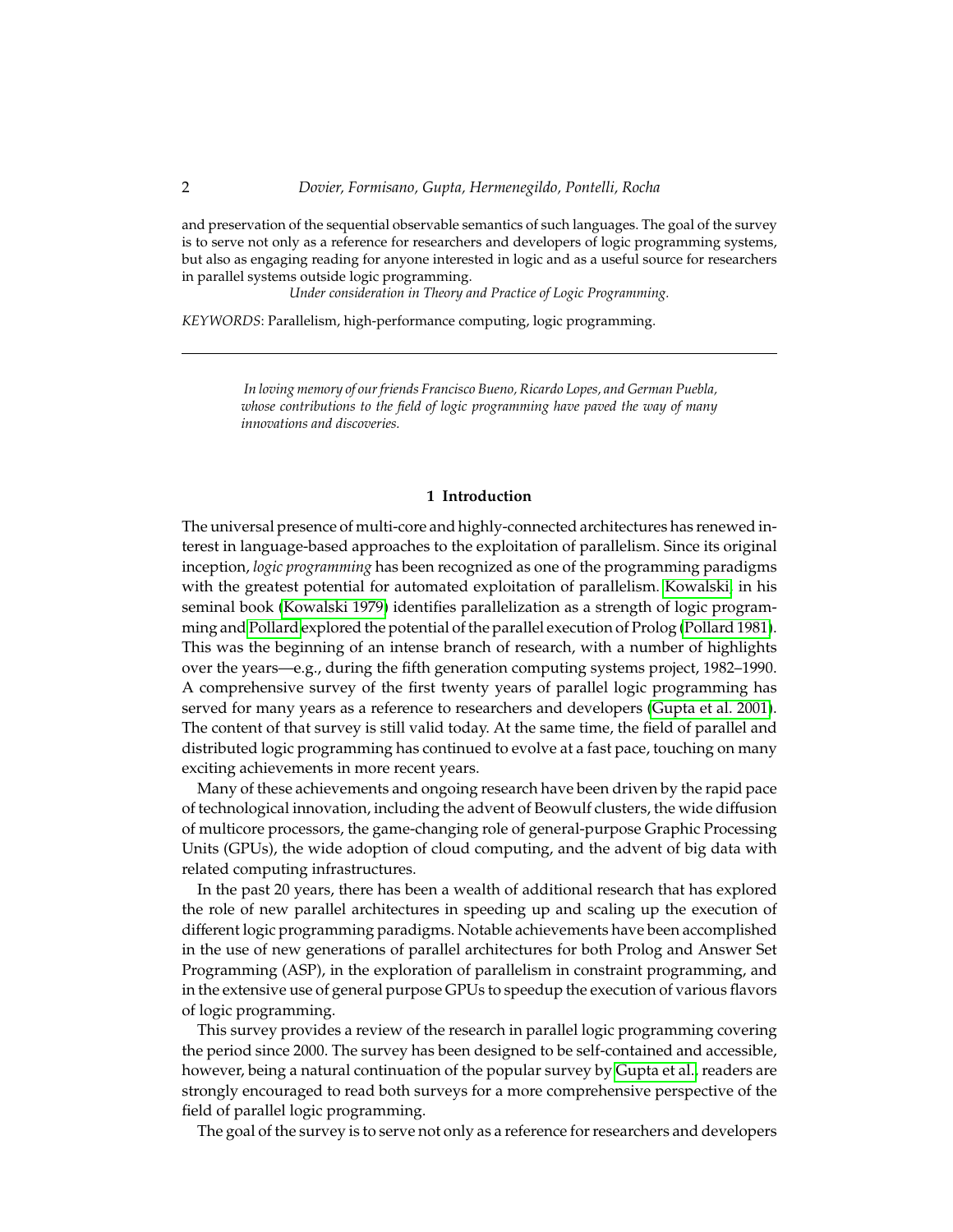and preservation of the sequential observable semantics of such languages. The goal of the survey is to serve not only as a reference for researchers and developers of logic programming systems, but also as engaging reading for anyone interested in logic and as a useful source for researchers in parallel systems outside logic programming.

*Under consideration in Theory and Practice of Logic Programming.*

*KEYWORDS*: Parallelism, high-performance computing, logic programming.

---

*In loving memory of our friends Francisco Bueno, Ricardo Lopes, and German Puebla, whose contributions to the field of logic programming have paved the way of many innovations and discoveries.*

## 1 Introduction

The universal presence of multi-core and highly-connected architectures has renewed interest in language-based approaches to the exploitation of parallelism. Since its original inception, *logic programming* has been recognized as one of the programming paradigms with the greatest potential for automated exploitation of parallelism. Kowalski in his seminal book (Kowalski 1979) identifies parallelization as a strength of logic programming and Pollard explored the potential of the parallel execution of Prolog (Pollard 1981). This was the beginning of an intense branch of research, with a number of highlights over the years—e.g., during the fifth generation computing systems project, 1982–1990. A comprehensive survey of the first twenty years of parallel logic programming has served for many years as a reference to researchers and developers (Gupta et al. 2001). The content of that survey is still valid today. At the same time, the field of parallel and distributed logic programming has continued to evolve at a fast pace, touching on many exciting achievements in more recent years.

Many of these achievements and ongoing research have been driven by the rapid pace of technological innovation, including the advent of Beowulf clusters, the wide diffusion of multicore processors, the game-changing role of general-purpose Graphic Processing Units (GPUs), the wide adoption of cloud computing, and the advent of big data with related computing infrastructures.

In the past 20 years, there has been a wealth of additional research that has explored the role of new parallel architectures in speeding up and scaling up the execution of different logic programming paradigms. Notable achievements have been accomplished in the use of new generations of parallel architectures for both Prolog and Answer Set Programming (ASP), in the exploration of parallelism in constraint programming, and in the extensive use of general purpose GPUs to speedup the execution of various flavors of logic programming.

This survey provides a review of the research in parallel logic programming covering the period since 2000. The survey has been designed to be self-contained and accessible, however, being a natural continuation of the popular survey by Gupta et al., readers are strongly encouraged to read both surveys for a more comprehensive perspective of the field of parallel logic programming.

The goal of the survey is to serve not only as a reference for researchers and developers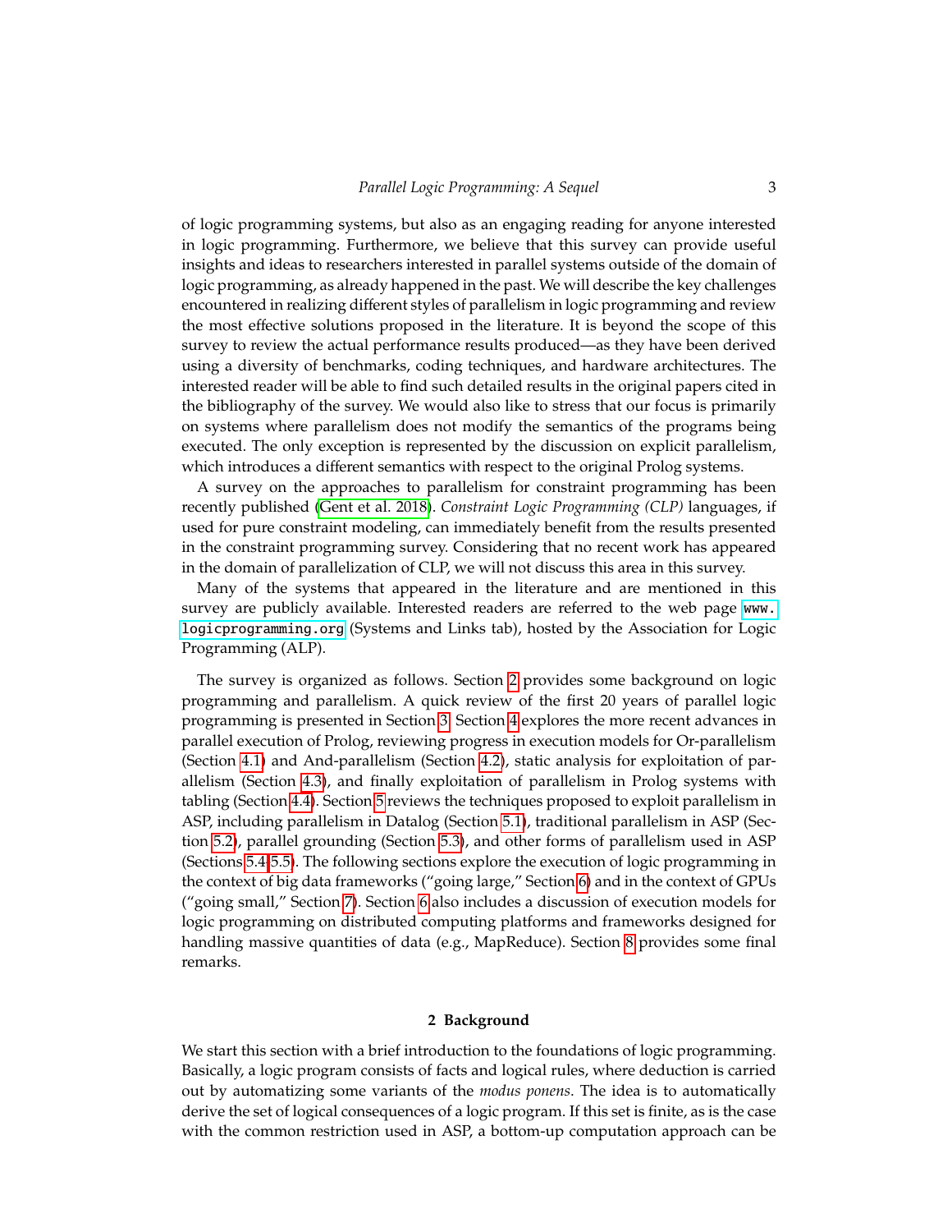of logic programming systems, but also as an engaging reading for anyone interested in logic programming. Furthermore, we believe that this survey can provide useful insights and ideas to researchers interested in parallel systems outside of the domain of logic programming, as already happened in the past. We will describe the key challenges encountered in realizing different styles of parallelism in logic programming and review the most effective solutions proposed in the literature. It is beyond the scope of this survey to review the actual performance results produced—as they have been derived using a diversity of benchmarks, coding techniques, and hardware architectures. The interested reader will be able to find such detailed results in the original papers cited in the bibliography of the survey. We would also like to stress that our focus is primarily on systems where parallelism does not modify the semantics of the programs being executed. The only exception is represented by the discussion on explicit parallelism, which introduces a different semantics with respect to the original Prolog systems.

A survey on the approaches to parallelism for constraint programming has been recently published (Gent et al. 2018). *Constraint Logic Programming (CLP)* languages, if used for pure constraint modeling, can immediately benefit from the results presented in the constraint programming survey. Considering that no recent work has appeared in the domain of parallelization of CLP, we will not discuss this area in this survey.

Many of the systems that appeared in the literature and are mentioned in this survey are publicly available. Interested readers are referred to the web page `www.logicprogramming.org` (Systems and Links tab), hosted by the Association for Logic Programming (ALP).

The survey is organized as follows. Section 2 provides some background on logic programming and parallelism. A quick review of the first 20 years of parallel logic programming is presented in Section 3. Section 4 explores the more recent advances in parallel execution of Prolog, reviewing progress in execution models for Or-parallelism (Section 4.1) and And-parallelism (Section 4.2), static analysis for exploitation of parallelism (Section 4.3), and finally exploitation of parallelism in Prolog systems with tabling (Section 4.4). Section 5 reviews the techniques proposed to exploit parallelism in ASP, including parallelism in Datalog (Section 5.1), traditional parallelism in ASP (Section 5.2), parallel grounding (Section 5.3), and other forms of parallelism used in ASP (Sections 5.4-5.5). The following sections explore the execution of logic programming in the context of big data frameworks ("going large," Section 6) and in the context of GPUs ("going small," Section 7). Section 6 also includes a discussion of execution models for logic programming on distributed computing platforms and frameworks designed for handling massive quantities of data (e.g., MapReduce). Section 8 provides some final remarks.

## 2 Background

We start this section with a brief introduction to the foundations of logic programming. Basically, a logic program consists of facts and logical rules, where deduction is carried out by automatizing some variants of the *modus ponens*. The idea is to automatically derive the set of logical consequences of a logic program. If this set is finite, as is the case with the common restriction used in ASP, a bottom-up computation approach can be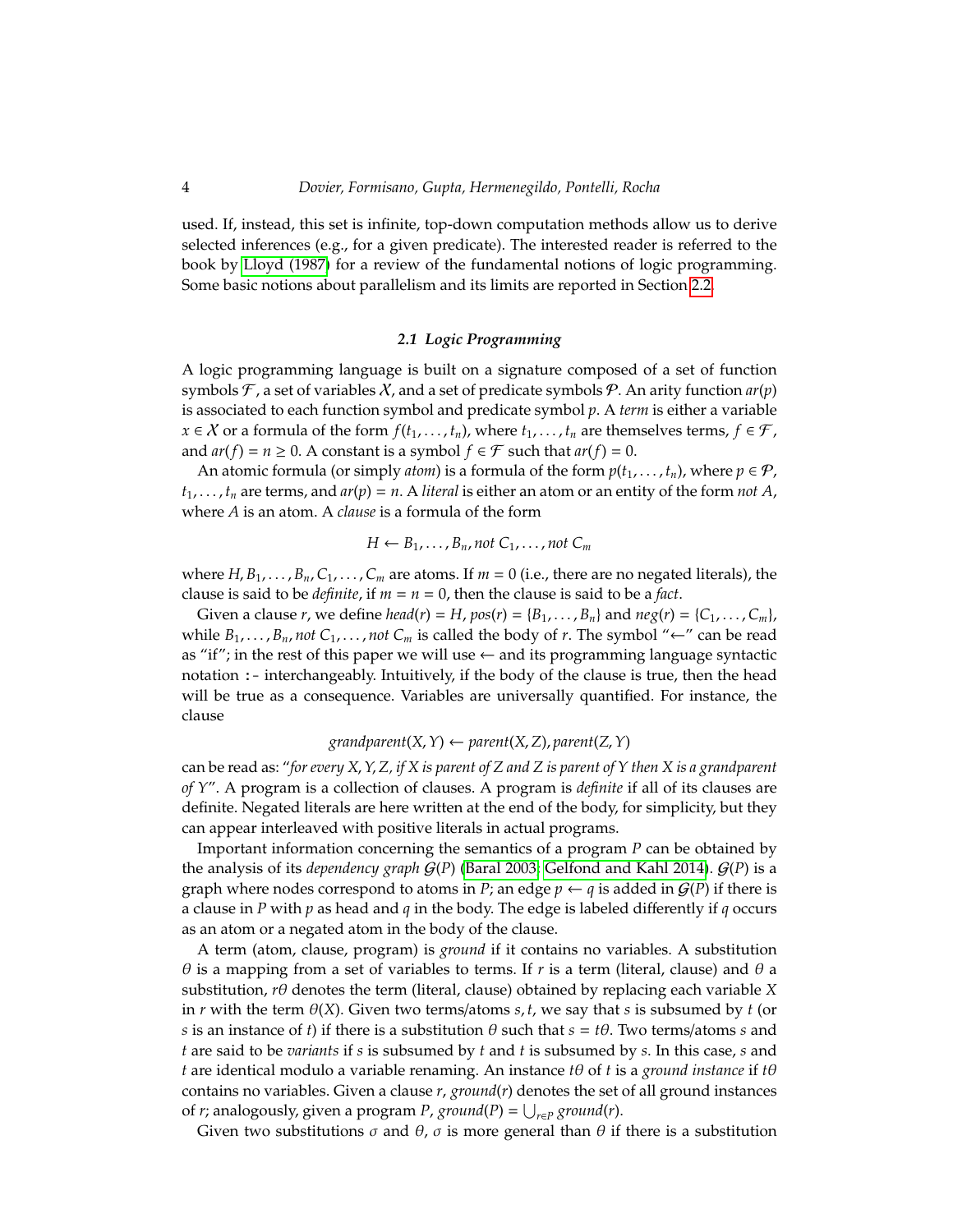used. If, instead, this set is infinite, top-down computation methods allow us to derive selected inferences (e.g., for a given predicate). The interested reader is referred to the book by Lloyd (1987) for a review of the fundamental notions of logic programming. Some basic notions about parallelism and its limits are reported in Section 2.2.

### 2.1 Logic Programming

A logic programming language is built on a signature composed of a set of function symbols $\mathcal{F}$, a set of variables $\mathcal{X}$, and a set of predicate symbols $\mathcal{P}$. An arity function $ar(p)$ is associated to each function symbol and predicate symbol $p$. A *term* is either a variable $x \in \mathcal{X}$ or a formula of the form $f(t_1, \ldots, t_n)$, where $t_1, \ldots, t_n$ are themselves terms, $f \in \mathcal{F}$, and $ar(f) = n \geq 0$. A constant is a symbol $f \in \mathcal{F}$ such that $ar(f) = 0$.

An atomic formula (or simply *atom*) is a formula of the form $p(t_1, \ldots, t_n)$, where $p \in \mathcal{P}$, $t_1, \ldots, t_n$ are terms, and $ar(p) = n$. A *literal* is either an atom or an entity of the form *not* $A$, where $A$ is an atom. A *clause* is a formula of the form

$$H \leftarrow B_1, \ldots, B_n, not\ C_1, \ldots, not\ C_m$$

where $H, B_1, \ldots, B_n, C_1, \ldots, C_m$ are atoms. If $m = 0$ (i.e., there are no negated literals), the clause is said to be *definite*, if $m = n = 0$, then the clause is said to be a *fact*.

Given a clause $r$, we define $head(r) = H$, $pos(r) = \{B_1, \ldots, B_n\}$ and $neg(r) = \{C_1, \ldots, C_m\}$, while $B_1, \ldots, B_n, not\ C_1, \ldots, not\ C_m$ is called the body of $r$. The symbol "$\leftarrow$" can be read as "if"; in the rest of this paper we will use $\leftarrow$ and its programming language syntactic notation `:-` interchangeably. Intuitively, if the body of the clause is true, then the head will be true as a consequence. Variables are universally quantified. For instance, the clause

$$grandparent(X, Y) \leftarrow parent(X, Z), parent(Z, Y)$$

can be read as: "*for every X, Y, Z, if X is parent of Z and Z is parent of Y then X is a grandparent of Y*". A program is a collection of clauses. A program is *definite* if all of its clauses are definite. Negated literals are here written at the end of the body, for simplicity, but they can appear interleaved with positive literals in actual programs.

Important information concerning the semantics of a program $P$ can be obtained by the analysis of its *dependency graph* $\mathcal{G}(P)$ (Baral 2003; Gelfond and Kahl 2014). $\mathcal{G}(P)$ is a graph where nodes correspond to atoms in $P$; an edge $p \leftarrow q$ is added in $\mathcal{G}(P)$ if there is a clause in $P$ with $p$ as head and $q$ in the body. The edge is labeled differently if $q$ occurs as an atom or a negated atom in the body of the clause.

A term (atom, clause, program) is *ground* if it contains no variables. A substitution $\theta$ is a mapping from a set of variables to terms. If $r$ is a term (literal, clause) and $\theta$ a substitution, $r\theta$ denotes the term (literal, clause) obtained by replacing each variable $X$ in $r$ with the term $\theta(X)$. Given two terms/atoms $s, t$, we say that $s$ is subsumed by $t$ (or $s$ is an instance of $t$) if there is a substitution $\theta$ such that $s = t\theta$. Two terms/atoms $s$ and $t$ are said to be *variants* if $s$ is subsumed by $t$ and $t$ is subsumed by $s$. In this case, $s$ and $t$ are identical modulo a variable renaming. An instance $t\theta$ of $t$ is a *ground instance* if $t\theta$ contains no variables. Given a clause $r$, $ground(r)$ denotes the set of all ground instances of $r$; analogously, given a program $P$, $ground(P) = \bigcup_{r \in P} ground(r)$.

Given two substitutions $\sigma$ and $\theta$, $\sigma$ is more general than $\theta$ if there is a substitution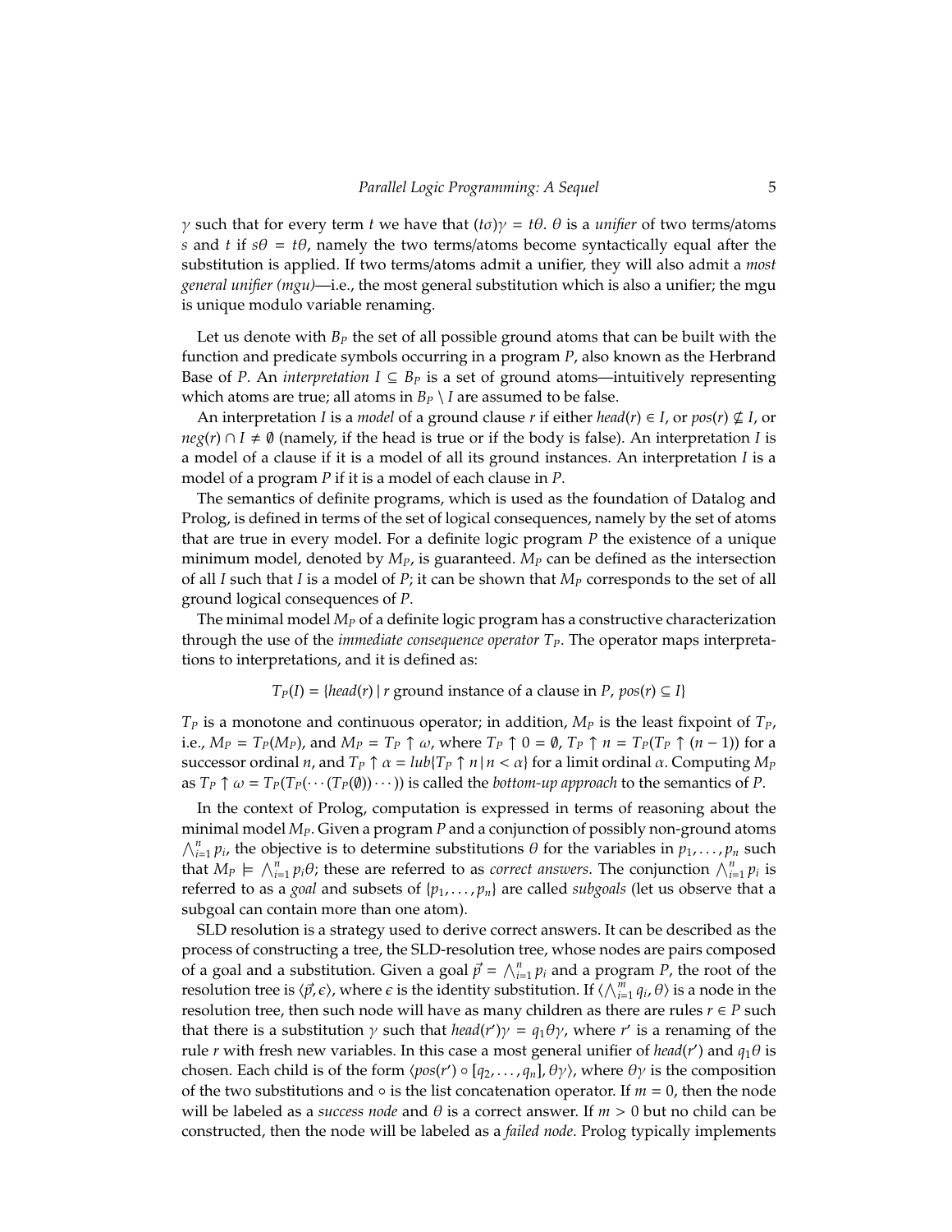$\gamma$ such that for every term $t$ we have that $(t\sigma)\gamma = t\theta$. $\theta$ is a *unifier* of two terms/atoms $s$ and $t$ if $s\theta = t\theta$, namely the two terms/atoms become syntactically equal after the substitution is applied. If two terms/atoms admit a unifier, they will also admit a *most general unifier (mgu)*—i.e., the most general substitution which is also a unifier; the mgu is unique modulo variable renaming.

Let us denote with $B_P$ the set of all possible ground atoms that can be built with the function and predicate symbols occurring in a program $P$, also known as the Herbrand Base of $P$. An *interpretation* $I \subseteq B_P$ is a set of ground atoms—intuitively representing which atoms are true; all atoms in $B_P \setminus I$ are assumed to be false.

An interpretation $I$ is a *model* of a ground clause $r$ if either $head(r) \in I$, or $pos(r) \not\subseteq I$, or $neg(r) \cap I \neq \emptyset$ (namely, if the head is true or if the body is false). An interpretation $I$ is a model of a clause if it is a model of all its ground instances. An interpretation $I$ is a model of a program $P$ if it is a model of each clause in $P$.

The semantics of definite programs, which is used as the foundation of Datalog and Prolog, is defined in terms of the set of logical consequences, namely by the set of atoms that are true in every model. For a definite logic program $P$ the existence of a unique minimum model, denoted by $M_P$, is guaranteed. $M_P$ can be defined as the intersection of all $I$ such that $I$ is a model of $P$; it can be shown that $M_P$ corresponds to the set of all ground logical consequences of $P$.

The minimal model $M_P$ of a definite logic program has a constructive characterization through the use of the *immediate consequence operator* $T_P$. The operator maps interpretations to interpretations, and it is defined as:

$$T_P(I) = \{head(r) \mid r \text{ ground instance of a clause in } P,\ pos(r) \subseteq I\}$$

$T_P$ is a monotone and continuous operator; in addition, $M_P$ is the least fixpoint of $T_P$, i.e., $M_P = T_P(M_P)$, and $M_P = T_P \uparrow \omega$, where $T_P \uparrow 0 = \emptyset$, $T_P \uparrow n = T_P(T_P \uparrow (n-1))$ for a successor ordinal $n$, and $T_P \uparrow \alpha = lub\{T_P \uparrow n \mid n < \alpha\}$ for a limit ordinal $\alpha$. Computing $M_P$ as $T_P \uparrow \omega = T_P(T_P(\cdots(T_P(\emptyset))\cdots))$ is called the *bottom-up approach* to the semantics of $P$.

In the context of Prolog, computation is expressed in terms of reasoning about the minimal model $M_P$. Given a program $P$ and a conjunction of possibly non-ground atoms $\bigwedge_{i=1}^{n} p_i$, the objective is to determine substitutions $\theta$ for the variables in $p_1, \ldots, p_n$ such that $M_P \models \bigwedge_{i=1}^{n} p_i\theta$; these are referred to as *correct answers*. The conjunction $\bigwedge_{i=1}^{n} p_i$ is referred to as a *goal* and subsets of $\{p_1, \ldots, p_n\}$ are called *subgoals* (let us observe that a subgoal can contain more than one atom).

SLD resolution is a strategy used to derive correct answers. It can be described as the process of constructing a tree, the SLD-resolution tree, whose nodes are pairs composed of a goal and a substitution. Given a goal $\vec{p} = \bigwedge_{i=1}^{n} p_i$ and a program $P$, the root of the resolution tree is $\langle \vec{p}, \epsilon \rangle$, where $\epsilon$ is the identity substitution. If $\langle \bigwedge_{i=1}^{m} q_i, \theta \rangle$ is a node in the resolution tree, then such node will have as many children as there are rules $r \in P$ such that there is a substitution $\gamma$ such that $head(r')\gamma = q_1\theta\gamma$, where $r'$ is a renaming of the rule $r$ with fresh new variables. In this case a most general unifier of $head(r')$ and $q_1\theta$ is chosen. Each child is of the form $\langle pos(r') \circ [q_2, \ldots, q_n], \theta\gamma \rangle$, where $\theta\gamma$ is the composition of the two substitutions and $\circ$ is the list concatenation operator. If $m = 0$, then the node will be labeled as a *success node* and $\theta$ is a correct answer. If $m > 0$ but no child can be constructed, then the node will be labeled as a *failed node*. Prolog typically implements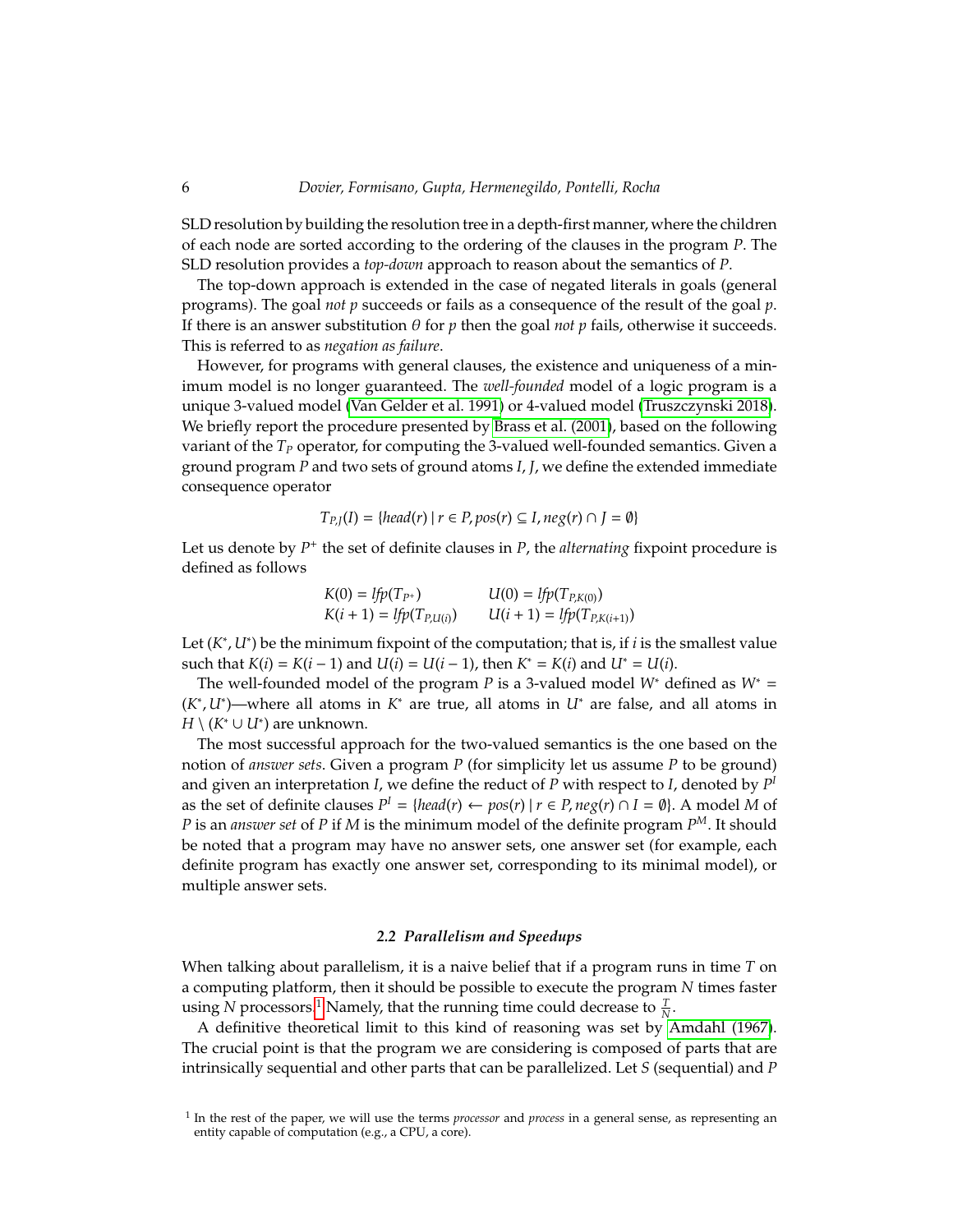SLD resolution by building the resolution tree in a depth-first manner, where the children of each node are sorted according to the ordering of the clauses in the program $P$. The SLD resolution provides a *top-down* approach to reason about the semantics of $P$.

The top-down approach is extended in the case of negated literals in goals (general programs). The goal *not* $p$ succeeds or fails as a consequence of the result of the goal $p$. If there is an answer substitution $\theta$ for $p$ then the goal *not* $p$ fails, otherwise it succeeds. This is referred to as *negation as failure*.

However, for programs with general clauses, the existence and uniqueness of a minimum model is no longer guaranteed. The *well-founded* model of a logic program is a unique 3-valued model (Van Gelder et al. 1991) or 4-valued model (Truszczynski 2018). We briefly report the procedure presented by Brass et al. (2001), based on the following variant of the $T_P$ operator, for computing the 3-valued well-founded semantics. Given a ground program $P$ and two sets of ground atoms $I, J$, we define the extended immediate consequence operator

$$T_{P,J}(I) = \{head(r) \mid r \in P, pos(r) \subseteq I, neg(r) \cap J = \emptyset\}$$

Let us denote by $P^+$ the set of definite clauses in $P$, the *alternating* fixpoint procedure is defined as follows

$$\begin{array}{ll} K(0) = lfp(T_{P^+}) & U(0) = lfp(T_{P,K(0)}) \\ K(i+1) = lfp(T_{P,U(i)}) & U(i+1) = lfp(T_{P,K(i+1)}) \end{array}$$

Let $(K^*, U^*)$ be the minimum fixpoint of the computation; that is, if $i$ is the smallest value such that $K(i) = K(i-1)$ and $U(i) = U(i-1)$, then $K^* = K(i)$ and $U^* = U(i)$.

The well-founded model of the program $P$ is a 3-valued model $W^*$ defined as $W^* = (K^*, U^*)$—where all atoms in $K^*$ are true, all atoms in $U^*$ are false, and all atoms in $H \setminus (K^* \cup U^*)$ are unknown.

The most successful approach for the two-valued semantics is the one based on the notion of *answer sets*. Given a program $P$ (for simplicity let us assume $P$ to be ground) and given an interpretation $I$, we define the reduct of $P$ with respect to $I$, denoted by $P^I$ as the set of definite clauses $P^I = \{head(r) \leftarrow pos(r) \mid r \in P, neg(r) \cap I = \emptyset\}$. A model $M$ of $P$ is an *answer set* of $P$ if $M$ is the minimum model of the definite program $P^M$. It should be noted that a program may have no answer sets, one answer set (for example, each definite program has exactly one answer set, corresponding to its minimal model), or multiple answer sets.

### 2.2 Parallelism and Speedups

When talking about parallelism, it is a naive belief that if a program runs in time $T$ on a computing platform, then it should be possible to execute the program $N$ times faster using $N$ processors.[1] Namely, that the running time could decrease to $\frac{T}{N}$.

A definitive theoretical limit to this kind of reasoning was set by Amdahl (1967). The crucial point is that the program we are considering is composed of parts that are intrinsically sequential and other parts that can be parallelized. Let $S$ (sequential) and $P$

[1] In the rest of the paper, we will use the terms *processor* and *process* in a general sense, as representing an entity capable of computation (e.g., a CPU, a core).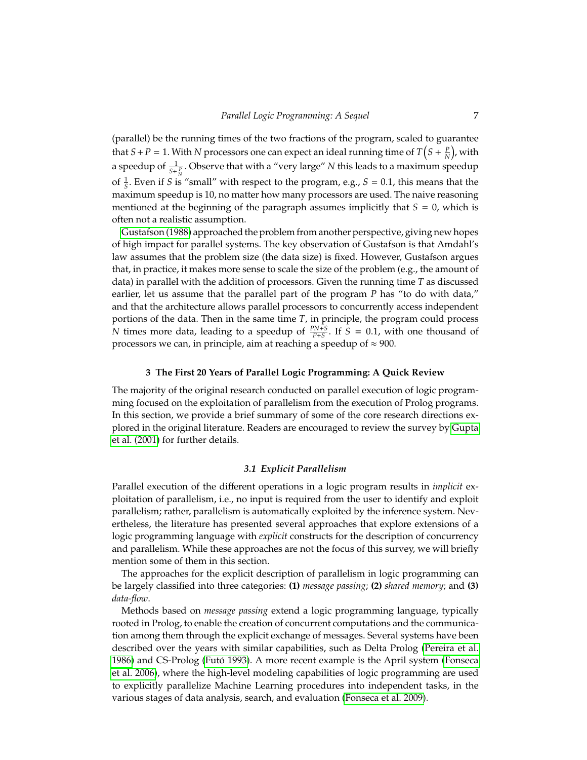(parallel) be the running times of the two fractions of the program, scaled to guarantee that $S + P = 1$. With $N$ processors one can expect an ideal running time of $T\left(S + \frac{P}{N}\right)$, with a speedup of $\frac{1}{S+\frac{P}{N}}$. Observe that with a "very large" $N$ this leads to a maximum speedup of $\frac{1}{S}$. Even if $S$ is "small" with respect to the program, e.g., $S = 0.1$, this means that the maximum speedup is 10, no matter how many processors are used. The naive reasoning mentioned at the beginning of the paragraph assumes implicitly that $S = 0$, which is often not a realistic assumption.

Gustafson (1988) approached the problem from another perspective, giving new hopes of high impact for parallel systems. The key observation of Gustafson is that Amdahl's law assumes that the problem size (the data size) is fixed. However, Gustafson argues that, in practice, it makes more sense to scale the size of the problem (e.g., the amount of data) in parallel with the addition of processors. Given the running time $T$ as discussed earlier, let us assume that the parallel part of the program $P$ has "to do with data," and that the architecture allows parallel processors to concurrently access independent portions of the data. Then in the same time $T$, in principle, the program could process $N$ times more data, leading to a speedup of $\frac{PN+S}{P+S}$. If $S = 0.1$, with one thousand of processors we can, in principle, aim at reaching a speedup of $\approx 900$.

## 3 The First 20 Years of Parallel Logic Programming: A Quick Review

The majority of the original research conducted on parallel execution of logic programming focused on the exploitation of parallelism from the execution of Prolog programs. In this section, we provide a brief summary of some of the core research directions explored in the original literature. Readers are encouraged to review the survey by Gupta et al. (2001) for further details.

### 3.1 Explicit Parallelism

Parallel execution of the different operations in a logic program results in *implicit* exploitation of parallelism, i.e., no input is required from the user to identify and exploit parallelism; rather, parallelism is automatically exploited by the inference system. Nevertheless, the literature has presented several approaches that explore extensions of a logic programming language with *explicit* constructs for the description of concurrency and parallelism. While these approaches are not the focus of this survey, we will briefly mention some of them in this section.

The approaches for the explicit description of parallelism in logic programming can be largely classified into three categories: **(1)** *message passing*; **(2)** *shared memory*; and **(3)** *data-flow*.

Methods based on *message passing* extend a logic programming language, typically rooted in Prolog, to enable the creation of concurrent computations and the communication among them through the explicit exchange of messages. Several systems have been described over the years with similar capabilities, such as Delta Prolog (Pereira et al. 1986) and CS-Prolog (Futó 1993). A more recent example is the April system (Fonseca et al. 2006), where the high-level modeling capabilities of logic programming are used to explicitly parallelize Machine Learning procedures into independent tasks, in the various stages of data analysis, search, and evaluation (Fonseca et al. 2009).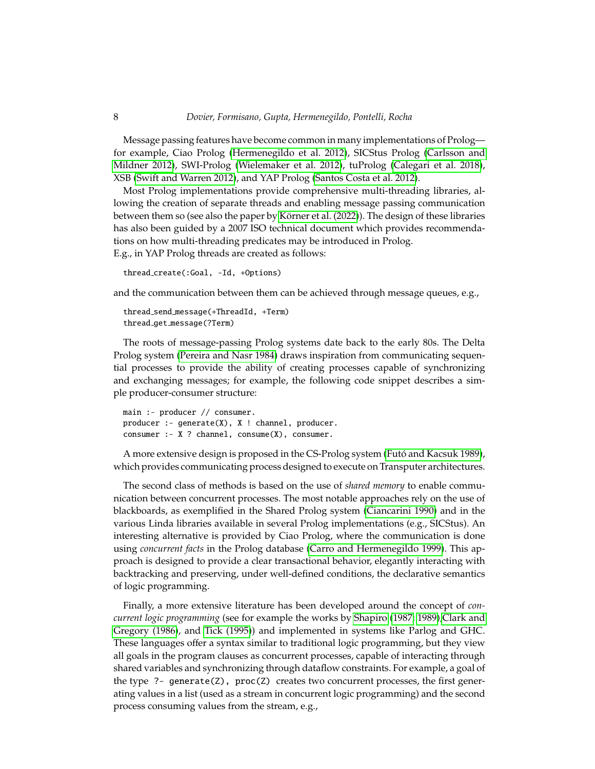Message passing features have become common in many implementations of Prolog—for example, Ciao Prolog (Hermenegildo et al. 2012), SICStus Prolog (Carlsson and Mildner 2012), SWI-Prolog (Wielemaker et al. 2012), tuProlog (Calegari et al. 2018), XSB (Swift and Warren 2012), and YAP Prolog (Santos Costa et al. 2012).

Most Prolog implementations provide comprehensive multi-threading libraries, allowing the creation of separate threads and enabling message passing communication between them so (see also the paper by Körner et al. (2022)). The design of these libraries has also been guided by a 2007 ISO technical document which provides recommendations on how multi-threading predicates may be introduced in Prolog.
E.g., in YAP Prolog threads are created as follows:

```
thread_create(:Goal, -Id, +Options)
```

and the communication between them can be achieved through message queues, e.g.,

```
thread_send_message(+ThreadId, +Term)
thread_get_message(?Term)
```

The roots of message-passing Prolog systems date back to the early 80s. The Delta Prolog system (Pereira and Nasr 1984) draws inspiration from communicating sequential processes to provide the ability of creating processes capable of synchronizing and exchanging messages; for example, the following code snippet describes a simple producer-consumer structure:

```
main :- producer // consumer.
producer :- generate(X), X ! channel, producer.
consumer :- X ? channel, consume(X), consumer.
```

A more extensive design is proposed in the CS-Prolog system (Futó and Kacsuk 1989), which provides communicating process designed to execute on Transputer architectures.

The second class of methods is based on the use of *shared memory* to enable communication between concurrent processes. The most notable approaches rely on the use of blackboards, as exemplified in the Shared Prolog system (Ciancarini 1990) and in the various Linda libraries available in several Prolog implementations (e.g., SICStus). An interesting alternative is provided by Ciao Prolog, where the communication is done using *concurrent facts* in the Prolog database (Carro and Hermenegildo 1999). This approach is designed to provide a clear transactional behavior, elegantly interacting with backtracking and preserving, under well-defined conditions, the declarative semantics of logic programming.

Finally, a more extensive literature has been developed around the concept of *concurrent logic programming* (see for example the works by Shapiro (1987; 1989),Clark and Gregory (1986), and Tick (1995)) and implemented in systems like Parlog and GHC. These languages offer a syntax similar to traditional logic programming, but they view all goals in the program clauses as concurrent processes, capable of interacting through shared variables and synchronizing through dataflow constraints. For example, a goal of the type `?- generate(Z), proc(Z)` creates two concurrent processes, the first generating values in a list (used as a stream in concurrent logic programming) and the second process consuming values from the stream, e.g.,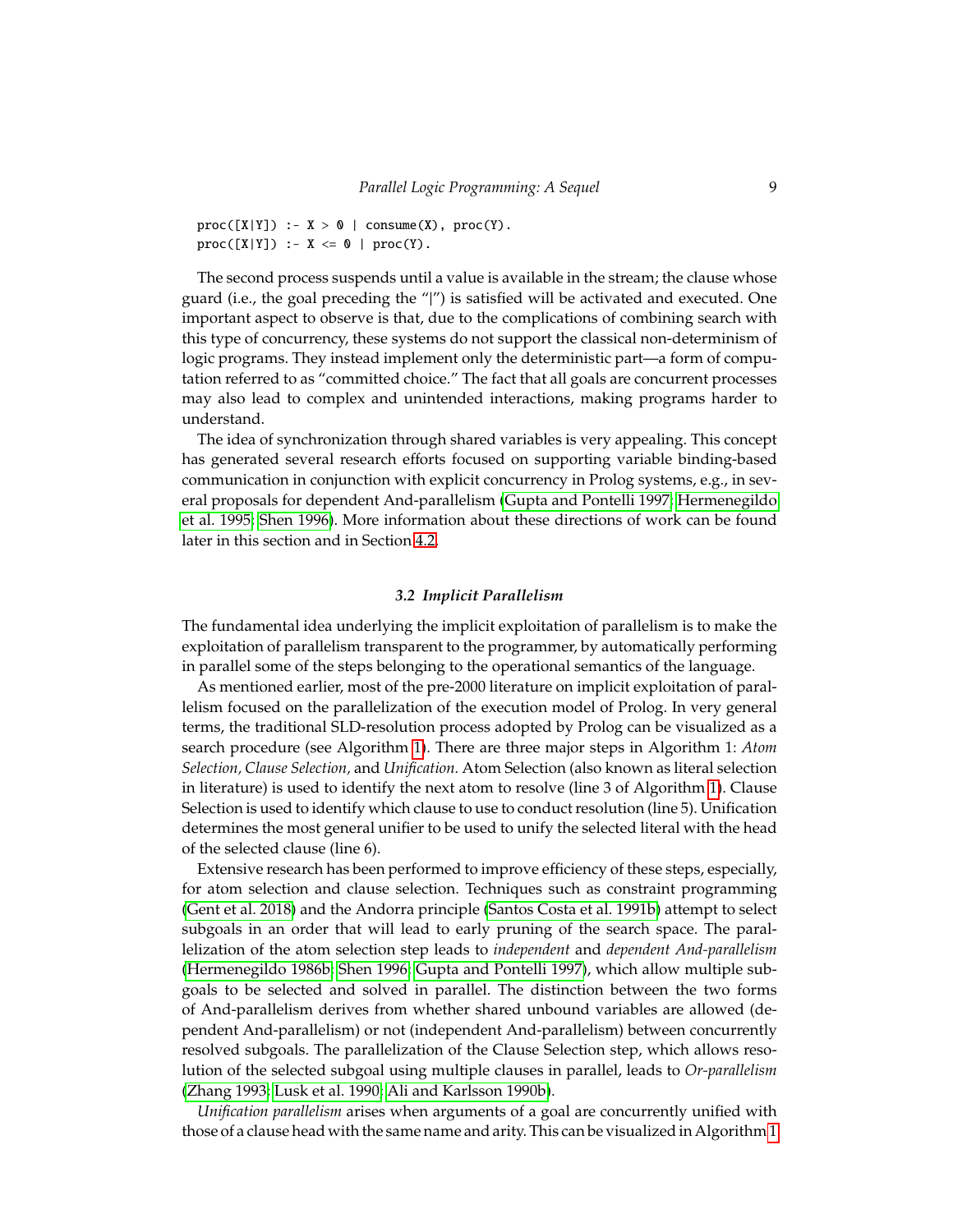```
proc([X|Y]) :- X > 0 | consume(X), proc(Y).
proc([X|Y]) :- X <= 0 | proc(Y).
```

The second process suspends until a value is available in the stream; the clause whose guard (i.e., the goal preceding the "|") is satisfied will be activated and executed. One important aspect to observe is that, due to the complications of combining search with this type of concurrency, these systems do not support the classical non-determinism of logic programs. They instead implement only the deterministic part—a form of computation referred to as "committed choice." The fact that all goals are concurrent processes may also lead to complex and unintended interactions, making programs harder to understand.

The idea of synchronization through shared variables is very appealing. This concept has generated several research efforts focused on supporting variable binding-based communication in conjunction with explicit concurrency in Prolog systems, e.g., in several proposals for dependent And-parallelism (Gupta and Pontelli 1997; Hermenegildo et al. 1995; Shen 1996). More information about these directions of work can be found later in this section and in Section 4.2.

### 3.2 *Implicit Parallelism*

The fundamental idea underlying the implicit exploitation of parallelism is to make the exploitation of parallelism transparent to the programmer, by automatically performing in parallel some of the steps belonging to the operational semantics of the language.

As mentioned earlier, most of the pre-2000 literature on implicit exploitation of parallelism focused on the parallelization of the execution model of Prolog. In very general terms, the traditional SLD-resolution process adopted by Prolog can be visualized as a search procedure (see Algorithm 1). There are three major steps in Algorithm 1: *Atom Selection, Clause Selection,* and *Unification.* Atom Selection (also known as literal selection in literature) is used to identify the next atom to resolve (line 3 of Algorithm 1). Clause Selection is used to identify which clause to use to conduct resolution (line 5). Unification determines the most general unifier to be used to unify the selected literal with the head of the selected clause (line 6).

Extensive research has been performed to improve efficiency of these steps, especially, for atom selection and clause selection. Techniques such as constraint programming (Gent et al. 2018) and the Andorra principle (Santos Costa et al. 1991b) attempt to select subgoals in an order that will lead to early pruning of the search space. The parallelization of the atom selection step leads to *independent* and *dependent And-parallelism* (Hermenegildo 1986b; Shen 1996; Gupta and Pontelli 1997), which allow multiple subgoals to be selected and solved in parallel. The distinction between the two forms of And-parallelism derives from whether shared unbound variables are allowed (dependent And-parallelism) or not (independent And-parallelism) between concurrently resolved subgoals. The parallelization of the Clause Selection step, which allows resolution of the selected subgoal using multiple clauses in parallel, leads to *Or-parallelism* (Zhang 1993; Lusk et al. 1990; Ali and Karlsson 1990b).

*Unification parallelism* arises when arguments of a goal are concurrently unified with those of a clause head with the same name and arity. This can be visualized in Algorithm 1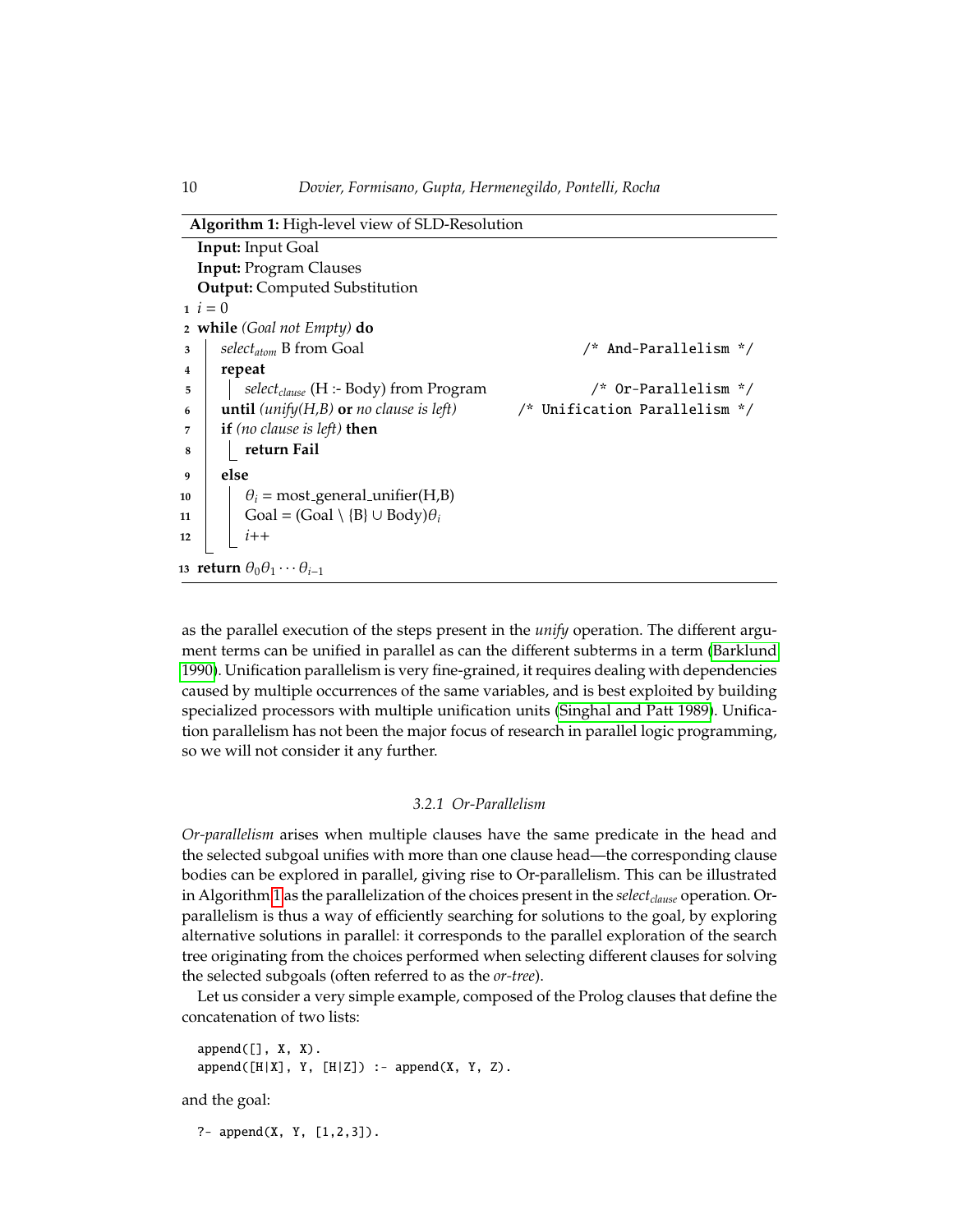**Algorithm 1:** High-level view of SLD-Resolution

**Input:** Input Goal
**Input:** Program Clauses
**Output:** Computed Substitution

```
1  i = 0
2  while (Goal not Empty) do
3      select_atom B from Goal                              /* And-Parallelism */
4      repeat
5          select_clause (H :- Body) from Program           /* Or-Parallelism */
6      until (unify(H,B) or no clause is left)              /* Unification Parallelism */
7      if (no clause is left) then
8          return Fail
9      else
10         θ_i = most_general_unifier(H,B)
11         Goal = (Goal \ {B} ∪ Body)θ_i
12         i++
13 return θ_0θ_1 ··· θ_{i−1}
```

as the parallel execution of the steps present in the *unify* operation. The different argument terms can be unified in parallel as can the different subterms in a term (Barklund 1990). Unification parallelism is very fine-grained, it requires dealing with dependencies caused by multiple occurrences of the same variables, and is best exploited by building specialized processors with multiple unification units (Singhal and Patt 1989). Unification parallelism has not been the major focus of research in parallel logic programming, so we will not consider it any further.

### 3.2.1 Or-Parallelism

*Or-parallelism* arises when multiple clauses have the same predicate in the head and the selected subgoal unifies with more than one clause head—the corresponding clause bodies can be explored in parallel, giving rise to Or-parallelism. This can be illustrated in Algorithm 1 as the parallelization of the choices present in the $select_{clause}$ operation. Or-parallelism is thus a way of efficiently searching for solutions to the goal, by exploring alternative solutions in parallel: it corresponds to the parallel exploration of the search tree originating from the choices performed when selecting different clauses for solving the selected subgoals (often referred to as the *or-tree*).

Let us consider a very simple example, composed of the Prolog clauses that define the concatenation of two lists:

```
append([], X, X).
append([H|X], Y, [H|Z]) :- append(X, Y, Z).
```

and the goal:

```
?- append(X, Y, [1,2,3]).
```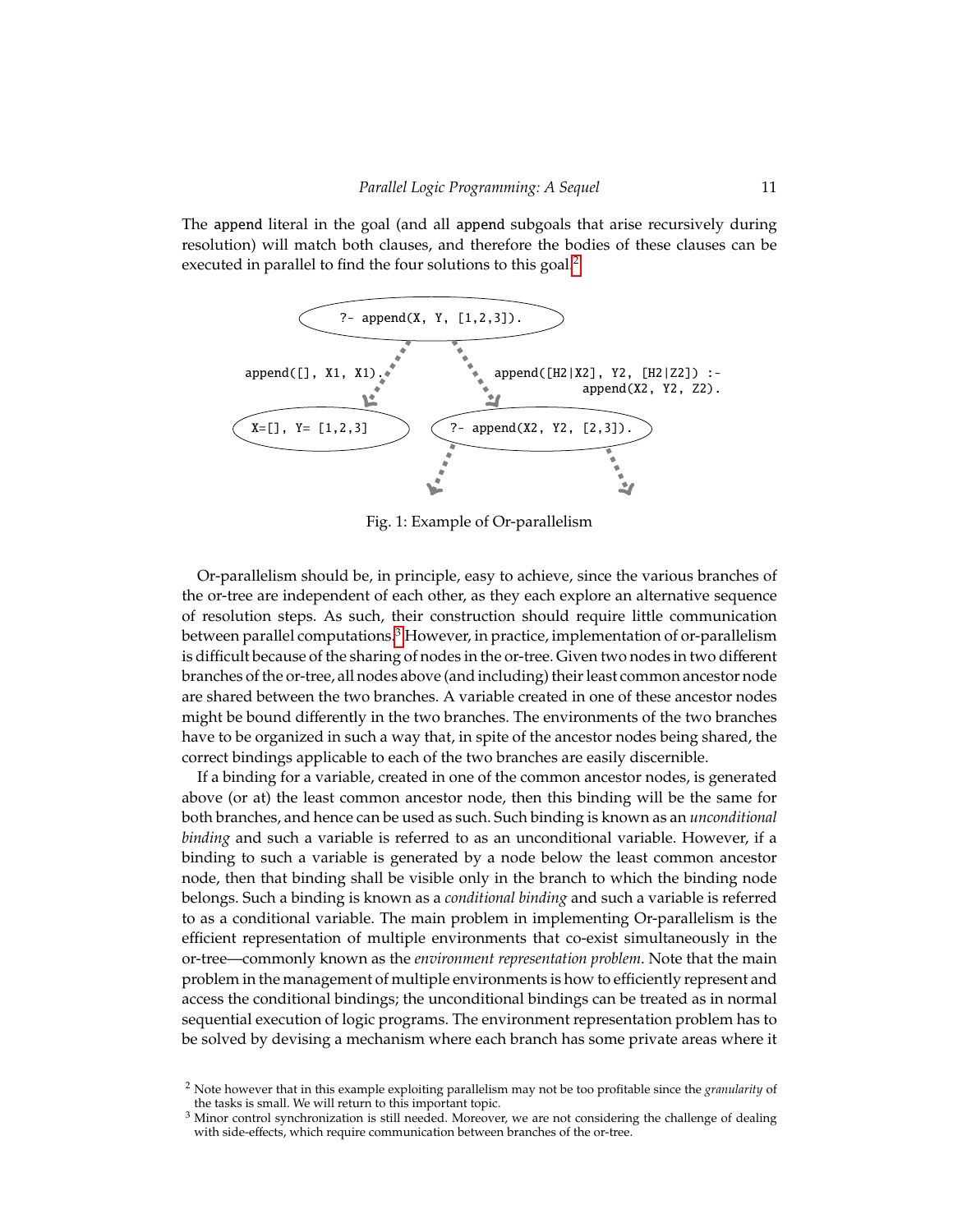The append literal in the goal (and all append subgoals that arise recursively during resolution) will match both clauses, and therefore the bodies of these clauses can be executed in parallel to find the four solutions to this goal.[2]

```
?- append(X, Y, [1,2,3]).

append([], X1, X1).
append([H2|X2], Y2, [H2|Z2]) :-
                append(X2, Y2, Z2).

X=[], Y= [1,2,3]
?- append(X2, Y2, [2,3]).
```

Fig. 1: Example of Or-parallelism

Or-parallelism should be, in principle, easy to achieve, since the various branches of the or-tree are independent of each other, as they each explore an alternative sequence of resolution steps. As such, their construction should require little communication between parallel computations.[3] However, in practice, implementation of or-parallelism is difficult because of the sharing of nodes in the or-tree. Given two nodes in two different branches of the or-tree, all nodes above (and including) their least common ancestor node are shared between the two branches. A variable created in one of these ancestor nodes might be bound differently in the two branches. The environments of the two branches have to be organized in such a way that, in spite of the ancestor nodes being shared, the correct bindings applicable to each of the two branches are easily discernible.

If a binding for a variable, created in one of the common ancestor nodes, is generated above (or at) the least common ancestor node, then this binding will be the same for both branches, and hence can be used as such. Such binding is known as an *unconditional binding* and such a variable is referred to as an unconditional variable. However, if a binding to such a variable is generated by a node below the least common ancestor node, then that binding shall be visible only in the branch to which the binding node belongs. Such a binding is known as a *conditional binding* and such a variable is referred to as a conditional variable. The main problem in implementing Or-parallelism is the efficient representation of multiple environments that co-exist simultaneously in the or-tree—commonly known as the *environment representation problem*. Note that the main problem in the management of multiple environments is how to efficiently represent and access the conditional bindings; the unconditional bindings can be treated as in normal sequential execution of logic programs. The environment representation problem has to be solved by devising a mechanism where each branch has some private areas where it

[2] Note however that in this example exploiting parallelism may not be too profitable since the *granularity* of the tasks is small. We will return to this important topic.

[3] Minor control synchronization is still needed. Moreover, we are not considering the challenge of dealing with side-effects, which require communication between branches of the or-tree.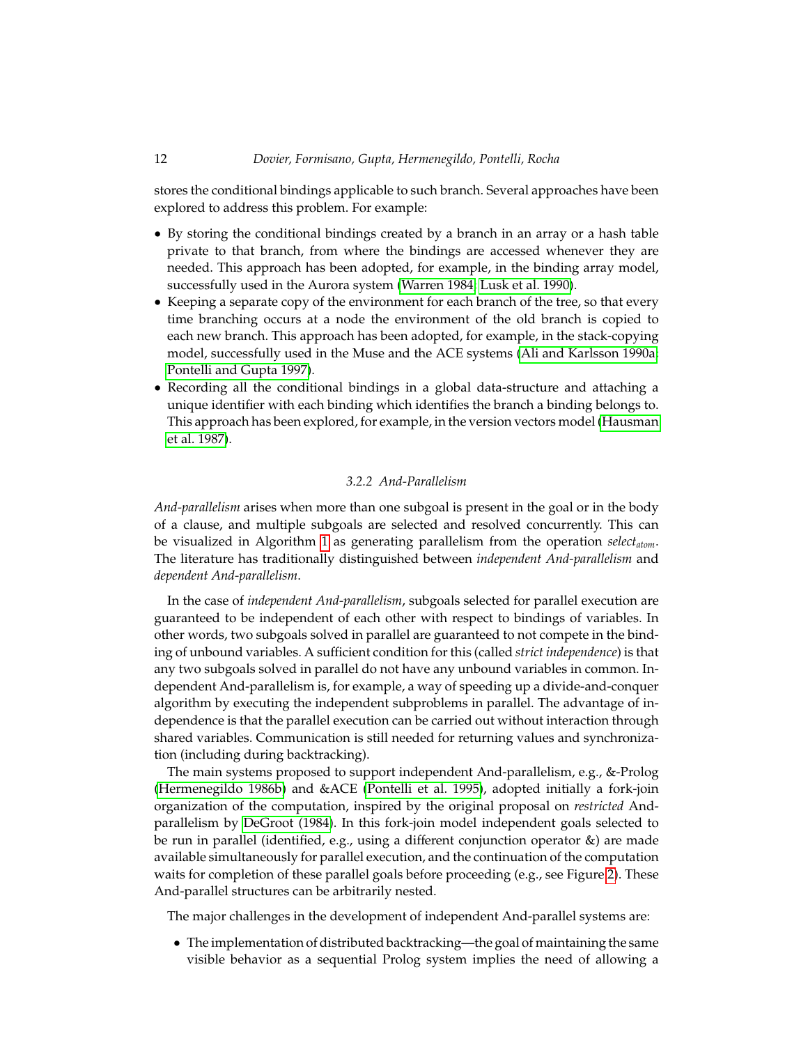stores the conditional bindings applicable to such branch. Several approaches have been explored to address this problem. For example:

- By storing the conditional bindings created by a branch in an array or a hash table private to that branch, from where the bindings are accessed whenever they are needed. This approach has been adopted, for example, in the binding array model, successfully used in the Aurora system (Warren 1984; Lusk et al. 1990).
- Keeping a separate copy of the environment for each branch of the tree, so that every time branching occurs at a node the environment of the old branch is copied to each new branch. This approach has been adopted, for example, in the stack-copying model, successfully used in the Muse and the ACE systems (Ali and Karlsson 1990a; Pontelli and Gupta 1997).
- Recording all the conditional bindings in a global data-structure and attaching a unique identifier with each binding which identifies the branch a binding belongs to. This approach has been explored, for example, in the version vectors model (Hausman et al. 1987).

### 3.2.2 And-Parallelism

*And-parallelism* arises when more than one subgoal is present in the goal or in the body of a clause, and multiple subgoals are selected and resolved concurrently. This can be visualized in Algorithm 1 as generating parallelism from the operation $select_{atom}$. The literature has traditionally distinguished between *independent And-parallelism* and *dependent And-parallelism*.

In the case of *independent And-parallelism*, subgoals selected for parallel execution are guaranteed to be independent of each other with respect to bindings of variables. In other words, two subgoals solved in parallel are guaranteed to not compete in the binding of unbound variables. A sufficient condition for this (called *strict independence*) is that any two subgoals solved in parallel do not have any unbound variables in common. Independent And-parallelism is, for example, a way of speeding up a divide-and-conquer algorithm by executing the independent subproblems in parallel. The advantage of independence is that the parallel execution can be carried out without interaction through shared variables. Communication is still needed for returning values and synchronization (including during backtracking).

The main systems proposed to support independent And-parallelism, e.g., &-Prolog (Hermenegildo 1986b) and &ACE (Pontelli et al. 1995), adopted initially a fork-join organization of the computation, inspired by the original proposal on *restricted* And-parallelism by DeGroot (1984). In this fork-join model independent goals selected to be run in parallel (identified, e.g., using a different conjunction operator &) are made available simultaneously for parallel execution, and the continuation of the computation waits for completion of these parallel goals before proceeding (e.g., see Figure 2). These And-parallel structures can be arbitrarily nested.

The major challenges in the development of independent And-parallel systems are:

- The implementation of distributed backtracking—the goal of maintaining the same visible behavior as a sequential Prolog system implies the need of allowing a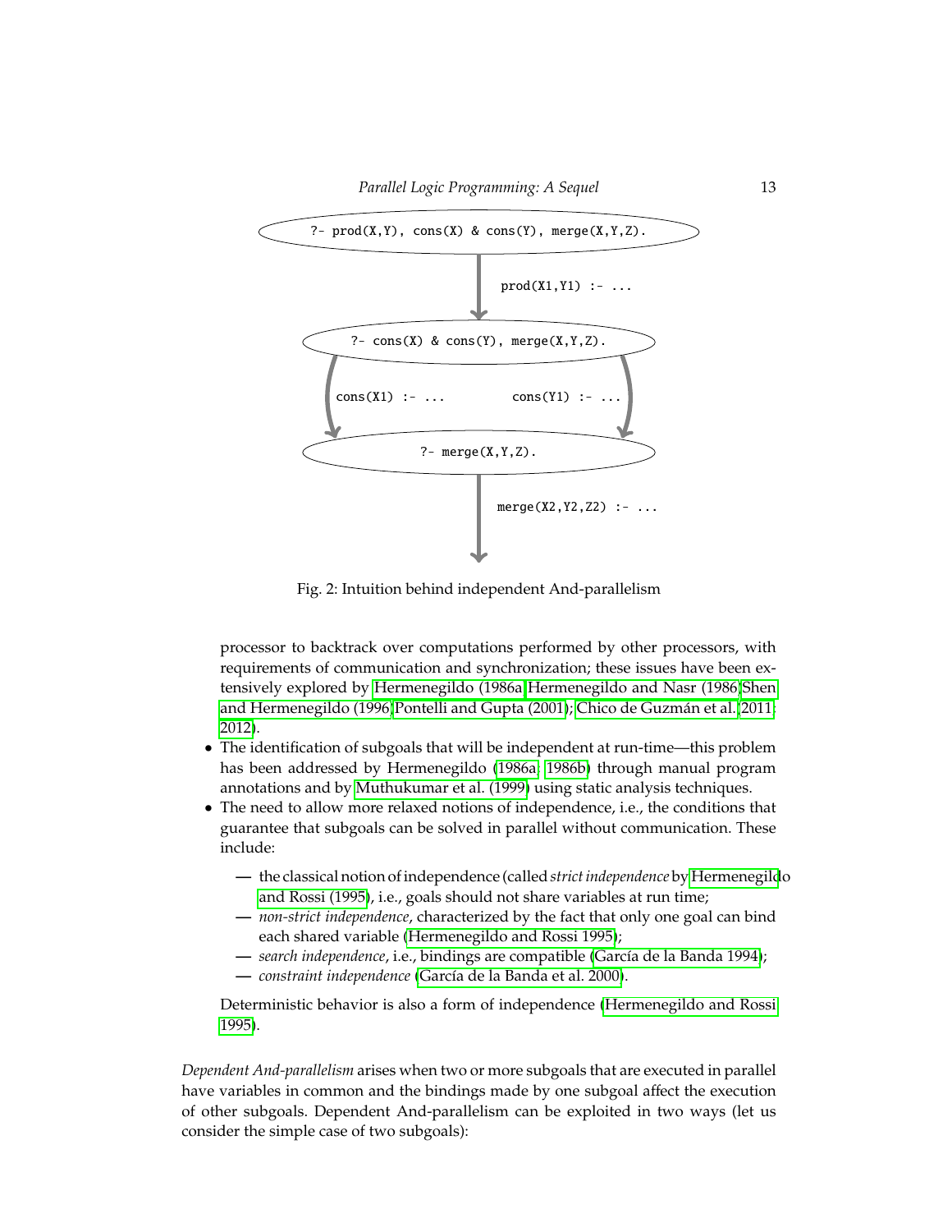?- prod(X,Y), cons(X) & cons(Y), merge(X,Y,Z).

prod(X1,Y1) :- ...

?- cons(X) & cons(Y), merge(X,Y,Z).

cons(X1) :- ...

cons(Y1) :- ...

?- merge(X,Y,Z).

merge(X2,Y2,Z2) :- ...

Fig. 2: Intuition behind independent And-parallelism

processor to backtrack over computations performed by other processors, with requirements of communication and synchronization; these issues have been extensively explored by Hermenegildo (1986a;Hermenegildo and Nasr (1986;Shen and Hermenegildo (1996;Pontelli and Gupta (2001); Chico de Guzmán et al. (2011; 2012).

- The identification of subgoals that will be independent at run-time—this problem has been addressed by Hermenegildo (1986a; 1986b) through manual program annotations and by Muthukumar et al. (1999) using static analysis techniques.
- The need to allow more relaxed notions of independence, i.e., the conditions that guarantee that subgoals can be solved in parallel without communication. These include:
  - — the classical notion of independence (called *strict independence* by Hermenegildo and Rossi (1995), i.e., goals should not share variables at run time;
  - — *non-strict independence*, characterized by the fact that only one goal can bind each shared variable (Hermenegildo and Rossi 1995);
  - — *search independence*, i.e., bindings are compatible (García de la Banda 1994);
  - — *constraint independence* (García de la Banda et al. 2000).

  Deterministic behavior is also a form of independence (Hermenegildo and Rossi 1995).

*Dependent And-parallelism* arises when two or more subgoals that are executed in parallel have variables in common and the bindings made by one subgoal affect the execution of other subgoals. Dependent And-parallelism can be exploited in two ways (let us consider the simple case of two subgoals):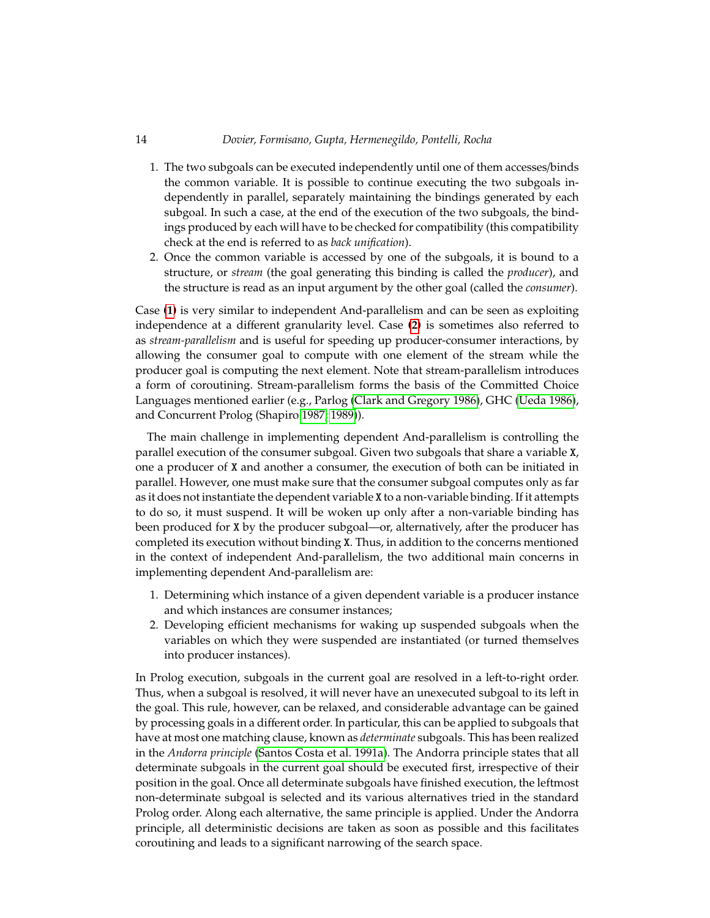1. The two subgoals can be executed independently until one of them accesses/binds the common variable. It is possible to continue executing the two subgoals independently in parallel, separately maintaining the bindings generated by each subgoal. In such a case, at the end of the execution of the two subgoals, the bindings produced by each will have to be checked for compatibility (this compatibility check at the end is referred to as *back unification*).
2. Once the common variable is accessed by one of the subgoals, it is bound to a structure, or *stream* (the goal generating this binding is called the *producer*), and the structure is read as an input argument by the other goal (called the *consumer*).

Case (1) is very similar to independent And-parallelism and can be seen as exploiting independence at a different granularity level. Case (2) is sometimes also referred to as *stream-parallelism* and is useful for speeding up producer-consumer interactions, by allowing the consumer goal to compute with one element of the stream while the producer goal is computing the next element. Note that stream-parallelism introduces a form of coroutining. Stream-parallelism forms the basis of the Committed Choice Languages mentioned earlier (e.g., Parlog (Clark and Gregory 1986), GHC (Ueda 1986), and Concurrent Prolog (Shapiro 1987; 1989)).

The main challenge in implementing dependent And-parallelism is controlling the parallel execution of the consumer subgoal. Given two subgoals that share a variable `X`, one a producer of `X` and another a consumer, the execution of both can be initiated in parallel. However, one must make sure that the consumer subgoal computes only as far as it does not instantiate the dependent variable `X` to a non-variable binding. If it attempts to do so, it must suspend. It will be woken up only after a non-variable binding has been produced for `X` by the producer subgoal—or, alternatively, after the producer has completed its execution without binding `X`. Thus, in addition to the concerns mentioned in the context of independent And-parallelism, the two additional main concerns in implementing dependent And-parallelism are:

1. Determining which instance of a given dependent variable is a producer instance and which instances are consumer instances;
2. Developing efficient mechanisms for waking up suspended subgoals when the variables on which they were suspended are instantiated (or turned themselves into producer instances).

In Prolog execution, subgoals in the current goal are resolved in a left-to-right order. Thus, when a subgoal is resolved, it will never have an unexecuted subgoal to its left in the goal. This rule, however, can be relaxed, and considerable advantage can be gained by processing goals in a different order. In particular, this can be applied to subgoals that have at most one matching clause, known as *determinate* subgoals. This has been realized in the *Andorra principle* (Santos Costa et al. 1991a). The Andorra principle states that all determinate subgoals in the current goal should be executed first, irrespective of their position in the goal. Once all determinate subgoals have finished execution, the leftmost non-determinate subgoal is selected and its various alternatives tried in the standard Prolog order. Along each alternative, the same principle is applied. Under the Andorra principle, all deterministic decisions are taken as soon as possible and this facilitates coroutining and leads to a significant narrowing of the search space.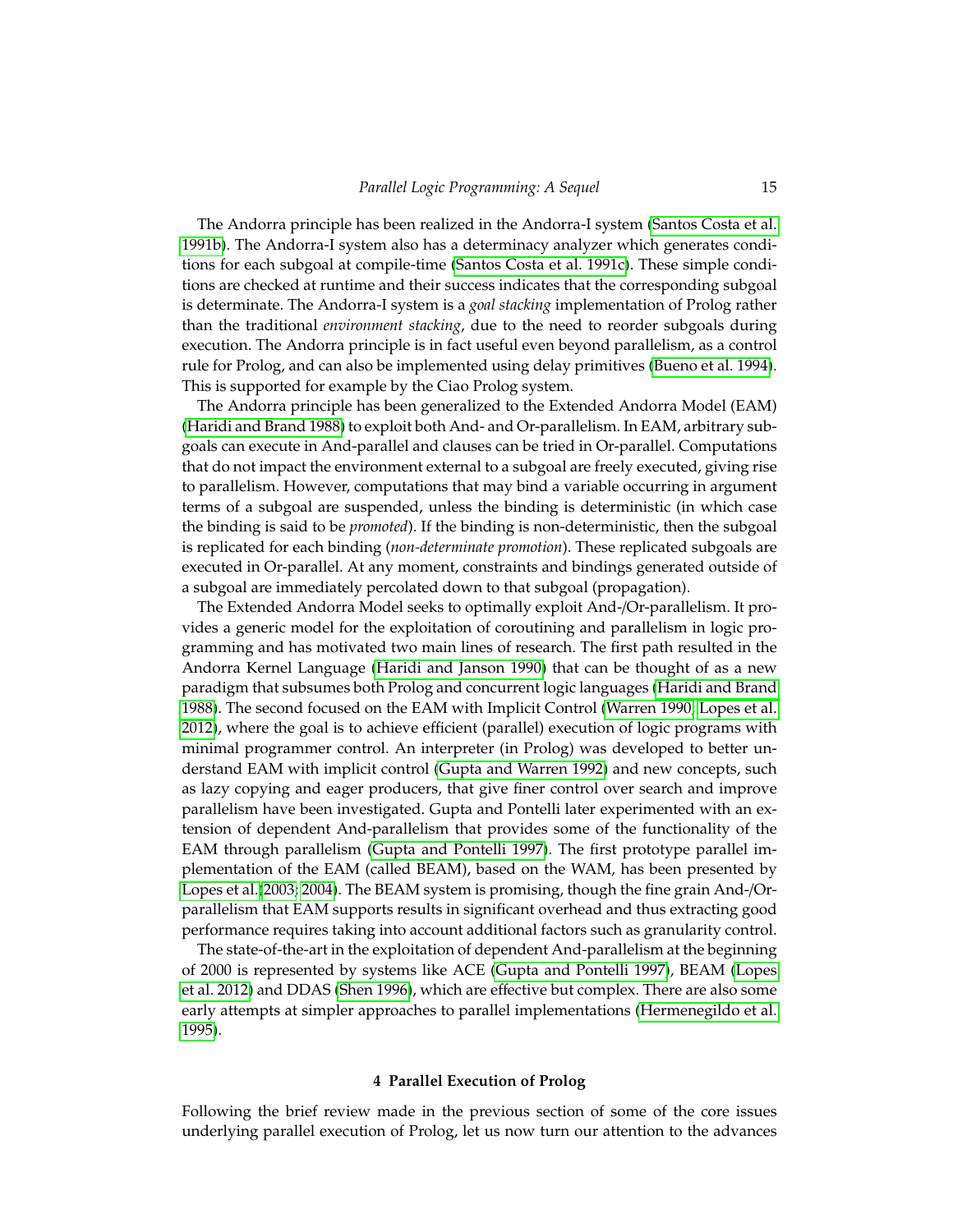The Andorra principle has been realized in the Andorra-I system (Santos Costa et al. 1991b). The Andorra-I system also has a determinacy analyzer which generates conditions for each subgoal at compile-time (Santos Costa et al. 1991c). These simple conditions are checked at runtime and their success indicates that the corresponding subgoal is determinate. The Andorra-I system is a *goal stacking* implementation of Prolog rather than the traditional *environment stacking*, due to the need to reorder subgoals during execution. The Andorra principle is in fact useful even beyond parallelism, as a control rule for Prolog, and can also be implemented using delay primitives (Bueno et al. 1994). This is supported for example by the Ciao Prolog system.

The Andorra principle has been generalized to the Extended Andorra Model (EAM) (Haridi and Brand 1988) to exploit both And- and Or-parallelism. In EAM, arbitrary subgoals can execute in And-parallel and clauses can be tried in Or-parallel. Computations that do not impact the environment external to a subgoal are freely executed, giving rise to parallelism. However, computations that may bind a variable occurring in argument terms of a subgoal are suspended, unless the binding is deterministic (in which case the binding is said to be *promoted*). If the binding is non-deterministic, then the subgoal is replicated for each binding (*non-determinate promotion*). These replicated subgoals are executed in Or-parallel. At any moment, constraints and bindings generated outside of a subgoal are immediately percolated down to that subgoal (propagation).

The Extended Andorra Model seeks to optimally exploit And-/Or-parallelism. It provides a generic model for the exploitation of coroutining and parallelism in logic programming and has motivated two main lines of research. The first path resulted in the Andorra Kernel Language (Haridi and Janson 1990) that can be thought of as a new paradigm that subsumes both Prolog and concurrent logic languages (Haridi and Brand 1988). The second focused on the EAM with Implicit Control (Warren 1990; Lopes et al. 2012), where the goal is to achieve efficient (parallel) execution of logic programs with minimal programmer control. An interpreter (in Prolog) was developed to better understand EAM with implicit control (Gupta and Warren 1992) and new concepts, such as lazy copying and eager producers, that give finer control over search and improve parallelism have been investigated. Gupta and Pontelli later experimented with an extension of dependent And-parallelism that provides some of the functionality of the EAM through parallelism (Gupta and Pontelli 1997). The first prototype parallel implementation of the EAM (called BEAM), based on the WAM, has been presented by Lopes et al. (2003; 2004). The BEAM system is promising, though the fine grain And-/Or-parallelism that EAM supports results in significant overhead and thus extracting good performance requires taking into account additional factors such as granularity control.

The state-of-the-art in the exploitation of dependent And-parallelism at the beginning of 2000 is represented by systems like ACE (Gupta and Pontelli 1997), BEAM (Lopes et al. 2012) and DDAS (Shen 1996), which are effective but complex. There are also some early attempts at simpler approaches to parallel implementations (Hermenegildo et al. 1995).

## 4 Parallel Execution of Prolog

Following the brief review made in the previous section of some of the core issues underlying parallel execution of Prolog, let us now turn our attention to the advances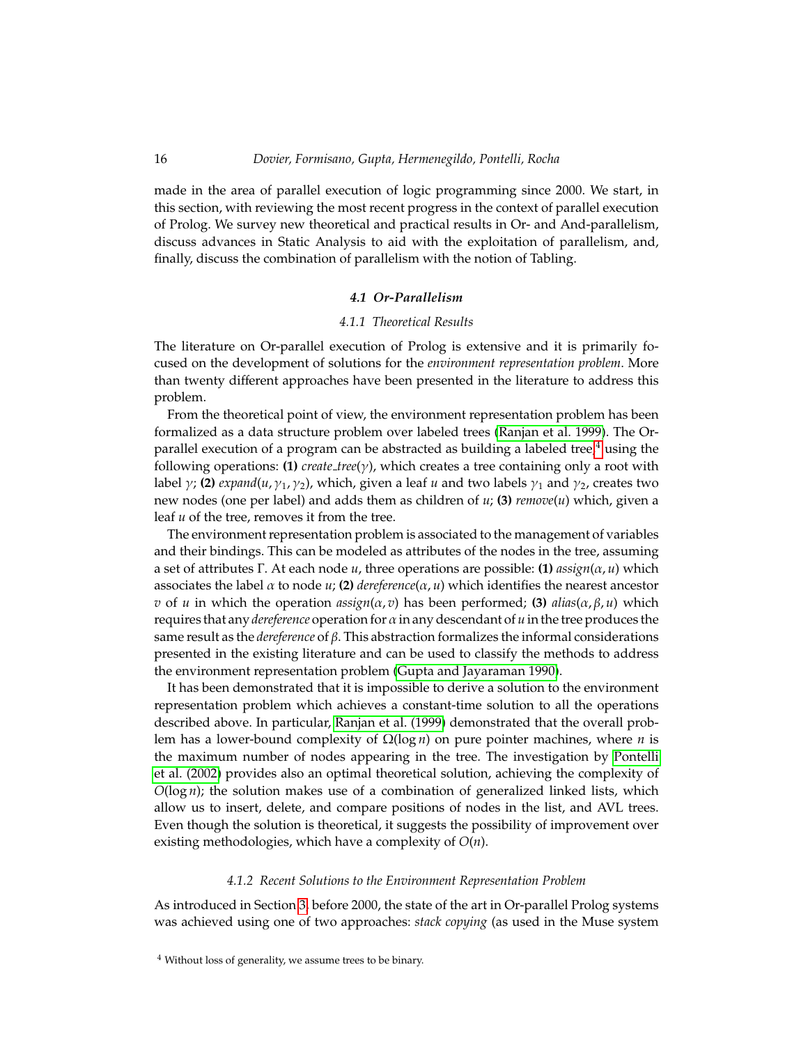made in the area of parallel execution of logic programming since 2000. We start, in this section, with reviewing the most recent progress in the context of parallel execution of Prolog. We survey new theoretical and practical results in Or- and And-parallelism, discuss advances in Static Analysis to aid with the exploitation of parallelism, and, finally, discuss the combination of parallelism with the notion of Tabling.

## 4.1 Or-Parallelism

### 4.1.1 Theoretical Results

The literature on Or-parallel execution of Prolog is extensive and it is primarily focused on the development of solutions for the *environment representation problem*. More than twenty different approaches have been presented in the literature to address this problem.

From the theoretical point of view, the environment representation problem has been formalized as a data structure problem over labeled trees (Ranjan et al. 1999). The Or-parallel execution of a program can be abstracted as building a labeled tree[4] using the following operations: **(1)** *create_tree*($\gamma$), which creates a tree containing only a root with label $\gamma$; **(2)** *expand*($u, \gamma_1, \gamma_2$), which, given a leaf $u$ and two labels $\gamma_1$ and $\gamma_2$, creates two new nodes (one per label) and adds them as children of $u$; **(3)** *remove*($u$) which, given a leaf $u$ of the tree, removes it from the tree.

The environment representation problem is associated to the management of variables and their bindings. This can be modeled as attributes of the nodes in the tree, assuming a set of attributes $\Gamma$. At each node $u$, three operations are possible: **(1)** *assign*($\alpha, u$) which associates the label $\alpha$ to node $u$; **(2)** *dereference*($\alpha, u$) which identifies the nearest ancestor $v$ of $u$ in which the operation *assign*($\alpha, v$) has been performed; **(3)** *alias*($\alpha, \beta, u$) which requires that any *dereference* operation for $\alpha$ in any descendant of $u$ in the tree produces the same result as the *dereference* of $\beta$. This abstraction formalizes the informal considerations presented in the existing literature and can be used to classify the methods to address the environment representation problem (Gupta and Jayaraman 1990).

It has been demonstrated that it is impossible to derive a solution to the environment representation problem which achieves a constant-time solution to all the operations described above. In particular, Ranjan et al. (1999) demonstrated that the overall problem has a lower-bound complexity of $\Omega(\log n)$ on pure pointer machines, where $n$ is the maximum number of nodes appearing in the tree. The investigation by Pontelli et al. (2002) provides also an optimal theoretical solution, achieving the complexity of $O(\log n)$; the solution makes use of a combination of generalized linked lists, which allow us to insert, delete, and compare positions of nodes in the list, and AVL trees. Even though the solution is theoretical, it suggests the possibility of improvement over existing methodologies, which have a complexity of $O(n)$.

### 4.1.2 Recent Solutions to the Environment Representation Problem

As introduced in Section 3, before 2000, the state of the art in Or-parallel Prolog systems was achieved using one of two approaches: *stack copying* (as used in the Muse system

[4] Without loss of generality, we assume trees to be binary.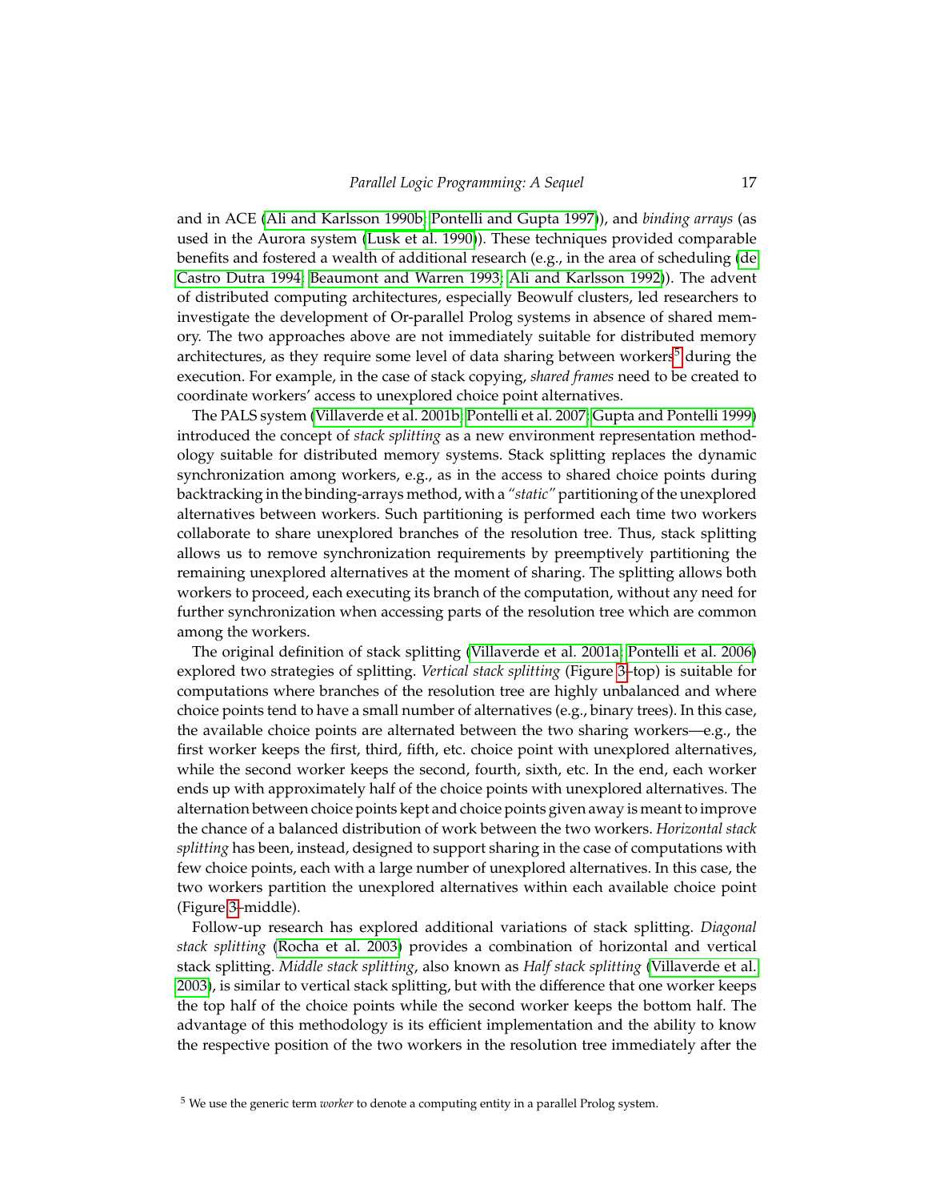and in ACE (Ali and Karlsson 1990b; Pontelli and Gupta 1997)), and *binding arrays* (as used in the Aurora system (Lusk et al. 1990)). These techniques provided comparable benefits and fostered a wealth of additional research (e.g., in the area of scheduling (de Castro Dutra 1994; Beaumont and Warren 1993; Ali and Karlsson 1992)). The advent of distributed computing architectures, especially Beowulf clusters, led researchers to investigate the development of Or-parallel Prolog systems in absence of shared memory. The two approaches above are not immediately suitable for distributed memory architectures, as they require some level of data sharing between workers[5] during the execution. For example, in the case of stack copying, *shared frames* need to be created to coordinate workers' access to unexplored choice point alternatives.

The PALS system (Villaverde et al. 2001b; Pontelli et al. 2007; Gupta and Pontelli 1999) introduced the concept of *stack splitting* as a new environment representation methodology suitable for distributed memory systems. Stack splitting replaces the dynamic synchronization among workers, e.g., as in the access to shared choice points during backtracking in the binding-arrays method, with a *"static"* partitioning of the unexplored alternatives between workers. Such partitioning is performed each time two workers collaborate to share unexplored branches of the resolution tree. Thus, stack splitting allows us to remove synchronization requirements by preemptively partitioning the remaining unexplored alternatives at the moment of sharing. The splitting allows both workers to proceed, each executing its branch of the computation, without any need for further synchronization when accessing parts of the resolution tree which are common among the workers.

The original definition of stack splitting (Villaverde et al. 2001a; Pontelli et al. 2006) explored two strategies of splitting. *Vertical stack splitting* (Figure 3–top) is suitable for computations where branches of the resolution tree are highly unbalanced and where choice points tend to have a small number of alternatives (e.g., binary trees). In this case, the available choice points are alternated between the two sharing workers—e.g., the first worker keeps the first, third, fifth, etc. choice point with unexplored alternatives, while the second worker keeps the second, fourth, sixth, etc. In the end, each worker ends up with approximately half of the choice points with unexplored alternatives. The alternation between choice points kept and choice points given away is meant to improve the chance of a balanced distribution of work between the two workers. *Horizontal stack splitting* has been, instead, designed to support sharing in the case of computations with few choice points, each with a large number of unexplored alternatives. In this case, the two workers partition the unexplored alternatives within each available choice point (Figure 3–middle).

Follow-up research has explored additional variations of stack splitting. *Diagonal stack splitting* (Rocha et al. 2003) provides a combination of horizontal and vertical stack splitting. *Middle stack splitting*, also known as *Half stack splitting* (Villaverde et al. 2003), is similar to vertical stack splitting, but with the difference that one worker keeps the top half of the choice points while the second worker keeps the bottom half. The advantage of this methodology is its efficient implementation and the ability to know the respective position of the two workers in the resolution tree immediately after the

[5] We use the generic term *worker* to denote a computing entity in a parallel Prolog system.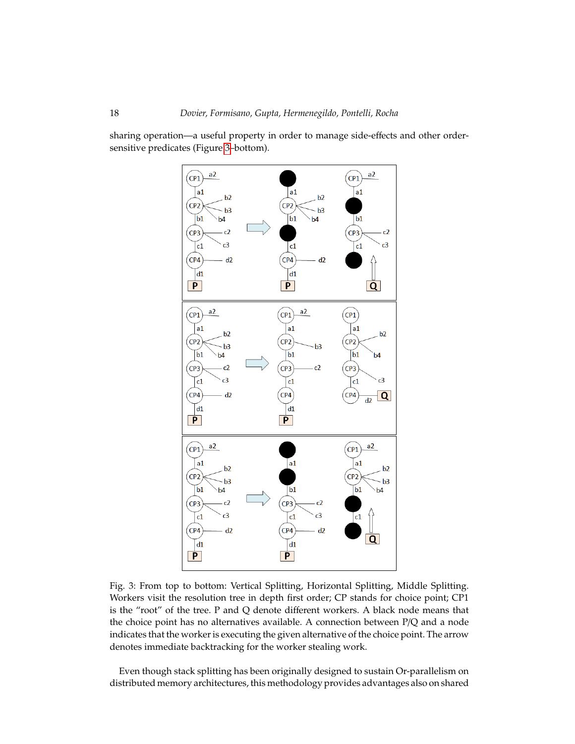sharing operation—a useful property in order to manage side-effects and other order-sensitive predicates (Figure 3–bottom).

Fig. 3: From top to bottom: Vertical Splitting, Horizontal Splitting, Middle Splitting. Workers visit the resolution tree in depth first order; CP stands for choice point; CP1 is the "root" of the tree. P and Q denote different workers. A black node means that the choice point has no alternatives available. A connection between P/Q and a node indicates that the worker is executing the given alternative of the choice point. The arrow denotes immediate backtracking for the worker stealing work.

Even though stack splitting has been originally designed to sustain Or-parallelism on distributed memory architectures, this methodology provides advantages also on shared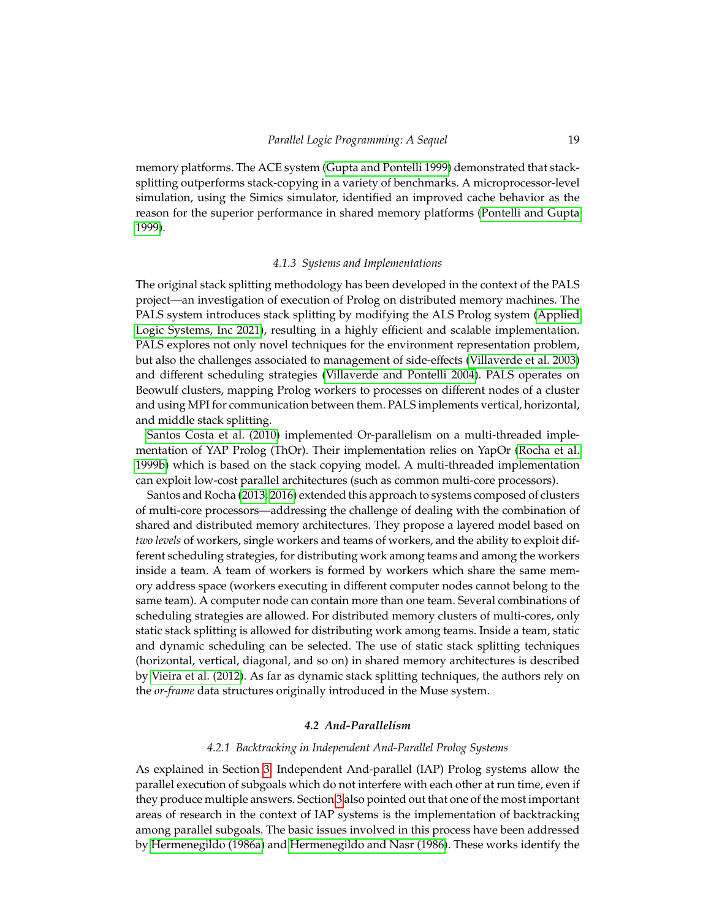memory platforms. The ACE system (Gupta and Pontelli 1999) demonstrated that stack-splitting outperforms stack-copying in a variety of benchmarks. A microprocessor-level simulation, using the Simics simulator, identified an improved cache behavior as the reason for the superior performance in shared memory platforms (Pontelli and Gupta 1999).

#### 4.1.3 Systems and Implementations

The original stack splitting methodology has been developed in the context of the PALS project—an investigation of execution of Prolog on distributed memory machines. The PALS system introduces stack splitting by modifying the ALS Prolog system (Applied Logic Systems, Inc 2021), resulting in a highly efficient and scalable implementation. PALS explores not only novel techniques for the environment representation problem, but also the challenges associated to management of side-effects (Villaverde et al. 2003) and different scheduling strategies (Villaverde and Pontelli 2004). PALS operates on Beowulf clusters, mapping Prolog workers to processes on different nodes of a cluster and using MPI for communication between them. PALS implements vertical, horizontal, and middle stack splitting.

Santos Costa et al. (2010) implemented Or-parallelism on a multi-threaded implementation of YAP Prolog (ThOr). Their implementation relies on YapOr (Rocha et al. 1999b) which is based on the stack copying model. A multi-threaded implementation can exploit low-cost parallel architectures (such as common multi-core processors).

Santos and Rocha (2013; 2016) extended this approach to systems composed of clusters of multi-core processors—addressing the challenge of dealing with the combination of shared and distributed memory architectures. They propose a layered model based on *two levels* of workers, single workers and teams of workers, and the ability to exploit different scheduling strategies, for distributing work among teams and among the workers inside a team. A team of workers is formed by workers which share the same memory address space (workers executing in different computer nodes cannot belong to the same team). A computer node can contain more than one team. Several combinations of scheduling strategies are allowed. For distributed memory clusters of multi-cores, only static stack splitting is allowed for distributing work among teams. Inside a team, static and dynamic scheduling can be selected. The use of static stack splitting techniques (horizontal, vertical, diagonal, and so on) in shared memory architectures is described by Vieira et al. (2012). As far as dynamic stack splitting techniques, the authors rely on the *or-frame* data structures originally introduced in the Muse system.

### 4.2 And-Parallelism

#### 4.2.1 Backtracking in Independent And-Parallel Prolog Systems

As explained in Section 3, Independent And-parallel (IAP) Prolog systems allow the parallel execution of subgoals which do not interfere with each other at run time, even if they produce multiple answers. Section 3 also pointed out that one of the most important areas of research in the context of IAP systems is the implementation of backtracking among parallel subgoals. The basic issues involved in this process have been addressed by Hermenegildo (1986a) and Hermenegildo and Nasr (1986). These works identify the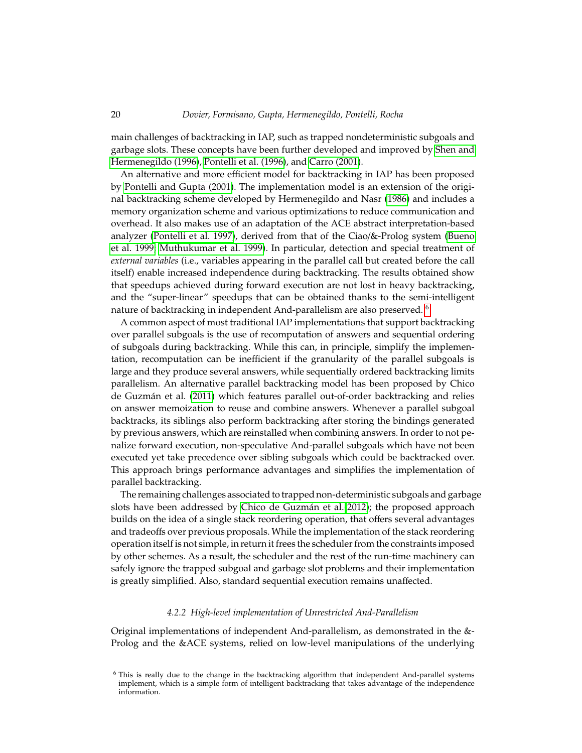main challenges of backtracking in IAP, such as trapped nondeterministic subgoals and garbage slots. These concepts have been further developed and improved by Shen and Hermenegildo (1996), Pontelli et al. (1996), and Carro (2001).

An alternative and more efficient model for backtracking in IAP has been proposed by Pontelli and Gupta (2001). The implementation model is an extension of the original backtracking scheme developed by Hermenegildo and Nasr (1986) and includes a memory organization scheme and various optimizations to reduce communication and overhead. It also makes use of an adaptation of the ACE abstract interpretation-based analyzer (Pontelli et al. 1997), derived from that of the Ciao/&-Prolog system (Bueno et al. 1999; Muthukumar et al. 1999). In particular, detection and special treatment of *external variables* (i.e., variables appearing in the parallel call but created before the call itself) enable increased independence during backtracking. The results obtained show that speedups achieved during forward execution are not lost in heavy backtracking, and the "super-linear" speedups that can be obtained thanks to the semi-intelligent nature of backtracking in independent And-parallelism are also preserved.[6]

A common aspect of most traditional IAP implementations that support backtracking over parallel subgoals is the use of recomputation of answers and sequential ordering of subgoals during backtracking. While this can, in principle, simplify the implementation, recomputation can be inefficient if the granularity of the parallel subgoals is large and they produce several answers, while sequentially ordered backtracking limits parallelism. An alternative parallel backtracking model has been proposed by Chico de Guzmán et al. (2011) which features parallel out-of-order backtracking and relies on answer memoization to reuse and combine answers. Whenever a parallel subgoal backtracks, its siblings also perform backtracking after storing the bindings generated by previous answers, which are reinstalled when combining answers. In order to not penalize forward execution, non-speculative And-parallel subgoals which have not been executed yet take precedence over sibling subgoals which could be backtracked over. This approach brings performance advantages and simplifies the implementation of parallel backtracking.

The remaining challenges associated to trapped non-deterministic subgoals and garbage slots have been addressed by Chico de Guzmán et al. 2012); the proposed approach builds on the idea of a single stack reordering operation, that offers several advantages and tradeoffs over previous proposals. While the implementation of the stack reordering operation itself is not simple, in return it frees the scheduler from the constraints imposed by other schemes. As a result, the scheduler and the rest of the run-time machinery can safely ignore the trapped subgoal and garbage slot problems and their implementation is greatly simplified. Also, standard sequential execution remains unaffected.

#### *4.2.2 High-level implementation of Unrestricted And-Parallelism*

Original implementations of independent And-parallelism, as demonstrated in the &-Prolog and the &ACE systems, relied on low-level manipulations of the underlying

[6] This is really due to the change in the backtracking algorithm that independent And-parallel systems implement, which is a simple form of intelligent backtracking that takes advantage of the independence information.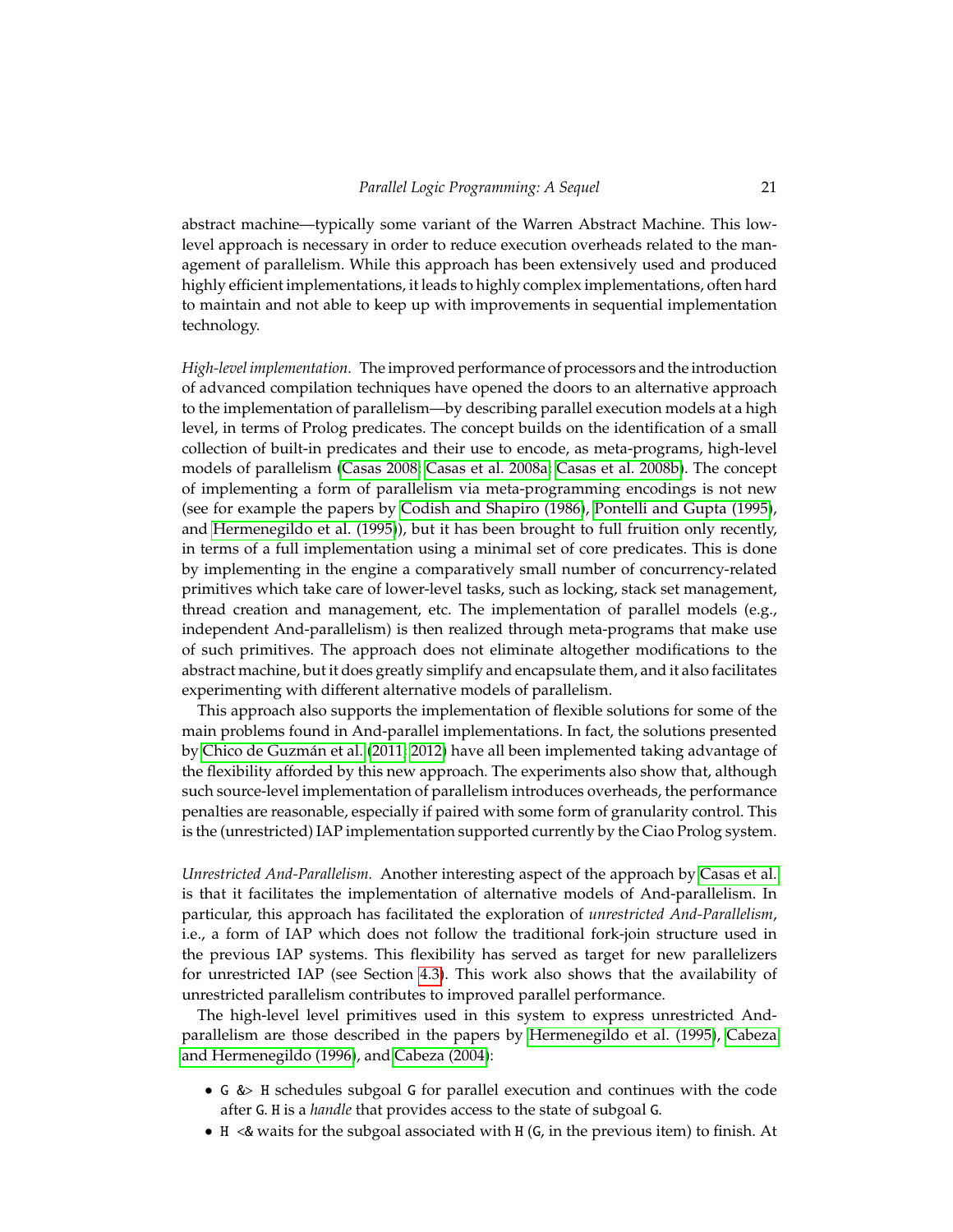abstract machine—typically some variant of the Warren Abstract Machine. This low-level approach is necessary in order to reduce execution overheads related to the management of parallelism. While this approach has been extensively used and produced highly efficient implementations, it leads to highly complex implementations, often hard to maintain and not able to keep up with improvements in sequential implementation technology.

*High-level implementation.* The improved performance of processors and the introduction of advanced compilation techniques have opened the doors to an alternative approach to the implementation of parallelism—by describing parallel execution models at a high level, in terms of Prolog predicates. The concept builds on the identification of a small collection of built-in predicates and their use to encode, as meta-programs, high-level models of parallelism (Casas 2008; Casas et al. 2008a; Casas et al. 2008b). The concept of implementing a form of parallelism via meta-programming encodings is not new (see for example the papers by Codish and Shapiro (1986), Pontelli and Gupta (1995), and Hermenegildo et al. (1995)), but it has been brought to full fruition only recently, in terms of a full implementation using a minimal set of core predicates. This is done by implementing in the engine a comparatively small number of concurrency-related primitives which take care of lower-level tasks, such as locking, stack set management, thread creation and management, etc. The implementation of parallel models (e.g., independent And-parallelism) is then realized through meta-programs that make use of such primitives. The approach does not eliminate altogether modifications to the abstract machine, but it does greatly simplify and encapsulate them, and it also facilitates experimenting with different alternative models of parallelism.

This approach also supports the implementation of flexible solutions for some of the main problems found in And-parallel implementations. In fact, the solutions presented by Chico de Guzmán et al. (2011; 2012) have all been implemented taking advantage of the flexibility afforded by this new approach. The experiments also show that, although such source-level implementation of parallelism introduces overheads, the performance penalties are reasonable, especially if paired with some form of granularity control. This is the (unrestricted) IAP implementation supported currently by the Ciao Prolog system.

*Unrestricted And-Parallelism.* Another interesting aspect of the approach by Casas et al. is that it facilitates the implementation of alternative models of And-parallelism. In particular, this approach has facilitated the exploration of *unrestricted And-Parallelism*, i.e., a form of IAP which does not follow the traditional fork-join structure used in the previous IAP systems. This flexibility has served as target for new parallelizers for unrestricted IAP (see Section 4.3). This work also shows that the availability of unrestricted parallelism contributes to improved parallel performance.

The high-level level primitives used in this system to express unrestricted And-parallelism are those described in the papers by Hermenegildo et al. (1995), Cabeza and Hermenegildo (1996), and Cabeza (2004):

- `G &> H` schedules subgoal `G` for parallel execution and continues with the code after `G`. `H` is a *handle* that provides access to the state of subgoal `G`.
- `H <&` waits for the subgoal associated with `H` (`G`, in the previous item) to finish. At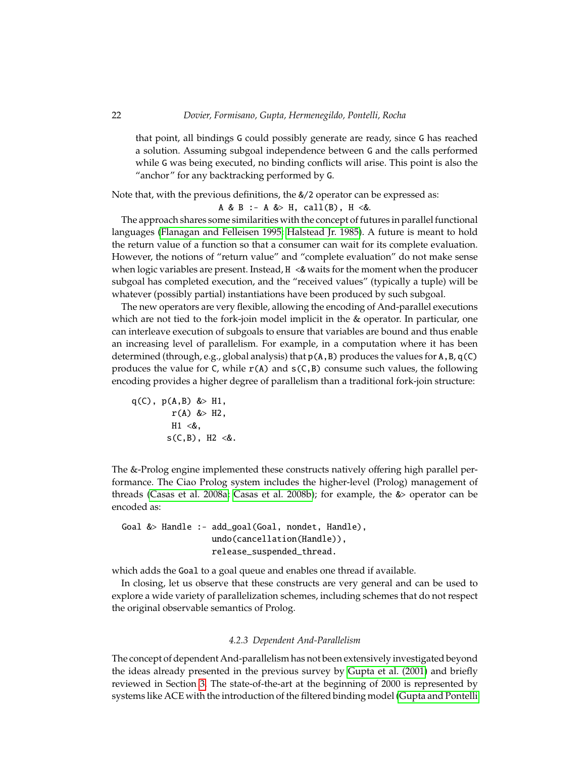that point, all bindings `G` could possibly generate are ready, since `G` has reached a solution. Assuming subgoal independence between `G` and the calls performed while `G` was being executed, no binding conflicts will arise. This point is also the "anchor" for any backtracking performed by `G`.

Note that, with the previous definitions, the `&/2` operator can be expressed as:

```
A & B :- A &> H, call(B), H <&.
```

The approach shares some similarities with the concept of futures in parallel functional languages (Flanagan and Felleisen 1995; Halstead Jr. 1985). A future is meant to hold the return value of a function so that a consumer can wait for its complete evaluation. However, the notions of "return value" and "complete evaluation" do not make sense when logic variables are present. Instead, `H <&` waits for the moment when the producer subgoal has completed execution, and the "received values" (typically a tuple) will be whatever (possibly partial) instantiations have been produced by such subgoal.

The new operators are very flexible, allowing the encoding of And-parallel executions which are not tied to the fork-join model implicit in the & operator. In particular, one can interleave execution of subgoals to ensure that variables are bound and thus enable an increasing level of parallelism. For example, in a computation where it has been determined (through, e.g., global analysis) that `p(A,B)` produces the values for `A`,`B`, `q(C)` produces the value for `C`, while `r(A)` and `s(C,B)` consume such values, the following encoding provides a higher degree of parallelism than a traditional fork-join structure:

```
q(C), p(A,B) &> H1,
        r(A) &> H2,
        H1 <&,
       s(C,B), H2 <&.
```

The &-Prolog engine implemented these constructs natively offering high parallel performance. The Ciao Prolog system includes the higher-level (Prolog) management of threads (Casas et al. 2008a; Casas et al. 2008b); for example, the `&>` operator can be encoded as:

```
Goal &> Handle :- add_goal(Goal, nondet, Handle),
                  undo(cancellation(Handle)),
                  release_suspended_thread.
```

which adds the `Goal` to a goal queue and enables one thread if available.

In closing, let us observe that these constructs are very general and can be used to explore a wide variety of parallelization schemes, including schemes that do not respect the original observable semantics of Prolog.

#### 4.2.3 Dependent And-Parallelism

The concept of dependent And-parallelism has not been extensively investigated beyond the ideas already presented in the previous survey by Gupta et al. (2001) and briefly reviewed in Section 3. The state-of-the-art at the beginning of 2000 is represented by systems like ACE with the introduction of the filtered binding model (Gupta and Pontelli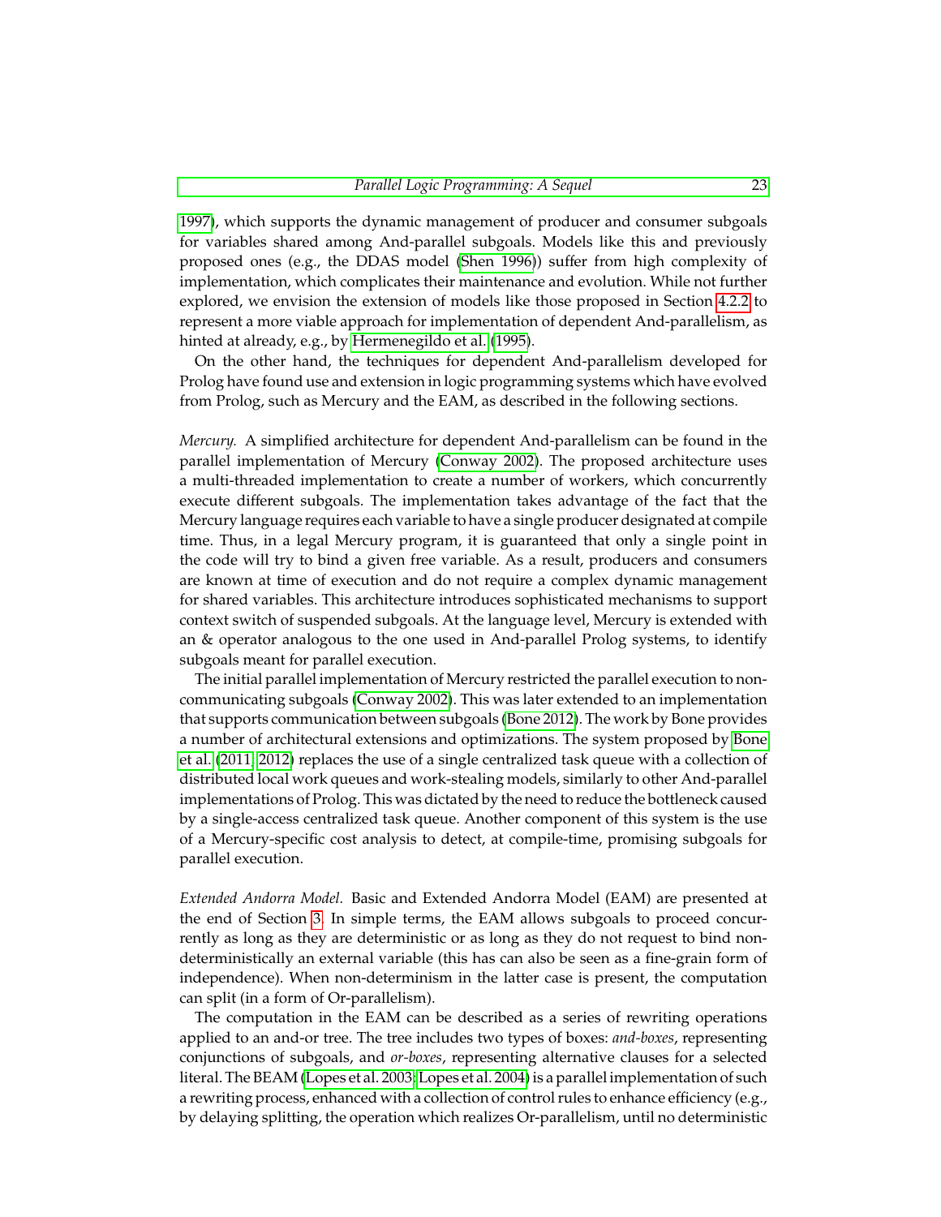1997), which supports the dynamic management of producer and consumer subgoals for variables shared among And-parallel subgoals. Models like this and previously proposed ones (e.g., the DDAS model (Shen 1996)) suffer from high complexity of implementation, which complicates their maintenance and evolution. While not further explored, we envision the extension of models like those proposed in Section 4.2.2 to represent a more viable approach for implementation of dependent And-parallelism, as hinted at already, e.g., by Hermenegildo et al. (1995).

On the other hand, the techniques for dependent And-parallelism developed for Prolog have found use and extension in logic programming systems which have evolved from Prolog, such as Mercury and the EAM, as described in the following sections.

*Mercury.* A simplified architecture for dependent And-parallelism can be found in the parallel implementation of Mercury (Conway 2002). The proposed architecture uses a multi-threaded implementation to create a number of workers, which concurrently execute different subgoals. The implementation takes advantage of the fact that the Mercury language requires each variable to have a single producer designated at compile time. Thus, in a legal Mercury program, it is guaranteed that only a single point in the code will try to bind a given free variable. As a result, producers and consumers are known at time of execution and do not require a complex dynamic management for shared variables. This architecture introduces sophisticated mechanisms to support context switch of suspended subgoals. At the language level, Mercury is extended with an & operator analogous to the one used in And-parallel Prolog systems, to identify subgoals meant for parallel execution.

The initial parallel implementation of Mercury restricted the parallel execution to non-communicating subgoals (Conway 2002). This was later extended to an implementation that supports communication between subgoals (Bone 2012). The work by Bone provides a number of architectural extensions and optimizations. The system proposed by Bone et al. (2011; 2012) replaces the use of a single centralized task queue with a collection of distributed local work queues and work-stealing models, similarly to other And-parallel implementations of Prolog. This was dictated by the need to reduce the bottleneck caused by a single-access centralized task queue. Another component of this system is the use of a Mercury-specific cost analysis to detect, at compile-time, promising subgoals for parallel execution.

*Extended Andorra Model.* Basic and Extended Andorra Model (EAM) are presented at the end of Section 3. In simple terms, the EAM allows subgoals to proceed concurrently as long as they are deterministic or as long as they do not request to bind non-deterministically an external variable (this has can also be seen as a fine-grain form of independence). When non-determinism in the latter case is present, the computation can split (in a form of Or-parallelism).

The computation in the EAM can be described as a series of rewriting operations applied to an and-or tree. The tree includes two types of boxes: *and-boxes*, representing conjunctions of subgoals, and *or-boxes*, representing alternative clauses for a selected literal. The BEAM (Lopes et al. 2003; Lopes et al. 2004) is a parallel implementation of such a rewriting process, enhanced with a collection of control rules to enhance efficiency (e.g., by delaying splitting, the operation which realizes Or-parallelism, until no deterministic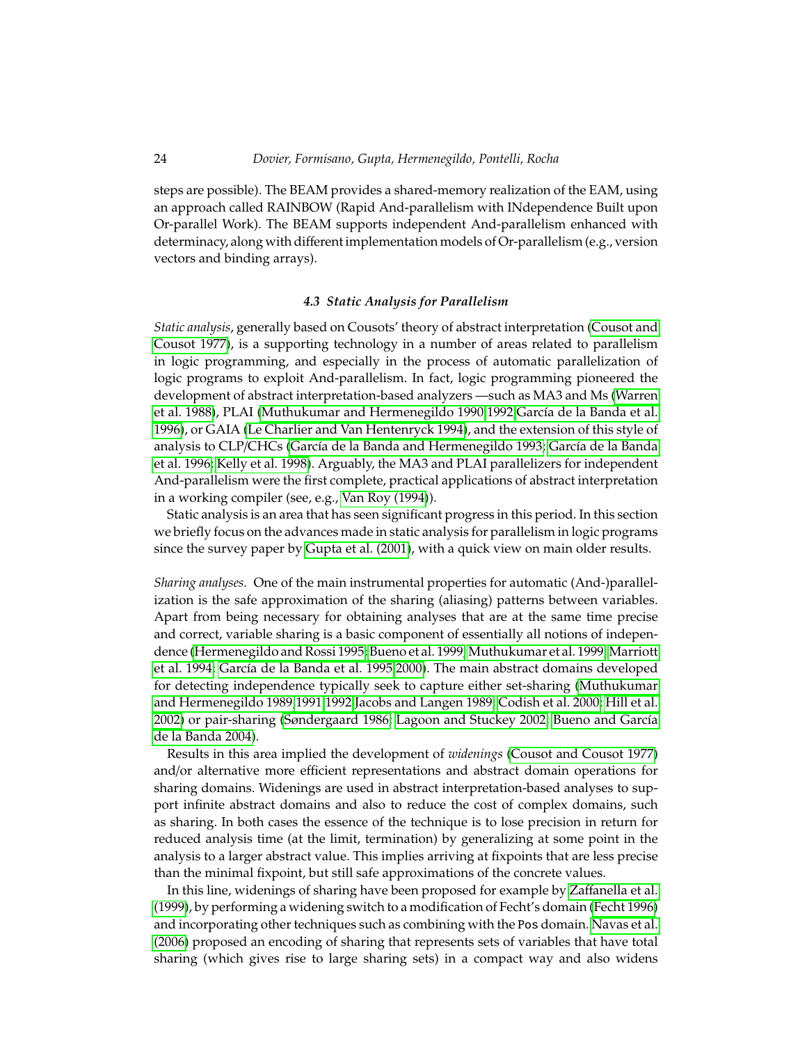steps are possible). The BEAM provides a shared-memory realization of the EAM, using an approach called RAINBOW (Rapid And-parallelism with INdependence Built upon Or-parallel Work). The BEAM supports independent And-parallelism enhanced with determinacy, along with different implementation models of Or-parallelism (e.g., version vectors and binding arrays).

### 4.3 Static Analysis for Parallelism

*Static analysis*, generally based on Cousots' theory of abstract interpretation (Cousot and Cousot 1977), is a supporting technology in a number of areas related to parallelism in logic programming, and especially in the process of automatic parallelization of logic programs to exploit And-parallelism. In fact, logic programming pioneered the development of abstract interpretation-based analyzers —such as MA3 and Ms (Warren et al. 1988), PLAI (Muthukumar and Hermenegildo 1990; 1992; García de la Banda et al. 1996), or GAIA (Le Charlier and Van Hentenryck 1994), and the extension of this style of analysis to CLP/CHCs (García de la Banda and Hermenegildo 1993; García de la Banda et al. 1996; Kelly et al. 1998). Arguably, the MA3 and PLAI parallelizers for independent And-parallelism were the first complete, practical applications of abstract interpretation in a working compiler (see, e.g., Van Roy (1994)).

Static analysis is an area that has seen significant progress in this period. In this section we briefly focus on the advances made in static analysis for parallelism in logic programs since the survey paper by Gupta et al. (2001), with a quick view on main older results.

*Sharing analyses.* One of the main instrumental properties for automatic (And-)parallelization is the safe approximation of the sharing (aliasing) patterns between variables. Apart from being necessary for obtaining analyses that are at the same time precise and correct, variable sharing is a basic component of essentially all notions of independence (Hermenegildo and Rossi 1995; Bueno et al. 1999; Muthukumar et al. 1999; Marriott et al. 1994; García de la Banda et al. 1995; 2000). The main abstract domains developed for detecting independence typically seek to capture either set-sharing (Muthukumar and Hermenegildo 1989; 1991; 1992; Jacobs and Langen 1989; Codish et al. 2000; Hill et al. 2002) or pair-sharing (Søndergaard 1986; Lagoon and Stuckey 2002; Bueno and García de la Banda 2004).

Results in this area implied the development of *widenings* (Cousot and Cousot 1977) and/or alternative more efficient representations and abstract domain operations for sharing domains. Widenings are used in abstract interpretation-based analyses to support infinite abstract domains and also to reduce the cost of complex domains, such as sharing. In both cases the essence of the technique is to lose precision in return for reduced analysis time (at the limit, termination) by generalizing at some point in the analysis to a larger abstract value. This implies arriving at fixpoints that are less precise than the minimal fixpoint, but still safe approximations of the concrete values.

In this line, widenings of sharing have been proposed for example by Zaffanella et al. (1999), by performing a widening switch to a modification of Fecht's domain (Fecht 1996) and incorporating other techniques such as combining with the `Pos` domain. Navas et al. (2006) proposed an encoding of sharing that represents sets of variables that have total sharing (which gives rise to large sharing sets) in a compact way and also widens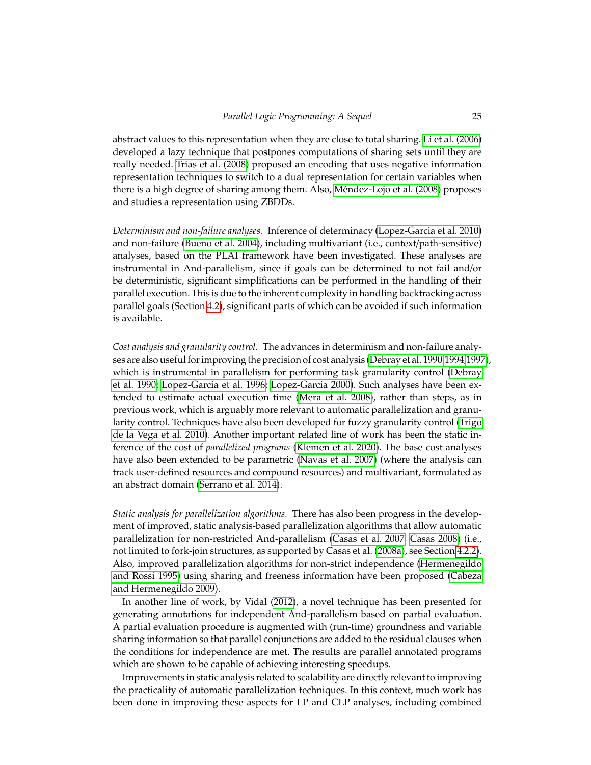abstract values to this representation when they are close to total sharing. Li et al. (2006) developed a lazy technique that postpones computations of sharing sets until they are really needed. Trias et al. (2008) proposed an encoding that uses negative information representation techniques to switch to a dual representation for certain variables when there is a high degree of sharing among them. Also, Méndez-Lojo et al. (2008) proposes and studies a representation using ZBDDs.

*Determinism and non-failure analyses.* Inference of determinacy (Lopez-Garcia et al. 2010) and non-failure (Bueno et al. 2004), including multivariant (i.e., context/path-sensitive) analyses, based on the PLAI framework have been investigated. These analyses are instrumental in And-parallelism, since if goals can be determined to not fail and/or be deterministic, significant simplifications can be performed in the handling of their parallel execution. This is due to the inherent complexity in handling backtracking across parallel goals (Section 4.2), significant parts of which can be avoided if such information is available.

*Cost analysis and granularity control.* The advances in determinism and non-failure analyses are also useful for improving the precision of cost analysis (Debray et al. 1990; 1994; 1997), which is instrumental in parallelism for performing task granularity control (Debray et al. 1990; Lopez-Garcia et al. 1996; Lopez-Garcia 2000). Such analyses have been extended to estimate actual execution time (Mera et al. 2008), rather than steps, as in previous work, which is arguably more relevant to automatic parallelization and granularity control. Techniques have also been developed for fuzzy granularity control (Trigo de la Vega et al. 2010). Another important related line of work has been the static inference of the cost of *parallelized programs* (Klemen et al. 2020). The base cost analyses have also been extended to be parametric (Navas et al. 2007) (where the analysis can track user-defined resources and compound resources) and multivariant, formulated as an abstract domain (Serrano et al. 2014).

*Static analysis for parallelization algorithms.* There has also been progress in the development of improved, static analysis-based parallelization algorithms that allow automatic parallelization for non-restricted And-parallelism (Casas et al. 2007; Casas 2008) (i.e., not limited to fork-join structures, as supported by Casas et al. (2008a), see Section 4.2.2). Also, improved parallelization algorithms for non-strict independence (Hermenegildo and Rossi 1995) using sharing and freeness information have been proposed (Cabeza and Hermenegildo 2009).

In another line of work, by Vidal (2012), a novel technique has been presented for generating annotations for independent And-parallelism based on partial evaluation. A partial evaluation procedure is augmented with (run-time) groundness and variable sharing information so that parallel conjunctions are added to the residual clauses when the conditions for independence are met. The results are parallel annotated programs which are shown to be capable of achieving interesting speedups.

Improvements in static analysis related to scalability are directly relevant to improving the practicality of automatic parallelization techniques. In this context, much work has been done in improving these aspects for LP and CLP analyses, including combined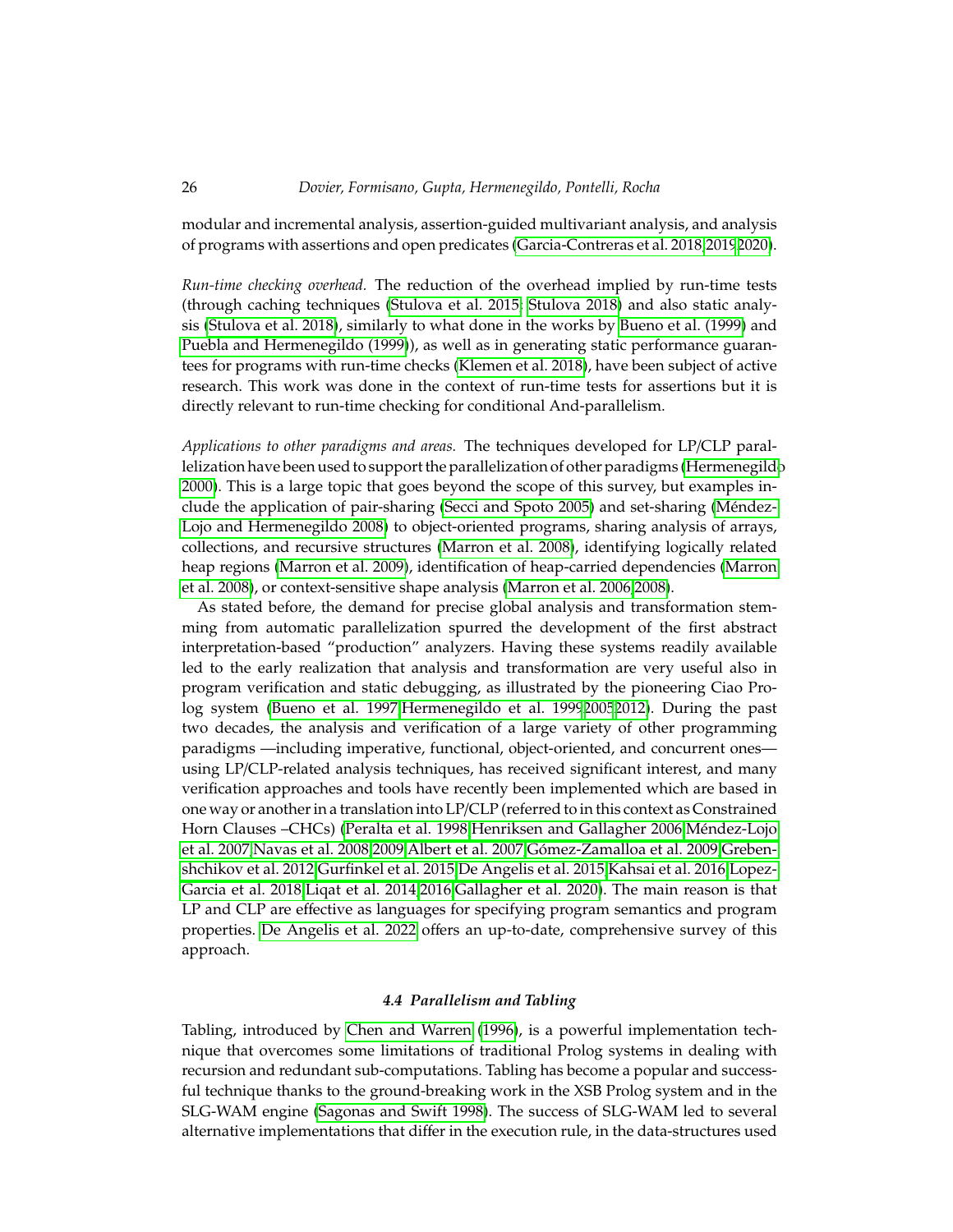modular and incremental analysis, assertion-guided multivariant analysis, and analysis of programs with assertions and open predicates (Garcia-Contreras et al. 2018; 2019; 2020).

*Run-time checking overhead.* The reduction of the overhead implied by run-time tests (through caching techniques (Stulova et al. 2015; Stulova 2018) and also static analysis (Stulova et al. 2018), similarly to what done in the works by Bueno et al. (1999) and Puebla and Hermenegildo (1999)), as well as in generating static performance guarantees for programs with run-time checks (Klemen et al. 2018), have been subject of active research. This work was done in the context of run-time tests for assertions but it is directly relevant to run-time checking for conditional And-parallelism.

*Applications to other paradigms and areas.* The techniques developed for LP/CLP parallelization have been used to support the parallelization of other paradigms (Hermenegildo 2000). This is a large topic that goes beyond the scope of this survey, but examples include the application of pair-sharing (Secci and Spoto 2005) and set-sharing (Méndez-Lojo and Hermenegildo 2008) to object-oriented programs, sharing analysis of arrays, collections, and recursive structures (Marron et al. 2008), identifying logically related heap regions (Marron et al. 2009), identification of heap-carried dependencies (Marron et al. 2008), or context-sensitive shape analysis (Marron et al. 2006; 2008).

As stated before, the demand for precise global analysis and transformation stemming from automatic parallelization spurred the development of the first abstract interpretation-based "production" analyzers. Having these systems readily available led to the early realization that analysis and transformation are very useful also in program verification and static debugging, as illustrated by the pioneering Ciao Prolog system (Bueno et al. 1997; Hermenegildo et al. 1999; 2005; 2012). During the past two decades, the analysis and verification of a large variety of other programming paradigms —including imperative, functional, object-oriented, and concurrent ones— using LP/CLP-related analysis techniques, has received significant interest, and many verification approaches and tools have recently been implemented which are based in one way or another in a translation into LP/CLP (referred to in this context as Constrained Horn Clauses –CHCs) (Peralta et al. 1998; Henriksen and Gallagher 2006; Méndez-Lojo et al. 2007; Navas et al. 2008; 2009; Albert et al. 2007; Gómez-Zamalloa et al. 2009; Grebenshchikov et al. 2012; Gurfinkel et al. 2015; De Angelis et al. 2015; Kahsai et al. 2016; Lopez-Garcia et al. 2018; Liqat et al. 2014; 2016; Gallagher et al. 2020). The main reason is that LP and CLP are effective as languages for specifying program semantics and program properties. De Angelis et al. 2022 offers an up-to-date, comprehensive survey of this approach.

### 4.4 Parallelism and Tabling

Tabling, introduced by Chen and Warren (1996), is a powerful implementation technique that overcomes some limitations of traditional Prolog systems in dealing with recursion and redundant sub-computations. Tabling has become a popular and successful technique thanks to the ground-breaking work in the XSB Prolog system and in the SLG-WAM engine (Sagonas and Swift 1998). The success of SLG-WAM led to several alternative implementations that differ in the execution rule, in the data-structures used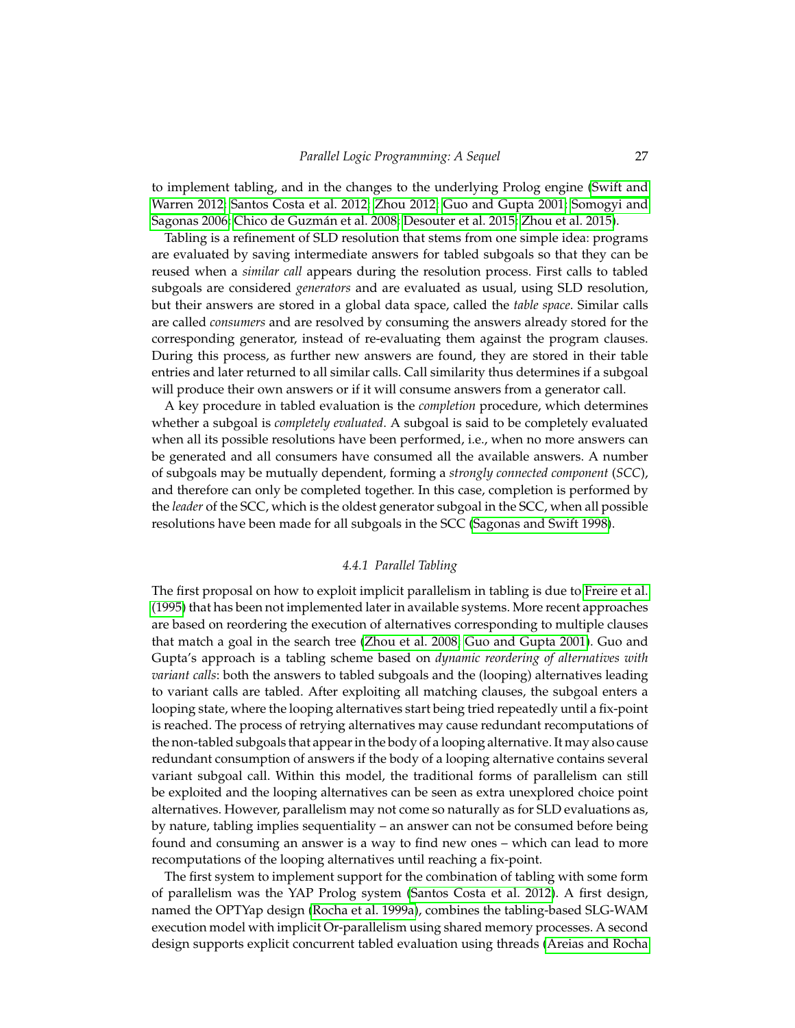to implement tabling, and in the changes to the underlying Prolog engine (Swift and Warren 2012; Santos Costa et al. 2012; Zhou 2012; Guo and Gupta 2001; Somogyi and Sagonas 2006; Chico de Guzmán et al. 2008; Desouter et al. 2015; Zhou et al. 2015).

Tabling is a refinement of SLD resolution that stems from one simple idea: programs are evaluated by saving intermediate answers for tabled subgoals so that they can be reused when a *similar call* appears during the resolution process. First calls to tabled subgoals are considered *generators* and are evaluated as usual, using SLD resolution, but their answers are stored in a global data space, called the *table space*. Similar calls are called *consumers* and are resolved by consuming the answers already stored for the corresponding generator, instead of re-evaluating them against the program clauses. During this process, as further new answers are found, they are stored in their table entries and later returned to all similar calls. Call similarity thus determines if a subgoal will produce their own answers or if it will consume answers from a generator call.

A key procedure in tabled evaluation is the *completion* procedure, which determines whether a subgoal is *completely evaluated*. A subgoal is said to be completely evaluated when all its possible resolutions have been performed, i.e., when no more answers can be generated and all consumers have consumed all the available answers. A number of subgoals may be mutually dependent, forming a *strongly connected component* (*SCC*), and therefore can only be completed together. In this case, completion is performed by the *leader* of the SCC, which is the oldest generator subgoal in the SCC, when all possible resolutions have been made for all subgoals in the SCC (Sagonas and Swift 1998).

#### 4.4.1 Parallel Tabling

The first proposal on how to exploit implicit parallelism in tabling is due to Freire et al. (1995) that has been not implemented later in available systems. More recent approaches are based on reordering the execution of alternatives corresponding to multiple clauses that match a goal in the search tree (Zhou et al. 2008; Guo and Gupta 2001). Guo and Gupta's approach is a tabling scheme based on *dynamic reordering of alternatives with variant calls*: both the answers to tabled subgoals and the (looping) alternatives leading to variant calls are tabled. After exploiting all matching clauses, the subgoal enters a looping state, where the looping alternatives start being tried repeatedly until a fix-point is reached. The process of retrying alternatives may cause redundant recomputations of the non-tabled subgoals that appear in the body of a looping alternative. It may also cause redundant consumption of answers if the body of a looping alternative contains several variant subgoal call. Within this model, the traditional forms of parallelism can still be exploited and the looping alternatives can be seen as extra unexplored choice point alternatives. However, parallelism may not come so naturally as for SLD evaluations as, by nature, tabling implies sequentiality – an answer can not be consumed before being found and consuming an answer is a way to find new ones – which can lead to more recomputations of the looping alternatives until reaching a fix-point.

The first system to implement support for the combination of tabling with some form of parallelism was the YAP Prolog system (Santos Costa et al. 2012). A first design, named the OPTYap design (Rocha et al. 1999a), combines the tabling-based SLG-WAM execution model with implicit Or-parallelism using shared memory processes. A second design supports explicit concurrent tabled evaluation using threads (Areias and Rocha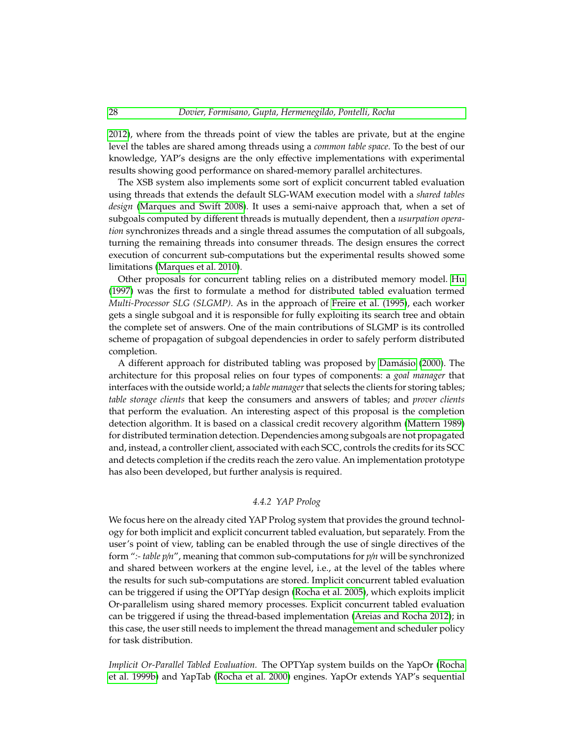2012), where from the threads point of view the tables are private, but at the engine level the tables are shared among threads using a *common table space*. To the best of our knowledge, YAP's designs are the only effective implementations with experimental results showing good performance on shared-memory parallel architectures.

The XSB system also implements some sort of explicit concurrent tabled evaluation using threads that extends the default SLG-WAM execution model with a *shared tables design* (Marques and Swift 2008). It uses a semi-naive approach that, when a set of subgoals computed by different threads is mutually dependent, then a *usurpation operation* synchronizes threads and a single thread assumes the computation of all subgoals, turning the remaining threads into consumer threads. The design ensures the correct execution of concurrent sub-computations but the experimental results showed some limitations (Marques et al. 2010).

Other proposals for concurrent tabling relies on a distributed memory model. Hu (1997) was the first to formulate a method for distributed tabled evaluation termed *Multi-Processor SLG (SLGMP)*. As in the approach of Freire et al. (1995), each worker gets a single subgoal and it is responsible for fully exploiting its search tree and obtain the complete set of answers. One of the main contributions of SLGMP is its controlled scheme of propagation of subgoal dependencies in order to safely perform distributed completion.

A different approach for distributed tabling was proposed by Damásio (2000). The architecture for this proposal relies on four types of components: a *goal manager* that interfaces with the outside world; a *table manager* that selects the clients for storing tables; *table storage clients* that keep the consumers and answers of tables; and *prover clients* that perform the evaluation. An interesting aspect of this proposal is the completion detection algorithm. It is based on a classical credit recovery algorithm (Mattern 1989) for distributed termination detection. Dependencies among subgoals are not propagated and, instead, a controller client, associated with each SCC, controls the credits for its SCC and detects completion if the credits reach the zero value. An implementation prototype has also been developed, but further analysis is required.

### 4.4.2 YAP Prolog

We focus here on the already cited YAP Prolog system that provides the ground technology for both implicit and explicit concurrent tabled evaluation, but separately. From the user's point of view, tabling can be enabled through the use of single directives of the form "*:- table p/n*", meaning that common sub-computations for *p/n* will be synchronized and shared between workers at the engine level, i.e., at the level of the tables where the results for such sub-computations are stored. Implicit concurrent tabled evaluation can be triggered if using the OPTYap design (Rocha et al. 2005), which exploits implicit Or-parallelism using shared memory processes. Explicit concurrent tabled evaluation can be triggered if using the thread-based implementation (Areias and Rocha 2012); in this case, the user still needs to implement the thread management and scheduler policy for task distribution.

*Implicit Or-Parallel Tabled Evaluation.* The OPTYap system builds on the YapOr (Rocha et al. 1999b) and YapTab (Rocha et al. 2000) engines. YapOr extends YAP's sequential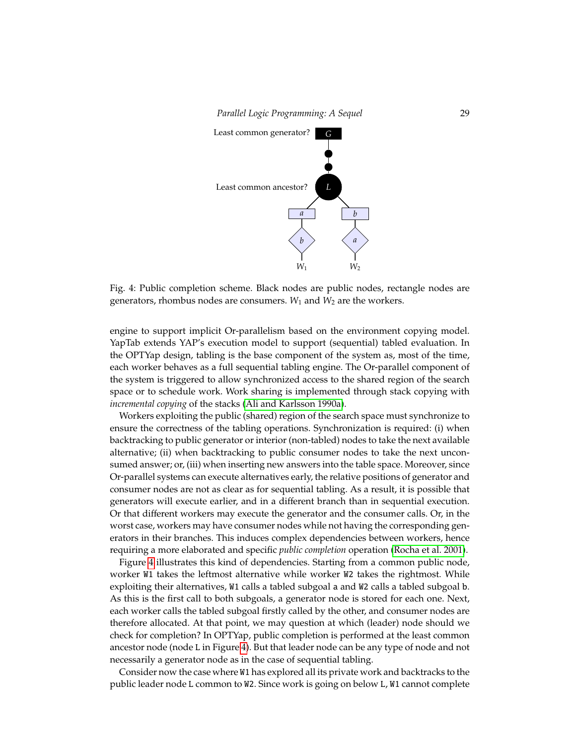Least common generator? G

Least common ancestor? L

a

b

b

a

$W_1$

$W_2$

Fig. 4: Public completion scheme. Black nodes are public nodes, rectangle nodes are generators, rhombus nodes are consumers. $W_1$ and $W_2$ are the workers.

engine to support implicit Or-parallelism based on the environment copying model. YapTab extends YAP's execution model to support (sequential) tabled evaluation. In the OPTYap design, tabling is the base component of the system as, most of the time, each worker behaves as a full sequential tabling engine. The Or-parallel component of the system is triggered to allow synchronized access to the shared region of the search space or to schedule work. Work sharing is implemented through stack copying with *incremental copying* of the stacks (Ali and Karlsson 1990a).

Workers exploiting the public (shared) region of the search space must synchronize to ensure the correctness of the tabling operations. Synchronization is required: (i) when backtracking to public generator or interior (non-tabled) nodes to take the next available alternative; (ii) when backtracking to public consumer nodes to take the next unconsumed answer; or, (iii) when inserting new answers into the table space. Moreover, since Or-parallel systems can execute alternatives early, the relative positions of generator and consumer nodes are not as clear as for sequential tabling. As a result, it is possible that generators will execute earlier, and in a different branch than in sequential execution. Or that different workers may execute the generator and the consumer calls. Or, in the worst case, workers may have consumer nodes while not having the corresponding generators in their branches. This induces complex dependencies between workers, hence requiring a more elaborated and specific *public completion* operation (Rocha et al. 2001).

Figure 4 illustrates this kind of dependencies. Starting from a common public node, worker `W1` takes the leftmost alternative while worker `W2` takes the rightmost. While exploiting their alternatives, `W1` calls a tabled subgoal `a` and `W2` calls a tabled subgoal `b`. As this is the first call to both subgoals, a generator node is stored for each one. Next, each worker calls the tabled subgoal firstly called by the other, and consumer nodes are therefore allocated. At that point, we may question at which (leader) node should we check for completion? In OPTYap, public completion is performed at the least common ancestor node (node `L` in Figure 4). But that leader node can be any type of node and not necessarily a generator node as in the case of sequential tabling.

Consider now the case where `W1` has explored all its private work and backtracks to the public leader node `L` common to `W2`. Since work is going on below `L`, `W1` cannot complete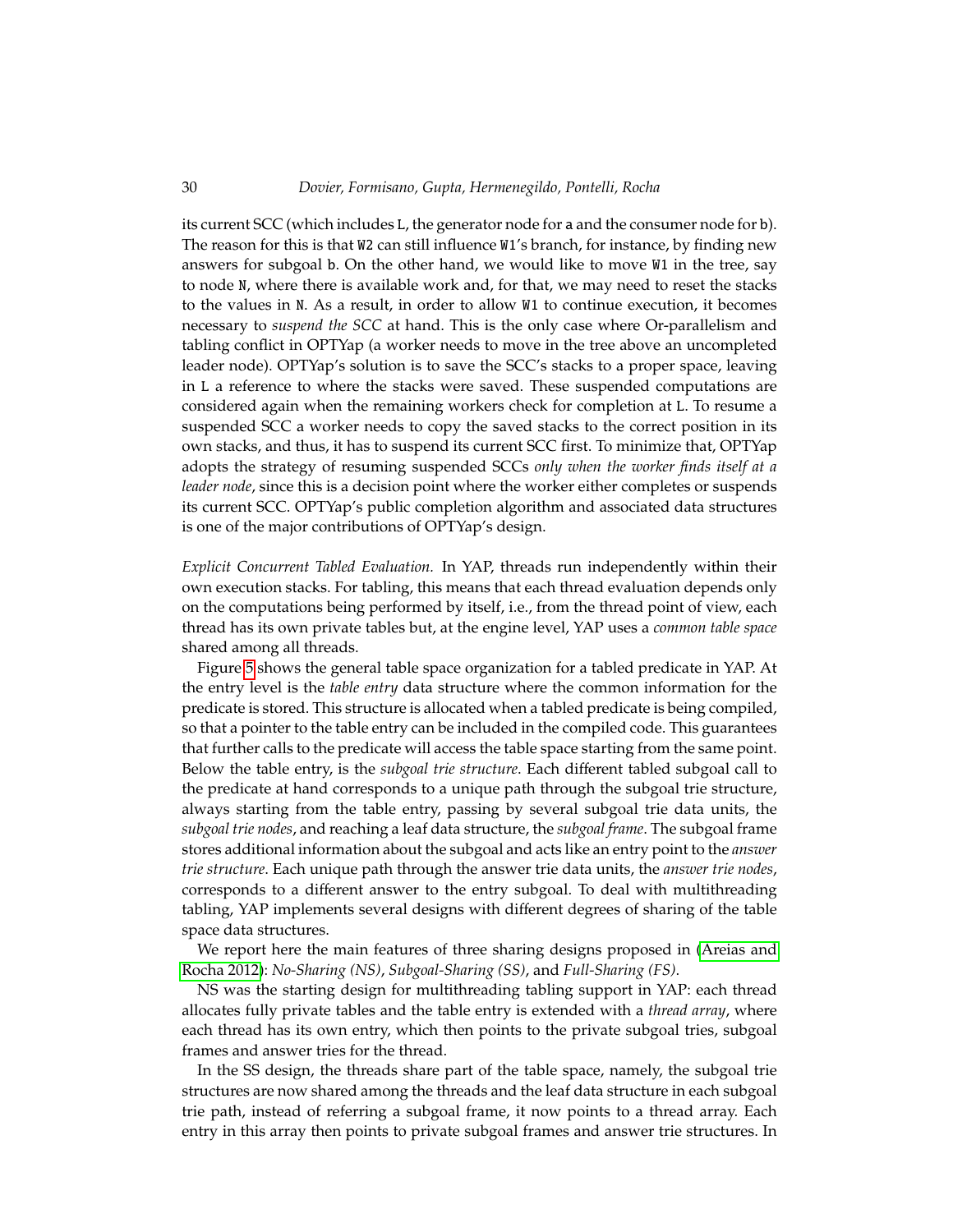its current SCC (which includes `L`, the generator node for `a` and the consumer node for `b`). The reason for this is that `W2` can still influence `W1`'s branch, for instance, by finding new answers for subgoal `b`. On the other hand, we would like to move `W1` in the tree, say to node `N`, where there is available work and, for that, we may need to reset the stacks to the values in `N`. As a result, in order to allow `W1` to continue execution, it becomes necessary to *suspend the SCC* at hand. This is the only case where Or-parallelism and tabling conflict in OPTYap (a worker needs to move in the tree above an uncompleted leader node). OPTYap's solution is to save the SCC's stacks to a proper space, leaving in `L` a reference to where the stacks were saved. These suspended computations are considered again when the remaining workers check for completion at `L`. To resume a suspended SCC a worker needs to copy the saved stacks to the correct position in its own stacks, and thus, it has to suspend its current SCC first. To minimize that, OPTYap adopts the strategy of resuming suspended SCCs *only when the worker finds itself at a leader node*, since this is a decision point where the worker either completes or suspends its current SCC. OPTYap's public completion algorithm and associated data structures is one of the major contributions of OPTYap's design.

*Explicit Concurrent Tabled Evaluation.* In YAP, threads run independently within their own execution stacks. For tabling, this means that each thread evaluation depends only on the computations being performed by itself, i.e., from the thread point of view, each thread has its own private tables but, at the engine level, YAP uses a *common table space* shared among all threads.

Figure 5 shows the general table space organization for a tabled predicate in YAP. At the entry level is the *table entry* data structure where the common information for the predicate is stored. This structure is allocated when a tabled predicate is being compiled, so that a pointer to the table entry can be included in the compiled code. This guarantees that further calls to the predicate will access the table space starting from the same point. Below the table entry, is the *subgoal trie structure*. Each different tabled subgoal call to the predicate at hand corresponds to a unique path through the subgoal trie structure, always starting from the table entry, passing by several subgoal trie data units, the *subgoal trie nodes*, and reaching a leaf data structure, the *subgoal frame*. The subgoal frame stores additional information about the subgoal and acts like an entry point to the *answer trie structure*. Each unique path through the answer trie data units, the *answer trie nodes*, corresponds to a different answer to the entry subgoal. To deal with multithreading tabling, YAP implements several designs with different degrees of sharing of the table space data structures.

We report here the main features of three sharing designs proposed in (Areias and Rocha 2012): *No-Sharing (NS)*, *Subgoal-Sharing (SS)*, and *Full-Sharing (FS)*.

NS was the starting design for multithreading tabling support in YAP: each thread allocates fully private tables and the table entry is extended with a *thread array*, where each thread has its own entry, which then points to the private subgoal tries, subgoal frames and answer tries for the thread.

In the SS design, the threads share part of the table space, namely, the subgoal trie structures are now shared among the threads and the leaf data structure in each subgoal trie path, instead of referring a subgoal frame, it now points to a thread array. Each entry in this array then points to private subgoal frames and answer trie structures. In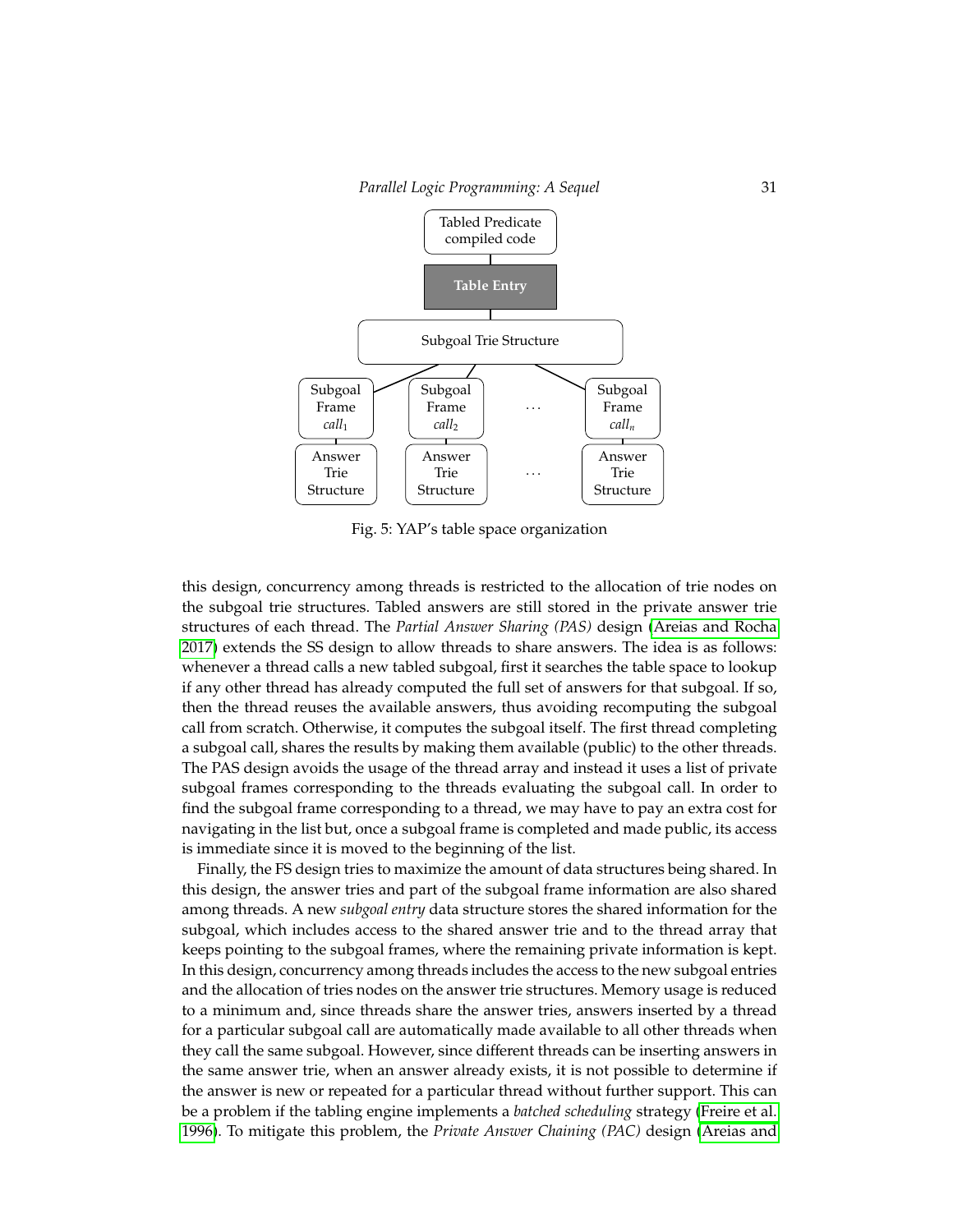Fig. 5: YAP's table space organization

this design, concurrency among threads is restricted to the allocation of trie nodes on the subgoal trie structures. Tabled answers are still stored in the private answer trie structures of each thread. The *Partial Answer Sharing (PAS)* design (Areias and Rocha 2017) extends the SS design to allow threads to share answers. The idea is as follows: whenever a thread calls a new tabled subgoal, first it searches the table space to lookup if any other thread has already computed the full set of answers for that subgoal. If so, then the thread reuses the available answers, thus avoiding recomputing the subgoal call from scratch. Otherwise, it computes the subgoal itself. The first thread completing a subgoal call, shares the results by making them available (public) to the other threads. The PAS design avoids the usage of the thread array and instead it uses a list of private subgoal frames corresponding to the threads evaluating the subgoal call. In order to find the subgoal frame corresponding to a thread, we may have to pay an extra cost for navigating in the list but, once a subgoal frame is completed and made public, its access is immediate since it is moved to the beginning of the list.

Finally, the FS design tries to maximize the amount of data structures being shared. In this design, the answer tries and part of the subgoal frame information are also shared among threads. A new *subgoal entry* data structure stores the shared information for the subgoal, which includes access to the shared answer trie and to the thread array that keeps pointing to the subgoal frames, where the remaining private information is kept. In this design, concurrency among threads includes the access to the new subgoal entries and the allocation of tries nodes on the answer trie structures. Memory usage is reduced to a minimum and, since threads share the answer tries, answers inserted by a thread for a particular subgoal call are automatically made available to all other threads when they call the same subgoal. However, since different threads can be inserting answers in the same answer trie, when an answer already exists, it is not possible to determine if the answer is new or repeated for a particular thread without further support. This can be a problem if the tabling engine implements a *batched scheduling* strategy (Freire et al. 1996). To mitigate this problem, the *Private Answer Chaining (PAC)* design (Areias and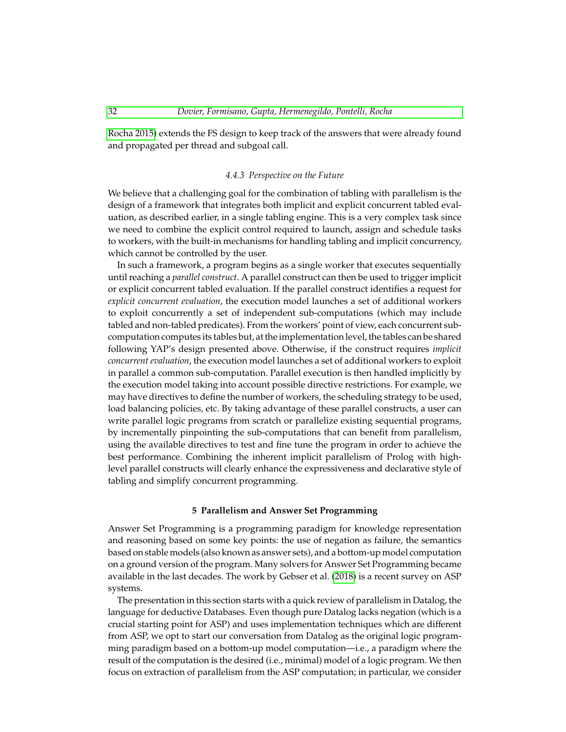Rocha 2015) extends the FS design to keep track of the answers that were already found and propagated per thread and subgoal call.

#### 4.4.3 Perspective on the Future

We believe that a challenging goal for the combination of tabling with parallelism is the design of a framework that integrates both implicit and explicit concurrent tabled evaluation, as described earlier, in a single tabling engine. This is a very complex task since we need to combine the explicit control required to launch, assign and schedule tasks to workers, with the built-in mechanisms for handling tabling and implicit concurrency, which cannot be controlled by the user.

In such a framework, a program begins as a single worker that executes sequentially until reaching a *parallel construct*. A parallel construct can then be used to trigger implicit or explicit concurrent tabled evaluation. If the parallel construct identifies a request for *explicit concurrent evaluation*, the execution model launches a set of additional workers to exploit concurrently a set of independent sub-computations (which may include tabled and non-tabled predicates). From the workers' point of view, each concurrent sub-computation computes its tables but, at the implementation level, the tables can be shared following YAP's design presented above. Otherwise, if the construct requires *implicit concurrent evaluation*, the execution model launches a set of additional workers to exploit in parallel a common sub-computation. Parallel execution is then handled implicitly by the execution model taking into account possible directive restrictions. For example, we may have directives to define the number of workers, the scheduling strategy to be used, load balancing policies, etc. By taking advantage of these parallel constructs, a user can write parallel logic programs from scratch or parallelize existing sequential programs, by incrementally pinpointing the sub-computations that can benefit from parallelism, using the available directives to test and fine tune the program in order to achieve the best performance. Combining the inherent implicit parallelism of Prolog with high-level parallel constructs will clearly enhance the expressiveness and declarative style of tabling and simplify concurrent programming.

## 5 Parallelism and Answer Set Programming

Answer Set Programming is a programming paradigm for knowledge representation and reasoning based on some key points: the use of negation as failure, the semantics based on stable models (also known as answer sets), and a bottom-up model computation on a ground version of the program. Many solvers for Answer Set Programming became available in the last decades. The work by Gebser et al. (2018) is a recent survey on ASP systems.

The presentation in this section starts with a quick review of parallelism in Datalog, the language for deductive Databases. Even though pure Datalog lacks negation (which is a crucial starting point for ASP) and uses implementation techniques which are different from ASP, we opt to start our conversation from Datalog as the original logic programming paradigm based on a bottom-up model computation—i.e., a paradigm where the result of the computation is the desired (i.e., minimal) model of a logic program. We then focus on extraction of parallelism from the ASP computation; in particular, we consider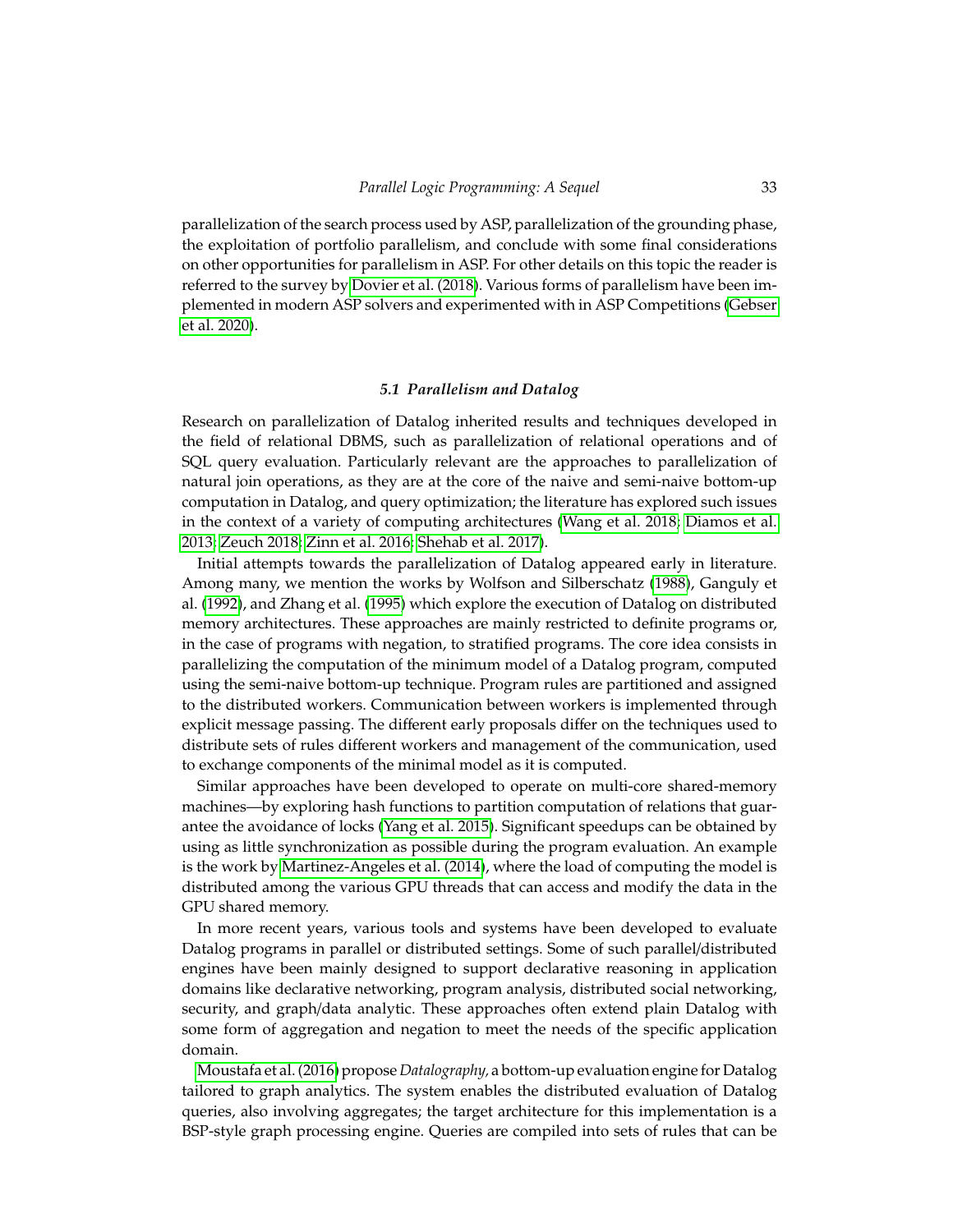parallelization of the search process used by ASP, parallelization of the grounding phase, the exploitation of portfolio parallelism, and conclude with some final considerations on other opportunities for parallelism in ASP. For other details on this topic the reader is referred to the survey by Dovier et al. (2018). Various forms of parallelism have been implemented in modern ASP solvers and experimented with in ASP Competitions (Gebser et al. 2020).

### 5.1 Parallelism and Datalog

Research on parallelization of Datalog inherited results and techniques developed in the field of relational DBMS, such as parallelization of relational operations and of SQL query evaluation. Particularly relevant are the approaches to parallelization of natural join operations, as they are at the core of the naive and semi-naive bottom-up computation in Datalog, and query optimization; the literature has explored such issues in the context of a variety of computing architectures (Wang et al. 2018; Diamos et al. 2013; Zeuch 2018; Zinn et al. 2016; Shehab et al. 2017).

Initial attempts towards the parallelization of Datalog appeared early in literature. Among many, we mention the works by Wolfson and Silberschatz (1988), Ganguly et al. (1992), and Zhang et al. (1995) which explore the execution of Datalog on distributed memory architectures. These approaches are mainly restricted to definite programs or, in the case of programs with negation, to stratified programs. The core idea consists in parallelizing the computation of the minimum model of a Datalog program, computed using the semi-naive bottom-up technique. Program rules are partitioned and assigned to the distributed workers. Communication between workers is implemented through explicit message passing. The different early proposals differ on the techniques used to distribute sets of rules different workers and management of the communication, used to exchange components of the minimal model as it is computed.

Similar approaches have been developed to operate on multi-core shared-memory machines—by exploring hash functions to partition computation of relations that guarantee the avoidance of locks (Yang et al. 2015). Significant speedups can be obtained by using as little synchronization as possible during the program evaluation. An example is the work by Martinez-Angeles et al. (2014), where the load of computing the model is distributed among the various GPU threads that can access and modify the data in the GPU shared memory.

In more recent years, various tools and systems have been developed to evaluate Datalog programs in parallel or distributed settings. Some of such parallel/distributed engines have been mainly designed to support declarative reasoning in application domains like declarative networking, program analysis, distributed social networking, security, and graph/data analytic. These approaches often extend plain Datalog with some form of aggregation and negation to meet the needs of the specific application domain.

Moustafa et al. (2016) propose *Datalography*, a bottom-up evaluation engine for Datalog tailored to graph analytics. The system enables the distributed evaluation of Datalog queries, also involving aggregates; the target architecture for this implementation is a BSP-style graph processing engine. Queries are compiled into sets of rules that can be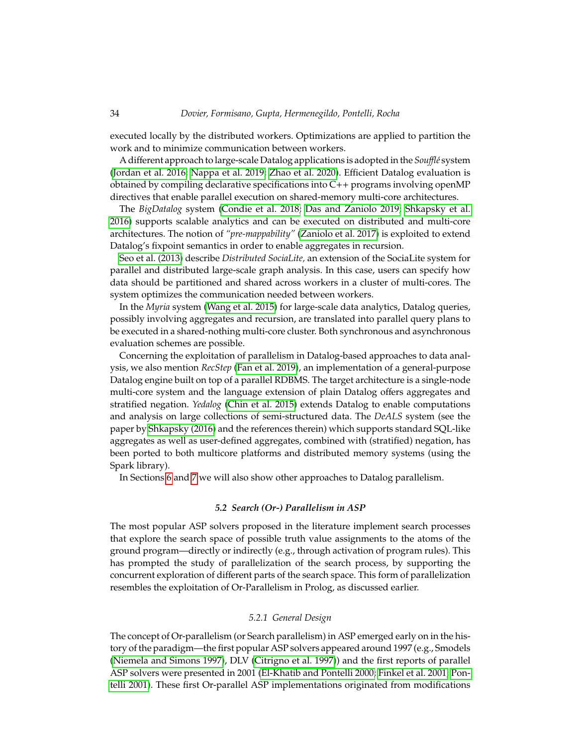executed locally by the distributed workers. Optimizations are applied to partition the work and to minimize communication between workers.

A different approach to large-scale Datalog applications is adopted in the *Soufflé* system (Jordan et al. 2016; Nappa et al. 2019; Zhao et al. 2020). Efficient Datalog evaluation is obtained by compiling declarative specifications into C++ programs involving openMP directives that enable parallel execution on shared-memory multi-core architectures.

The *BigDatalog* system (Condie et al. 2018; Das and Zaniolo 2019; Shkapsky et al. 2016) supports scalable analytics and can be executed on distributed and multi-core architectures. The notion of *"pre-mappability"* (Zaniolo et al. 2017) is exploited to extend Datalog's fixpoint semantics in order to enable aggregates in recursion.

Seo et al. (2013) describe *Distributed SociaLite,* an extension of the SociaLite system for parallel and distributed large-scale graph analysis. In this case, users can specify how data should be partitioned and shared across workers in a cluster of multi-cores. The system optimizes the communication needed between workers.

In the *Myria* system (Wang et al. 2015) for large-scale data analytics, Datalog queries, possibly involving aggregates and recursion, are translated into parallel query plans to be executed in a shared-nothing multi-core cluster. Both synchronous and asynchronous evaluation schemes are possible.

Concerning the exploitation of parallelism in Datalog-based approaches to data analysis, we also mention *RecStep* (Fan et al. 2019), an implementation of a general-purpose Datalog engine built on top of a parallel RDBMS. The target architecture is a single-node multi-core system and the language extension of plain Datalog offers aggregates and stratified negation. *Yedalog* (Chin et al. 2015) extends Datalog to enable computations and analysis on large collections of semi-structured data. The *DeALS* system (see the paper by Shkapsky (2016) and the references therein) which supports standard SQL-like aggregates as well as user-defined aggregates, combined with (stratified) negation, has been ported to both multicore platforms and distributed memory systems (using the Spark library).

In Sections 6 and 7 we will also show other approaches to Datalog parallelism.

### 5.2 Search (Or-) Parallelism in ASP

The most popular ASP solvers proposed in the literature implement search processes that explore the search space of possible truth value assignments to the atoms of the ground program—directly or indirectly (e.g., through activation of program rules). This has prompted the study of parallelization of the search process, by supporting the concurrent exploration of different parts of the search space. This form of parallelization resembles the exploitation of Or-Parallelism in Prolog, as discussed earlier.

#### 5.2.1 General Design

The concept of Or-parallelism (or Search parallelism) in ASP emerged early on in the history of the paradigm—the first popular ASP solvers appeared around 1997 (e.g., Smodels (Niemela and Simons 1997), DLV (Citrigno et al. 1997)) and the first reports of parallel ASP solvers were presented in 2001 (El-Khatib and Pontelli 2000; Finkel et al. 2001; Pontelli 2001). These first Or-parallel ASP implementations originated from modifications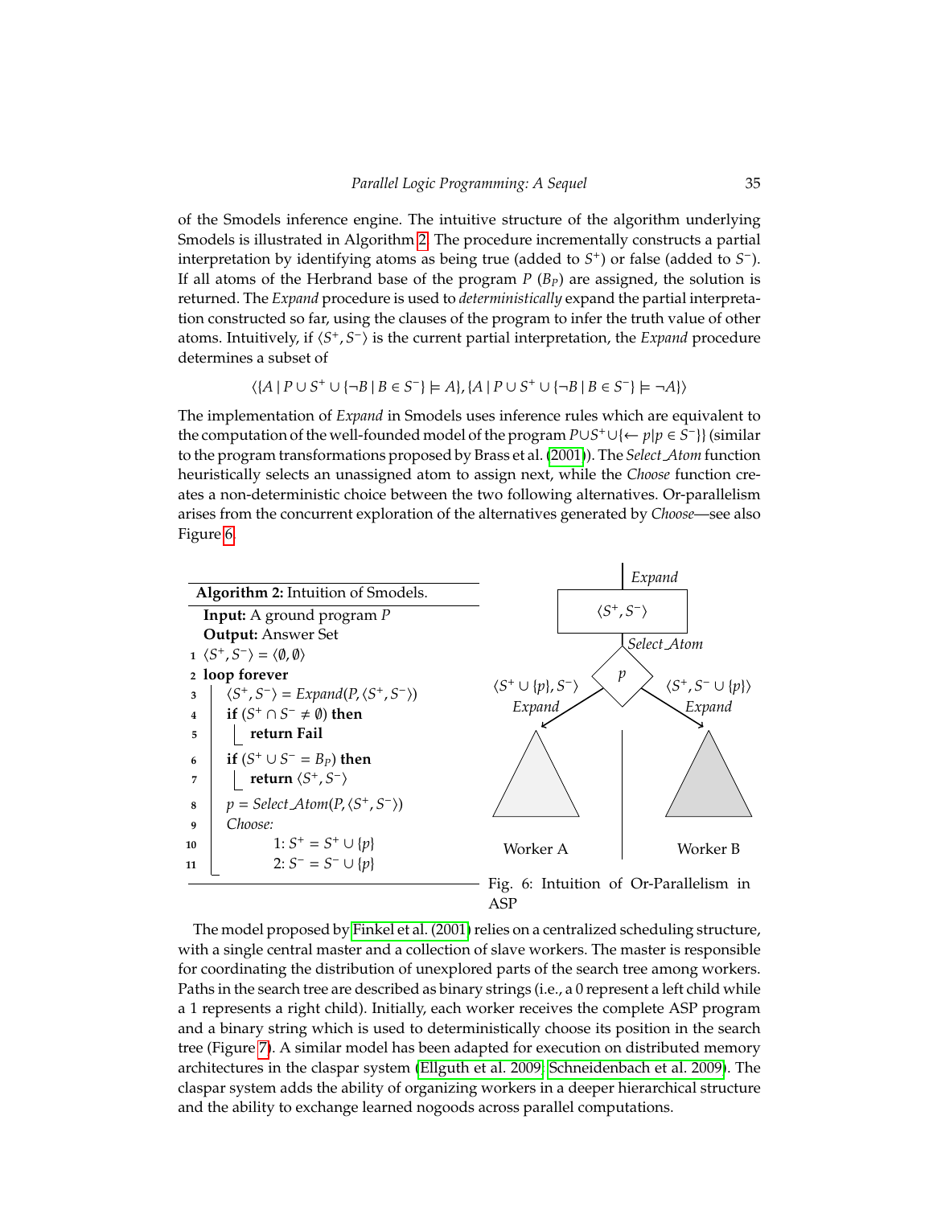of the Smodels inference engine. The intuitive structure of the algorithm underlying Smodels is illustrated in Algorithm 2. The procedure incrementally constructs a partial interpretation by identifying atoms as being true (added to $S^+$) or false (added to $S^-$). If all atoms of the Herbrand base of the program $P$ ($B_P$) are assigned, the solution is returned. The *Expand* procedure is used to *deterministically* expand the partial interpretation constructed so far, using the clauses of the program to infer the truth value of other atoms. Intuitively, if $\langle S^+, S^- \rangle$ is the current partial interpretation, the *Expand* procedure determines a subset of

$$\langle \{A \mid P \cup S^+ \cup \{\neg B \mid B \in S^-\} \models A\}, \{A \mid P \cup S^+ \cup \{\neg B \mid B \in S^-\} \models \neg A\} \rangle$$

The implementation of *Expand* in Smodels uses inference rules which are equivalent to the computation of the well-founded model of the program $P \cup S^+ \cup \{\leftarrow p | p \in S^-\}$ (similar to the program transformations proposed by Brass et al. (2001)). The *Select_Atom* function heuristically selects an unassigned atom to assign next, while the *Choose* function creates a non-deterministic choice between the two following alternatives. Or-parallelism arises from the concurrent exploration of the alternatives generated by *Choose*—see also Figure 6.

**Algorithm 2:** Intuition of Smodels.

```
   Input: A ground program P
   Output: Answer Set
1  ⟨S+, S−⟩ = ⟨∅, ∅⟩
2  loop forever
3      ⟨S+, S−⟩ = Expand(P, ⟨S+, S−⟩)
4      if (S+ ∩ S− ≠ ∅) then
5          return Fail
6      if (S+ ∪ S− = B_P) then
7          return ⟨S+, S−⟩
8      p = Select_Atom(P, ⟨S+, S−⟩)
9      Choose:
10         1: S+ = S+ ∪ {p}
11         2: S− = S− ∪ {p}
```

Expand

$\langle S^+, S^- \rangle$

Select_Atom

$p$

$\langle S^+ \cup \{p\}, S^- \rangle$

Expand

$\langle S^+, S^- \cup \{p\} \rangle$

Expand

Worker A

Worker B

Fig. 6: Intuition of Or-Parallelism in ASP

The model proposed by Finkel et al. (2001) relies on a centralized scheduling structure, with a single central master and a collection of slave workers. The master is responsible for coordinating the distribution of unexplored parts of the search tree among workers. Paths in the search tree are described as binary strings (i.e., a 0 represent a left child while a 1 represents a right child). Initially, each worker receives the complete ASP program and a binary string which is used to deterministically choose its position in the search tree (Figure 7). A similar model has been adapted for execution on distributed memory architectures in the claspar system (Ellguth et al. 2009; Schneidenbach et al. 2009). The claspar system adds the ability of organizing workers in a deeper hierarchical structure and the ability to exchange learned nogoods across parallel computations.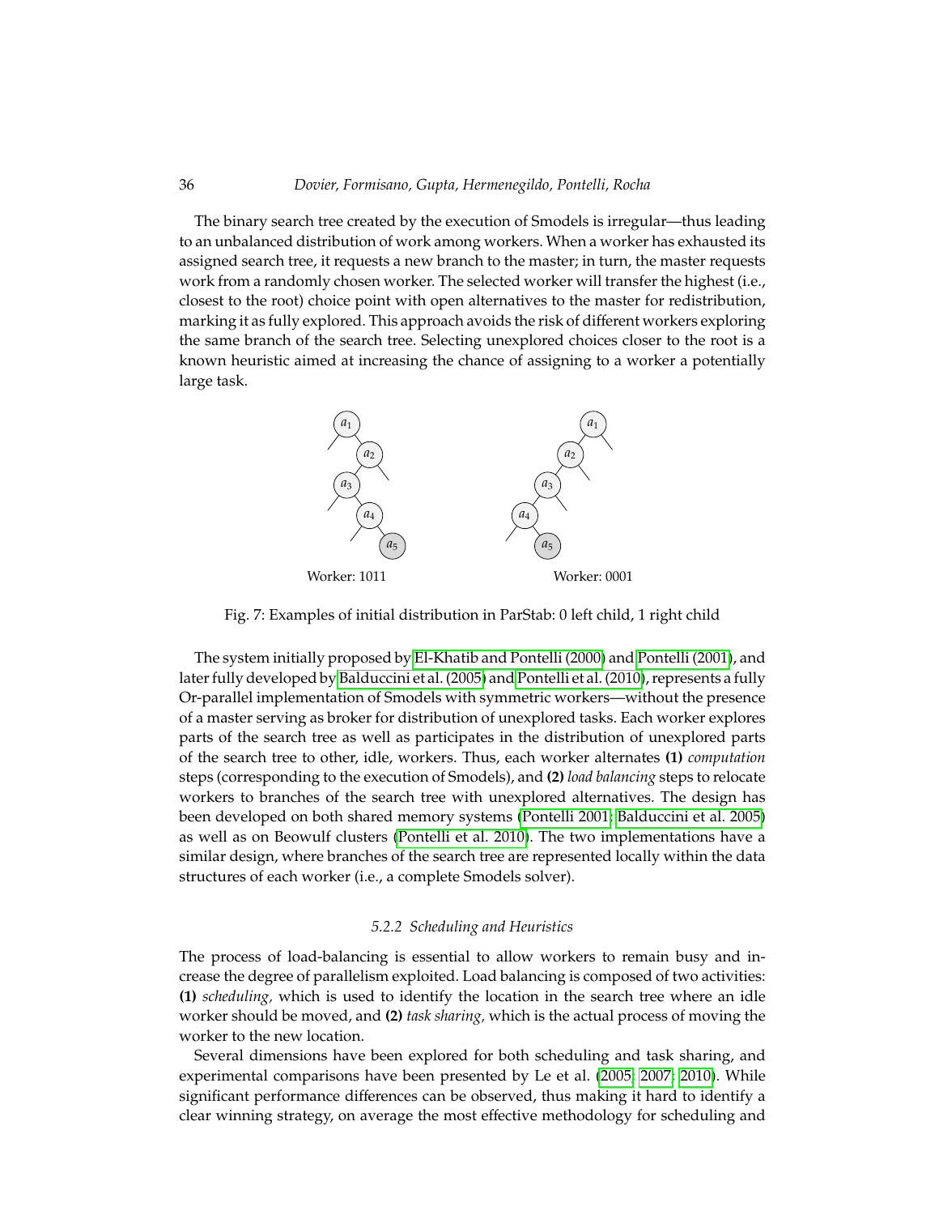The binary search tree created by the execution of Smodels is irregular—thus leading to an unbalanced distribution of work among workers. When a worker has exhausted its assigned search tree, it requests a new branch to the master; in turn, the master requests work from a randomly chosen worker. The selected worker will transfer the highest (i.e., closest to the root) choice point with open alternatives to the master for redistribution, marking it as fully explored. This approach avoids the risk of different workers exploring the same branch of the search tree. Selecting unexplored choices closer to the root is a known heuristic aimed at increasing the chance of assigning to a worker a potentially large task.

$a_1$
$a_2$
$a_3$
$a_4$
$a_5$
Worker: 1011

$a_1$
$a_2$
$a_3$
$a_4$
$a_5$
Worker: 0001

Fig. 7: Examples of initial distribution in ParStab: 0 left child, 1 right child

The system initially proposed by El-Khatib and Pontelli (2000) and Pontelli (2001), and later fully developed by Balduccini et al. (2005) and Pontelli et al. (2010), represents a fully Or-parallel implementation of Smodels with symmetric workers—without the presence of a master serving as broker for distribution of unexplored tasks. Each worker explores parts of the search tree as well as participates in the distribution of unexplored parts of the search tree to other, idle, workers. Thus, each worker alternates **(1)** *computation* steps (corresponding to the execution of Smodels), and **(2)** *load balancing* steps to relocate workers to branches of the search tree with unexplored alternatives. The design has been developed on both shared memory systems (Pontelli 2001; Balduccini et al. 2005) as well as on Beowulf clusters (Pontelli et al. 2010). The two implementations have a similar design, where branches of the search tree are represented locally within the data structures of each worker (i.e., a complete Smodels solver).

#### *5.2.2 Scheduling and Heuristics*

The process of load-balancing is essential to allow workers to remain busy and increase the degree of parallelism exploited. Load balancing is composed of two activities: **(1)** *scheduling*, which is used to identify the location in the search tree where an idle worker should be moved, and **(2)** *task sharing*, which is the actual process of moving the worker to the new location.

Several dimensions have been explored for both scheduling and task sharing, and experimental comparisons have been presented by Le et al. (2005; 2007; 2010). While significant performance differences can be observed, thus making it hard to identify a clear winning strategy, on average the most effective methodology for scheduling and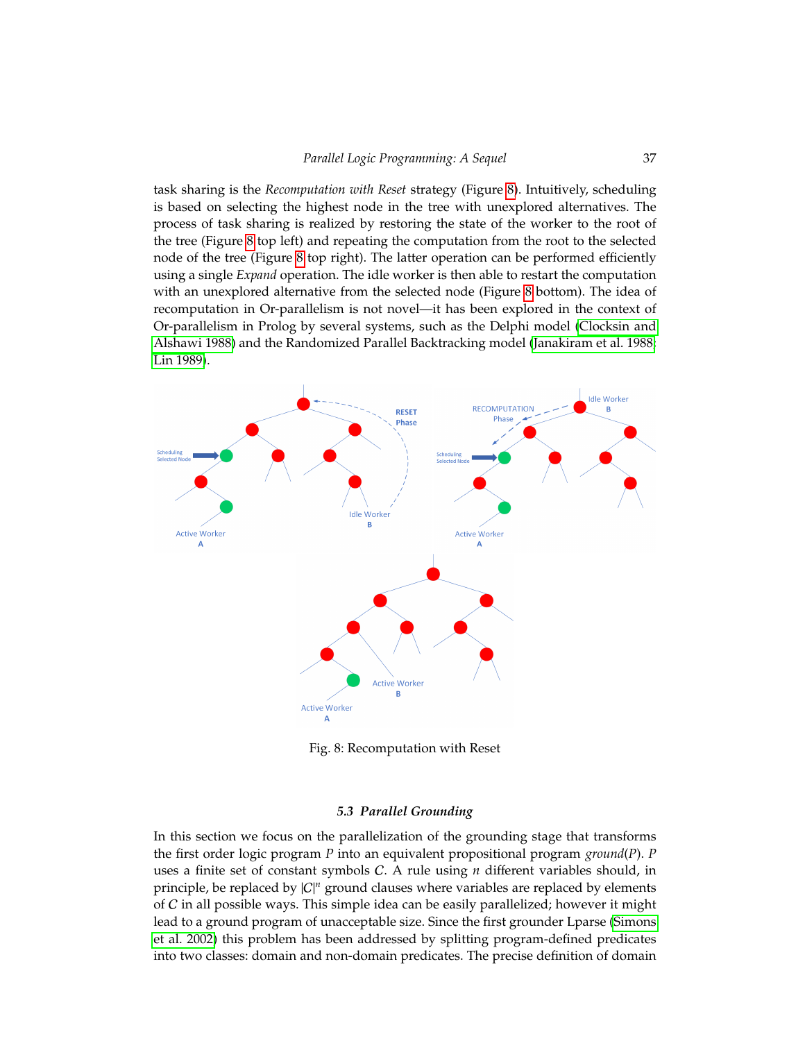task sharing is the *Recomputation with Reset* strategy (Figure 8). Intuitively, scheduling is based on selecting the highest node in the tree with unexplored alternatives. The process of task sharing is realized by restoring the state of the worker to the root of the tree (Figure 8 top left) and repeating the computation from the root to the selected node of the tree (Figure 8 top right). The latter operation can be performed efficiently using a single *Expand* operation. The idle worker is then able to restart the computation with an unexplored alternative from the selected node (Figure 8 bottom). The idea of recomputation in Or-parallelism is not novel—it has been explored in the context of Or-parallelism in Prolog by several systems, such as the Delphi model (Clocksin and Alshawi 1988) and the Randomized Parallel Backtracking model (Janakiram et al. 1988; Lin 1989).

RESET Phase
Scheduling Selected Node
Idle Worker B
Active Worker A

RECOMPUTATION Phase
Idle Worker B
Scheduling Selected Node
Active Worker A

Active Worker B
Active Worker A

Fig. 8: Recomputation with Reset

### 5.3 *Parallel Grounding*

In this section we focus on the parallelization of the grounding stage that transforms the first order logic program $P$ into an equivalent propositional program $ground(P)$. $P$ uses a finite set of constant symbols $C$. A rule using $n$ different variables should, in principle, be replaced by $|C|^n$ ground clauses where variables are replaced by elements of $C$ in all possible ways. This simple idea can be easily parallelized; however it might lead to a ground program of unacceptable size. Since the first grounder Lparse (Simons et al. 2002) this problem has been addressed by splitting program-defined predicates into two classes: domain and non-domain predicates. The precise definition of domain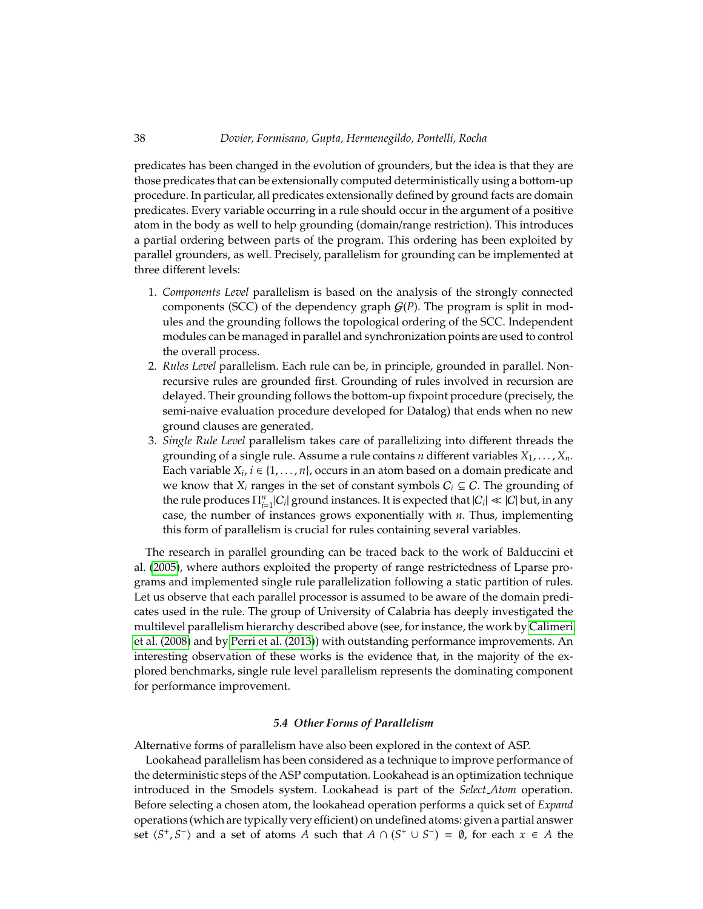predicates has been changed in the evolution of grounders, but the idea is that they are those predicates that can be extensionally computed deterministically using a bottom-up procedure. In particular, all predicates extensionally defined by ground facts are domain predicates. Every variable occurring in a rule should occur in the argument of a positive atom in the body as well to help grounding (domain/range restriction). This introduces a partial ordering between parts of the program. This ordering has been exploited by parallel grounders, as well. Precisely, parallelism for grounding can be implemented at three different levels:

1. *Components Level* parallelism is based on the analysis of the strongly connected components (SCC) of the dependency graph $\mathcal{G}(P)$. The program is split in modules and the grounding follows the topological ordering of the SCC. Independent modules can be managed in parallel and synchronization points are used to control the overall process.
2. *Rules Level* parallelism. Each rule can be, in principle, grounded in parallel. Non-recursive rules are grounded first. Grounding of rules involved in recursion are delayed. Their grounding follows the bottom-up fixpoint procedure (precisely, the semi-naive evaluation procedure developed for Datalog) that ends when no new ground clauses are generated.
3. *Single Rule Level* parallelism takes care of parallelizing into different threads the grounding of a single rule. Assume a rule contains $n$ different variables $X_1, \ldots, X_n$. Each variable $X_i$, $i \in \{1, \ldots, n\}$, occurs in an atom based on a domain predicate and we know that $X_i$ ranges in the set of constant symbols $C_i \subseteq \mathcal{C}$. The grounding of the rule produces $\Pi_{i=1}^{n} |C_i|$ ground instances. It is expected that $|C_i| \ll |\mathcal{C}|$ but, in any case, the number of instances grows exponentially with $n$. Thus, implementing this form of parallelism is crucial for rules containing several variables.

The research in parallel grounding can be traced back to the work of Balduccini et al. (2005), where authors exploited the property of range restrictedness of Lparse programs and implemented single rule parallelization following a static partition of rules. Let us observe that each parallel processor is assumed to be aware of the domain predicates used in the rule. The group of University of Calabria has deeply investigated the multilevel parallelism hierarchy described above (see, for instance, the work by Calimeri et al. (2008) and by Perri et al. (2013)) with outstanding performance improvements. An interesting observation of these works is the evidence that, in the majority of the explored benchmarks, single rule level parallelism represents the dominating component for performance improvement.

### 5.4 Other Forms of Parallelism

Alternative forms of parallelism have also been explored in the context of ASP.

Lookahead parallelism has been considered as a technique to improve performance of the deterministic steps of the ASP computation. Lookahead is an optimization technique introduced in the Smodels system. Lookahead is part of the *Select\_Atom* operation. Before selecting a chosen atom, the lookahead operation performs a quick set of *Expand* operations (which are typically very efficient) on undefined atoms: given a partial answer set $\langle S^+, S^- \rangle$ and a set of atoms $A$ such that $A \cap (S^+ \cup S^-) = \emptyset$, for each $x \in A$ the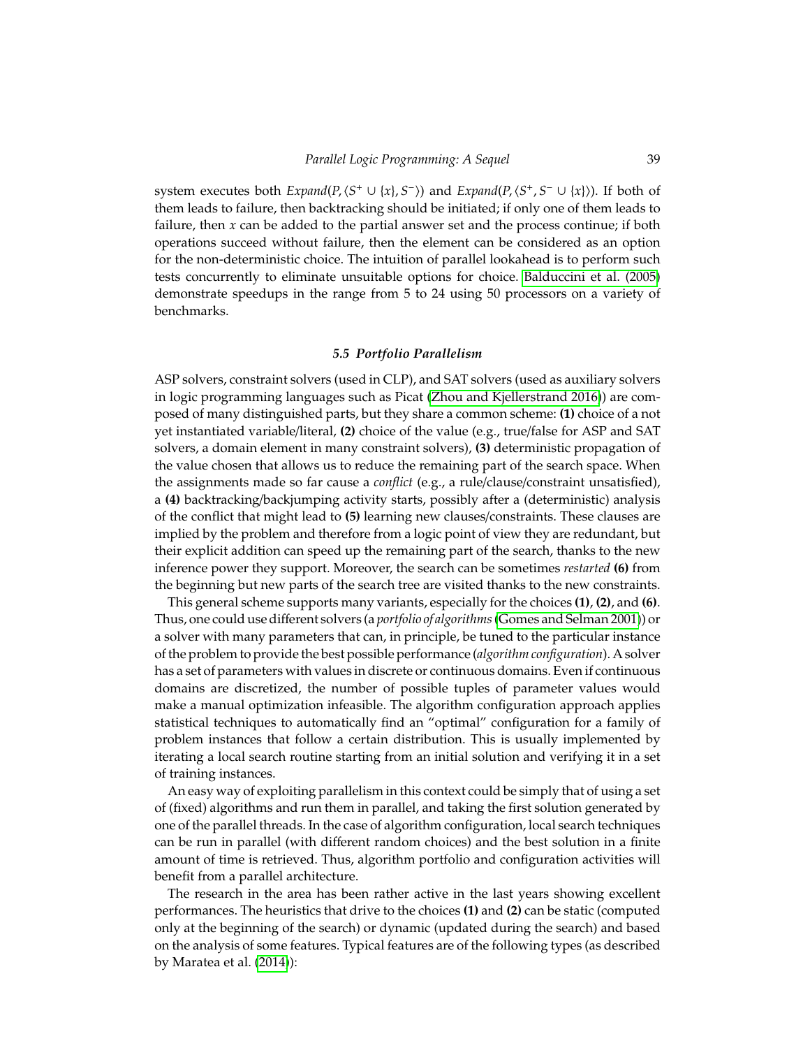system executes both $Expand(P, \langle S^+ \cup \{x\}, S^- \rangle)$ and $Expand(P, \langle S^+, S^- \cup \{x\} \rangle)$. If both of them leads to failure, then backtracking should be initiated; if only one of them leads to failure, then $x$ can be added to the partial answer set and the process continue; if both operations succeed without failure, then the element can be considered as an option for the non-deterministic choice. The intuition of parallel lookahead is to perform such tests concurrently to eliminate unsuitable options for choice. Balduccini et al. (2005) demonstrate speedups in the range from 5 to 24 using 50 processors on a variety of benchmarks.

### *5.5 Portfolio Parallelism*

ASP solvers, constraint solvers (used in CLP), and SAT solvers (used as auxiliary solvers in logic programming languages such as Picat (Zhou and Kjellerstrand 2016)) are composed of many distinguished parts, but they share a common scheme: **(1)** choice of a not yet instantiated variable/literal, **(2)** choice of the value (e.g., true/false for ASP and SAT solvers, a domain element in many constraint solvers), **(3)** deterministic propagation of the value chosen that allows us to reduce the remaining part of the search space. When the assignments made so far cause a *conflict* (e.g., a rule/clause/constraint unsatisfied), a **(4)** backtracking/backjumping activity starts, possibly after a (deterministic) analysis of the conflict that might lead to **(5)** learning new clauses/constraints. These clauses are implied by the problem and therefore from a logic point of view they are redundant, but their explicit addition can speed up the remaining part of the search, thanks to the new inference power they support. Moreover, the search can be sometimes *restarted* **(6)** from the beginning but new parts of the search tree are visited thanks to the new constraints.

This general scheme supports many variants, especially for the choices **(1)**, **(2)**, and **(6)**. Thus, one could use different solvers (a *portfolio of algorithms* (Gomes and Selman 2001)) or a solver with many parameters that can, in principle, be tuned to the particular instance of the problem to provide the best possible performance (*algorithm configuration*). A solver has a set of parameters with values in discrete or continuous domains. Even if continuous domains are discretized, the number of possible tuples of parameter values would make a manual optimization infeasible. The algorithm configuration approach applies statistical techniques to automatically find an "optimal" configuration for a family of problem instances that follow a certain distribution. This is usually implemented by iterating a local search routine starting from an initial solution and verifying it in a set of training instances.

An easy way of exploiting parallelism in this context could be simply that of using a set of (fixed) algorithms and run them in parallel, and taking the first solution generated by one of the parallel threads. In the case of algorithm configuration, local search techniques can be run in parallel (with different random choices) and the best solution in a finite amount of time is retrieved. Thus, algorithm portfolio and configuration activities will benefit from a parallel architecture.

The research in the area has been rather active in the last years showing excellent performances. The heuristics that drive to the choices **(1)** and **(2)** can be static (computed only at the beginning of the search) or dynamic (updated during the search) and based on the analysis of some features. Typical features are of the following types (as described by Maratea et al. (2014)):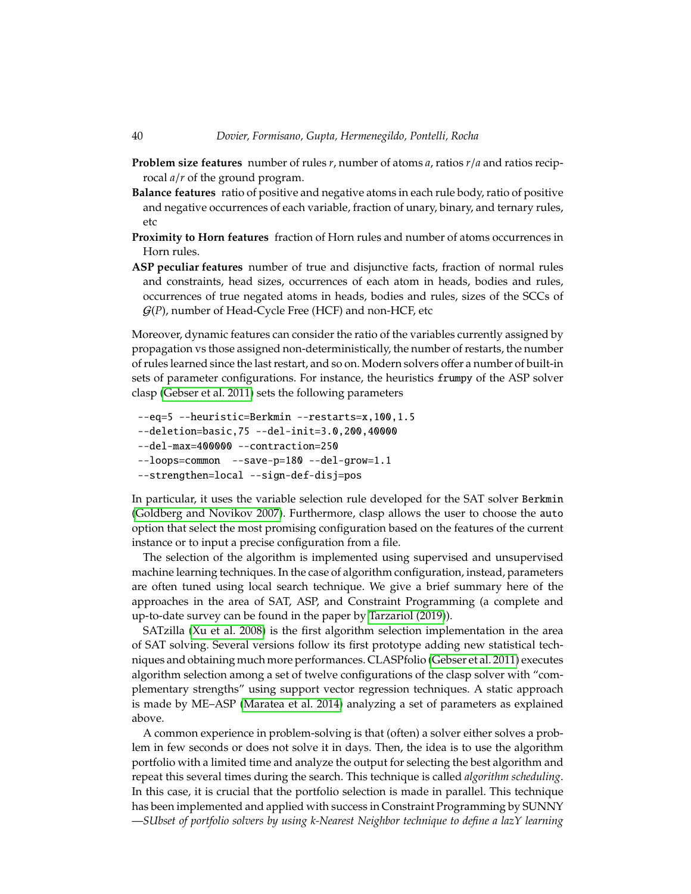**Problem size features** number of rules $r$, number of atoms $a$, ratios $r/a$ and ratios reciprocal $a/r$ of the ground program.

**Balance features** ratio of positive and negative atoms in each rule body, ratio of positive and negative occurrences of each variable, fraction of unary, binary, and ternary rules, etc

**Proximity to Horn features** fraction of Horn rules and number of atoms occurrences in Horn rules.

**ASP peculiar features** number of true and disjunctive facts, fraction of normal rules and constraints, head sizes, occurrences of each atom in heads, bodies and rules, occurrences of true negated atoms in heads, bodies and rules, sizes of the SCCs of $\mathcal{G}(P)$, number of Head-Cycle Free (HCF) and non-HCF, etc

Moreover, dynamic features can consider the ratio of the variables currently assigned by propagation vs those assigned non-deterministically, the number of restarts, the number of rules learned since the last restart, and so on. Modern solvers offer a number of built-in sets of parameter configurations. For instance, the heuristics `frumpy` of the ASP solver clasp (Gebser et al. 2011) sets the following parameters

```
--eq=5 --heuristic=Berkmin --restarts=x,100,1.5
--deletion=basic,75 --del-init=3.0,200,40000
--del-max=400000 --contraction=250
--loops=common  --save-p=180 --del-grow=1.1
--strengthen=local --sign-def-disj=pos
```

In particular, it uses the variable selection rule developed for the SAT solver `Berkmin` (Goldberg and Novikov 2007). Furthermore, clasp allows the user to choose the `auto` option that select the most promising configuration based on the features of the current instance or to input a precise configuration from a file.

The selection of the algorithm is implemented using supervised and unsupervised machine learning techniques. In the case of algorithm configuration, instead, parameters are often tuned using local search technique. We give a brief summary here of the approaches in the area of SAT, ASP, and Constraint Programming (a complete and up-to-date survey can be found in the paper by Tarzariol (2019)).

SATzilla (Xu et al. 2008) is the first algorithm selection implementation in the area of SAT solving. Several versions follow its first prototype adding new statistical techniques and obtaining much more performances. CLASPfolio (Gebser et al. 2011) executes algorithm selection among a set of twelve configurations of the clasp solver with "complementary strengths" using support vector regression techniques. A static approach is made by ME–ASP (Maratea et al. 2014) analyzing a set of parameters as explained above.

A common experience in problem-solving is that (often) a solver either solves a problem in few seconds or does not solve it in days. Then, the idea is to use the algorithm portfolio with a limited time and analyze the output for selecting the best algorithm and repeat this several times during the search. This technique is called *algorithm scheduling*. In this case, it is crucial that the portfolio selection is made in parallel. This technique has been implemented and applied with success in Constraint Programming by SUNNY —*SUbset of portfolio solvers by using k-Nearest Neighbor technique to define a lazY learning*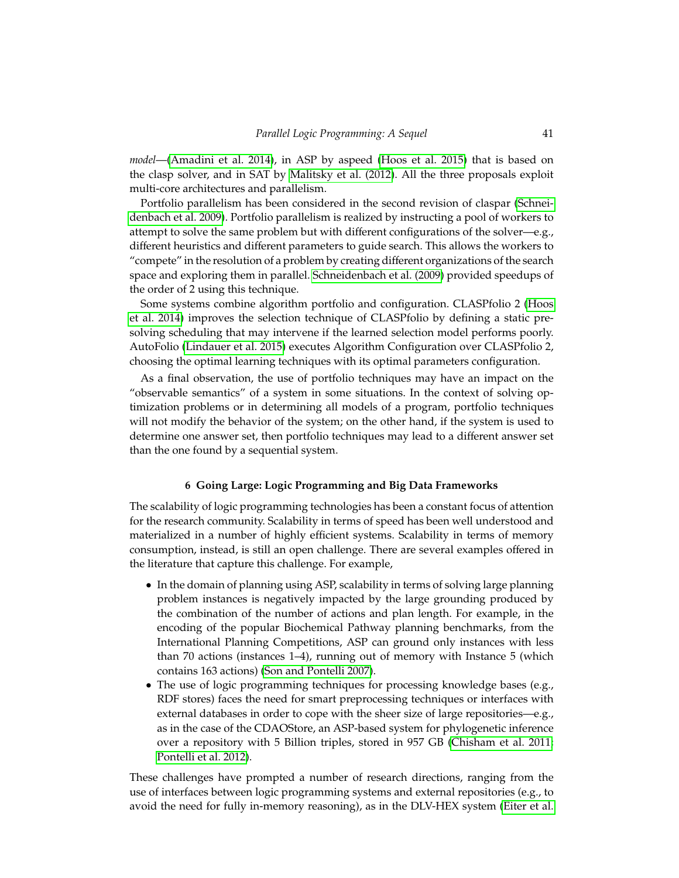*model*—(Amadini et al. 2014), in ASP by aspeed (Hoos et al. 2015) that is based on the clasp solver, and in SAT by Malitsky et al. (2012). All the three proposals exploit multi-core architectures and parallelism.

Portfolio parallelism has been considered in the second revision of claspar (Schneidenbach et al. 2009). Portfolio parallelism is realized by instructing a pool of workers to attempt to solve the same problem but with different configurations of the solver—e.g., different heuristics and different parameters to guide search. This allows the workers to "compete" in the resolution of a problem by creating different organizations of the search space and exploring them in parallel. Schneidenbach et al. (2009) provided speedups of the order of 2 using this technique.

Some systems combine algorithm portfolio and configuration. CLASPfolio 2 (Hoos et al. 2014) improves the selection technique of CLASPfolio by defining a static pre-solving scheduling that may intervene if the learned selection model performs poorly. AutoFolio (Lindauer et al. 2015) executes Algorithm Configuration over CLASPfolio 2, choosing the optimal learning techniques with its optimal parameters configuration.

As a final observation, the use of portfolio techniques may have an impact on the "observable semantics" of a system in some situations. In the context of solving optimization problems or in determining all models of a program, portfolio techniques will not modify the behavior of the system; on the other hand, if the system is used to determine one answer set, then portfolio techniques may lead to a different answer set than the one found by a sequential system.

## 6 Going Large: Logic Programming and Big Data Frameworks

The scalability of logic programming technologies has been a constant focus of attention for the research community. Scalability in terms of speed has been well understood and materialized in a number of highly efficient systems. Scalability in terms of memory consumption, instead, is still an open challenge. There are several examples offered in the literature that capture this challenge. For example,

- In the domain of planning using ASP, scalability in terms of solving large planning problem instances is negatively impacted by the large grounding produced by the combination of the number of actions and plan length. For example, in the encoding of the popular Biochemical Pathway planning benchmarks, from the International Planning Competitions, ASP can ground only instances with less than 70 actions (instances 1–4), running out of memory with Instance 5 (which contains 163 actions) (Son and Pontelli 2007).
- The use of logic programming techniques for processing knowledge bases (e.g., RDF stores) faces the need for smart preprocessing techniques or interfaces with external databases in order to cope with the sheer size of large repositories—e.g., as in the case of the CDAOStore, an ASP-based system for phylogenetic inference over a repository with 5 Billion triples, stored in 957 GB (Chisham et al. 2011; Pontelli et al. 2012).

These challenges have prompted a number of research directions, ranging from the use of interfaces between logic programming systems and external repositories (e.g., to avoid the need for fully in-memory reasoning), as in the DLV-HEX system (Eiter et al.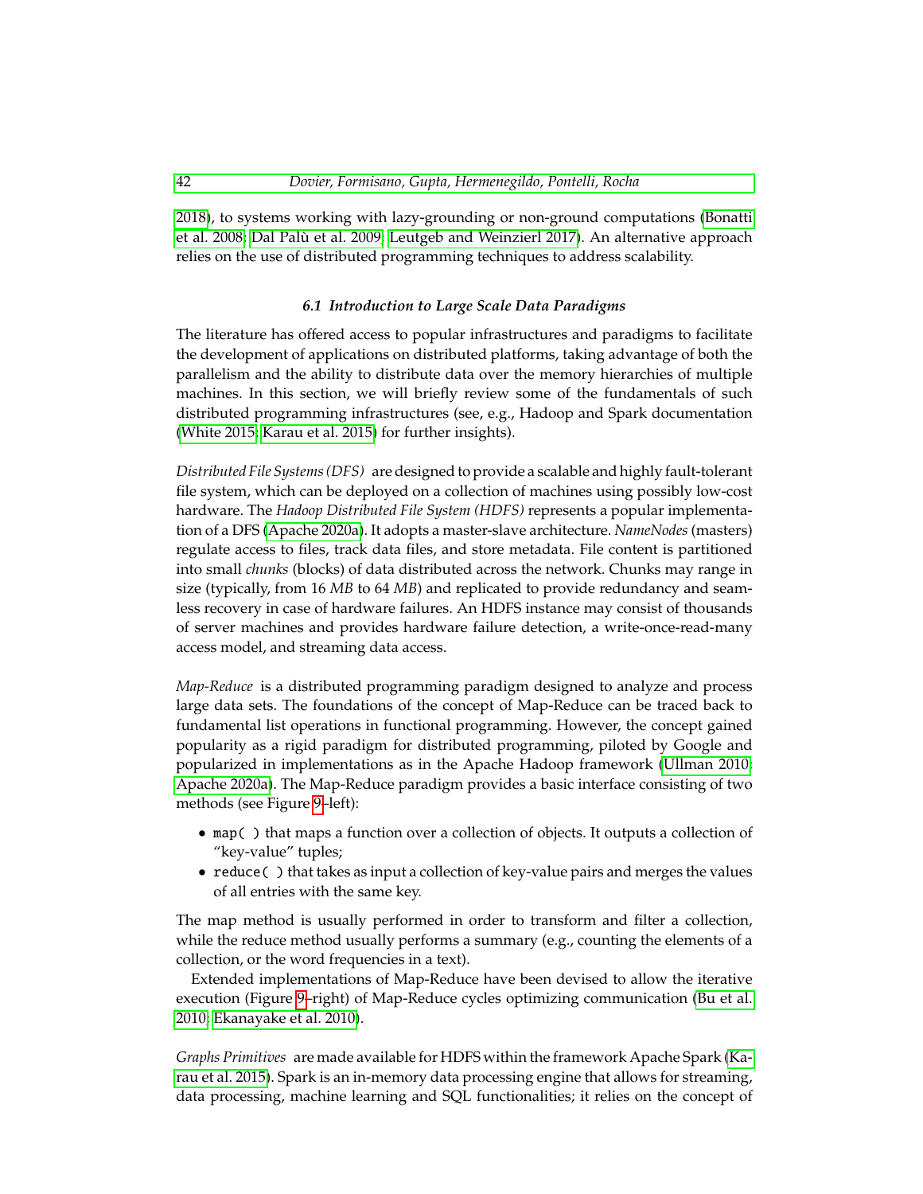2018), to systems working with lazy-grounding or non-ground computations (Bonatti et al. 2008; Dal Palù et al. 2009; Leutgeb and Weinzierl 2017). An alternative approach relies on the use of distributed programming techniques to address scalability.

### 6.1 *Introduction to Large Scale Data Paradigms*

The literature has offered access to popular infrastructures and paradigms to facilitate the development of applications on distributed platforms, taking advantage of both the parallelism and the ability to distribute data over the memory hierarchies of multiple machines. In this section, we will briefly review some of the fundamentals of such distributed programming infrastructures (see, e.g., Hadoop and Spark documentation (White 2015; Karau et al. 2015) for further insights).

*Distributed File Systems (DFS)* are designed to provide a scalable and highly fault-tolerant file system, which can be deployed on a collection of machines using possibly low-cost hardware. The *Hadoop Distributed File System (HDFS)* represents a popular implementation of a DFS (Apache 2020a). It adopts a master-slave architecture. *NameNodes* (masters) regulate access to files, track data files, and store metadata. File content is partitioned into small *chunks* (blocks) of data distributed across the network. Chunks may range in size (typically, from 16 *MB* to 64 *MB*) and replicated to provide redundancy and seamless recovery in case of hardware failures. An HDFS instance may consist of thousands of server machines and provides hardware failure detection, a write-once-read-many access model, and streaming data access.

*Map-Reduce* is a distributed programming paradigm designed to analyze and process large data sets. The foundations of the concept of Map-Reduce can be traced back to fundamental list operations in functional programming. However, the concept gained popularity as a rigid paradigm for distributed programming, piloted by Google and popularized in implementations as in the Apache Hadoop framework (Ullman 2010; Apache 2020a). The Map-Reduce paradigm provides a basic interface consisting of two methods (see Figure 9–left):

- `map( )` that maps a function over a collection of objects. It outputs a collection of "key-value" tuples;
- `reduce( )` that takes as input a collection of key-value pairs and merges the values of all entries with the same key.

The map method is usually performed in order to transform and filter a collection, while the reduce method usually performs a summary (e.g., counting the elements of a collection, or the word frequencies in a text).

Extended implementations of Map-Reduce have been devised to allow the iterative execution (Figure 9–right) of Map-Reduce cycles optimizing communication (Bu et al. 2010; Ekanayake et al. 2010).

*Graphs Primitives* are made available for HDFS within the framework Apache Spark (Karau et al. 2015). Spark is an in-memory data processing engine that allows for streaming, data processing, machine learning and SQL functionalities; it relies on the concept of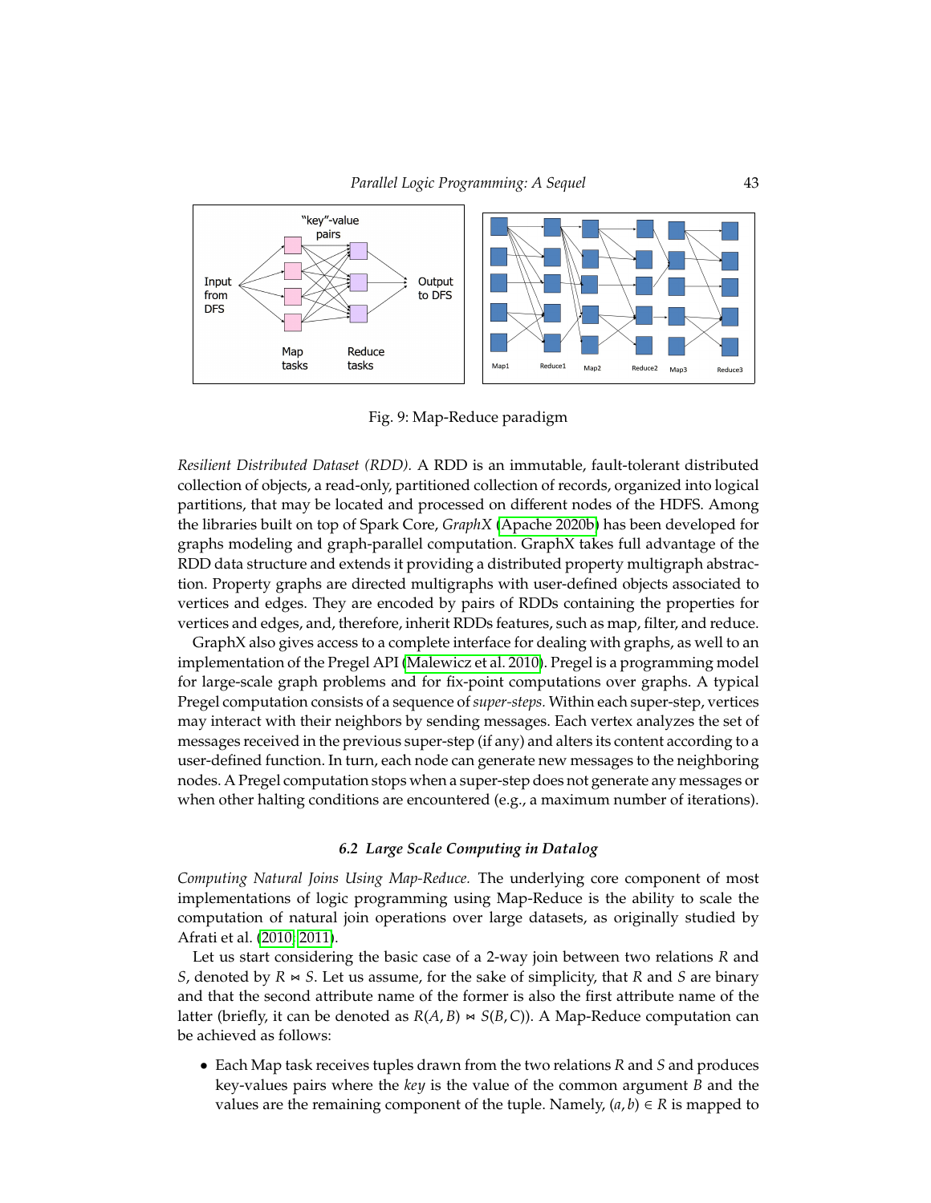"key"-value pairs

Input from DFS

Output to DFS

Map tasks

Reduce tasks

Map1 Reduce1 Map2 Reduce2 Map3 Reduce3

Fig. 9: Map-Reduce paradigm

*Resilient Distributed Dataset (RDD).* A RDD is an immutable, fault-tolerant distributed collection of objects, a read-only, partitioned collection of records, organized into logical partitions, that may be located and processed on different nodes of the HDFS. Among the libraries built on top of Spark Core, *GraphX* (Apache 2020b) has been developed for graphs modeling and graph-parallel computation. GraphX takes full advantage of the RDD data structure and extends it providing a distributed property multigraph abstraction. Property graphs are directed multigraphs with user-defined objects associated to vertices and edges. They are encoded by pairs of RDDs containing the properties for vertices and edges, and, therefore, inherit RDDs features, such as map, filter, and reduce.

GraphX also gives access to a complete interface for dealing with graphs, as well to an implementation of the Pregel API (Malewicz et al. 2010). Pregel is a programming model for large-scale graph problems and for fix-point computations over graphs. A typical Pregel computation consists of a sequence of *super-steps*. Within each super-step, vertices may interact with their neighbors by sending messages. Each vertex analyzes the set of messages received in the previous super-step (if any) and alters its content according to a user-defined function. In turn, each node can generate new messages to the neighboring nodes. A Pregel computation stops when a super-step does not generate any messages or when other halting conditions are encountered (e.g., a maximum number of iterations).

### 6.2 Large Scale Computing in Datalog

*Computing Natural Joins Using Map-Reduce.* The underlying core component of most implementations of logic programming using Map-Reduce is the ability to scale the computation of natural join operations over large datasets, as originally studied by Afrati et al. (2010; 2011).

Let us start considering the basic case of a 2-way join between two relations $R$ and $S$, denoted by $R \bowtie S$. Let us assume, for the sake of simplicity, that $R$ and $S$ are binary and that the second attribute name of the former is also the first attribute name of the latter (briefly, it can be denoted as $R(A, B) \bowtie S(B, C)$). A Map-Reduce computation can be achieved as follows:

- Each Map task receives tuples drawn from the two relations $R$ and $S$ and produces key-values pairs where the *key* is the value of the common argument $B$ and the values are the remaining component of the tuple. Namely, $(a, b) \in R$ is mapped to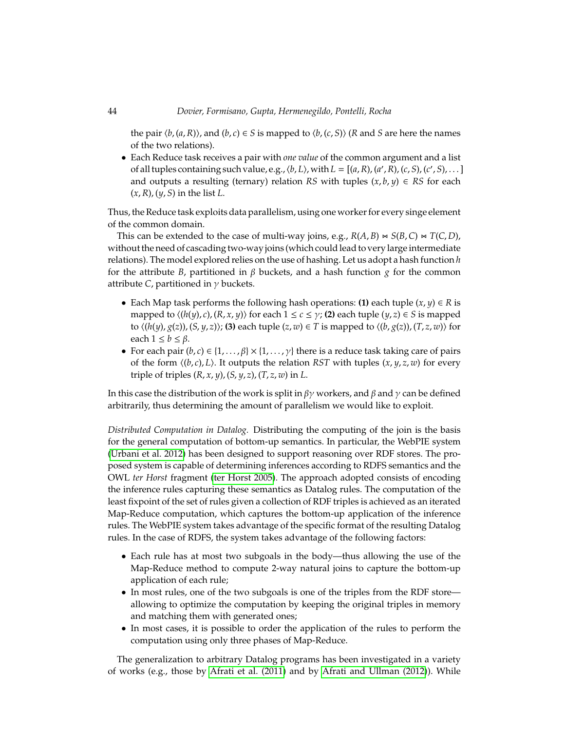the pair $\langle b, (a, R)\rangle$, and $(b, c) \in S$ is mapped to $\langle b, (c, S)\rangle$ ($R$ and $S$ are here the names of the two relations).

- Each Reduce task receives a pair with *one value* of the common argument and a list of all tuples containing such value, e.g., $\langle b, L\rangle$, with $L = [(a, R), (a', R), (c, S), (c', S), \dots]$ and outputs a resulting (ternary) relation $RS$ with tuples $(x, b, y) \in RS$ for each $(x, R), (y, S)$ in the list $L$.

Thus, the Reduce task exploits data parallelism, using one worker for every singe element of the common domain.

This can be extended to the case of multi-way joins, e.g., $R(A, B) \bowtie S(B, C) \bowtie T(C, D)$, without the need of cascading two-way joins (which could lead to very large intermediate relations). The model explored relies on the use of hashing. Let us adopt a hash function $h$ for the attribute $B$, partitioned in $\beta$ buckets, and a hash function $g$ for the common attribute $C$, partitioned in $\gamma$ buckets.

- Each Map task performs the following hash operations: **(1)** each tuple $(x, y) \in R$ is mapped to $\langle (h(y), c), (R, x, y)\rangle$ for each $1 \leq c \leq \gamma$; **(2)** each tuple $(y, z) \in S$ is mapped to $\langle (h(y), g(z)), (S, y, z)\rangle$; **(3)** each tuple $(z, w) \in T$ is mapped to $\langle (b, g(z)), (T, z, w)\rangle$ for each $1 \leq b \leq \beta$.
- For each pair $(b, c) \in \{1, \dots, \beta\} \times \{1, \dots, \gamma\}$ there is a reduce task taking care of pairs of the form $\langle (b, c), L\rangle$. It outputs the relation $RST$ with tuples $(x, y, z, w)$ for every triple of triples $(R, x, y), (S, y, z), (T, z, w)$ in $L$.

In this case the distribution of the work is split in $\beta\gamma$ workers, and $\beta$ and $\gamma$ can be defined arbitrarily, thus determining the amount of parallelism we would like to exploit.

*Distributed Computation in Datalog.* Distributing the computing of the join is the basis for the general computation of bottom-up semantics. In particular, the WebPIE system (Urbani et al. 2012) has been designed to support reasoning over RDF stores. The proposed system is capable of determining inferences according to RDFS semantics and the OWL *ter Horst* fragment (ter Horst 2005). The approach adopted consists of encoding the inference rules capturing these semantics as Datalog rules. The computation of the least fixpoint of the set of rules given a collection of RDF triples is achieved as an iterated Map-Reduce computation, which captures the bottom-up application of the inference rules. The WebPIE system takes advantage of the specific format of the resulting Datalog rules. In the case of RDFS, the system takes advantage of the following factors:

- Each rule has at most two subgoals in the body—thus allowing the use of the Map-Reduce method to compute 2-way natural joins to capture the bottom-up application of each rule;
- In most rules, one of the two subgoals is one of the triples from the RDF store—allowing to optimize the computation by keeping the original triples in memory and matching them with generated ones;
- In most cases, it is possible to order the application of the rules to perform the computation using only three phases of Map-Reduce.

The generalization to arbitrary Datalog programs has been investigated in a variety of works (e.g., those by Afrati et al. (2011) and by Afrati and Ullman (2012)). While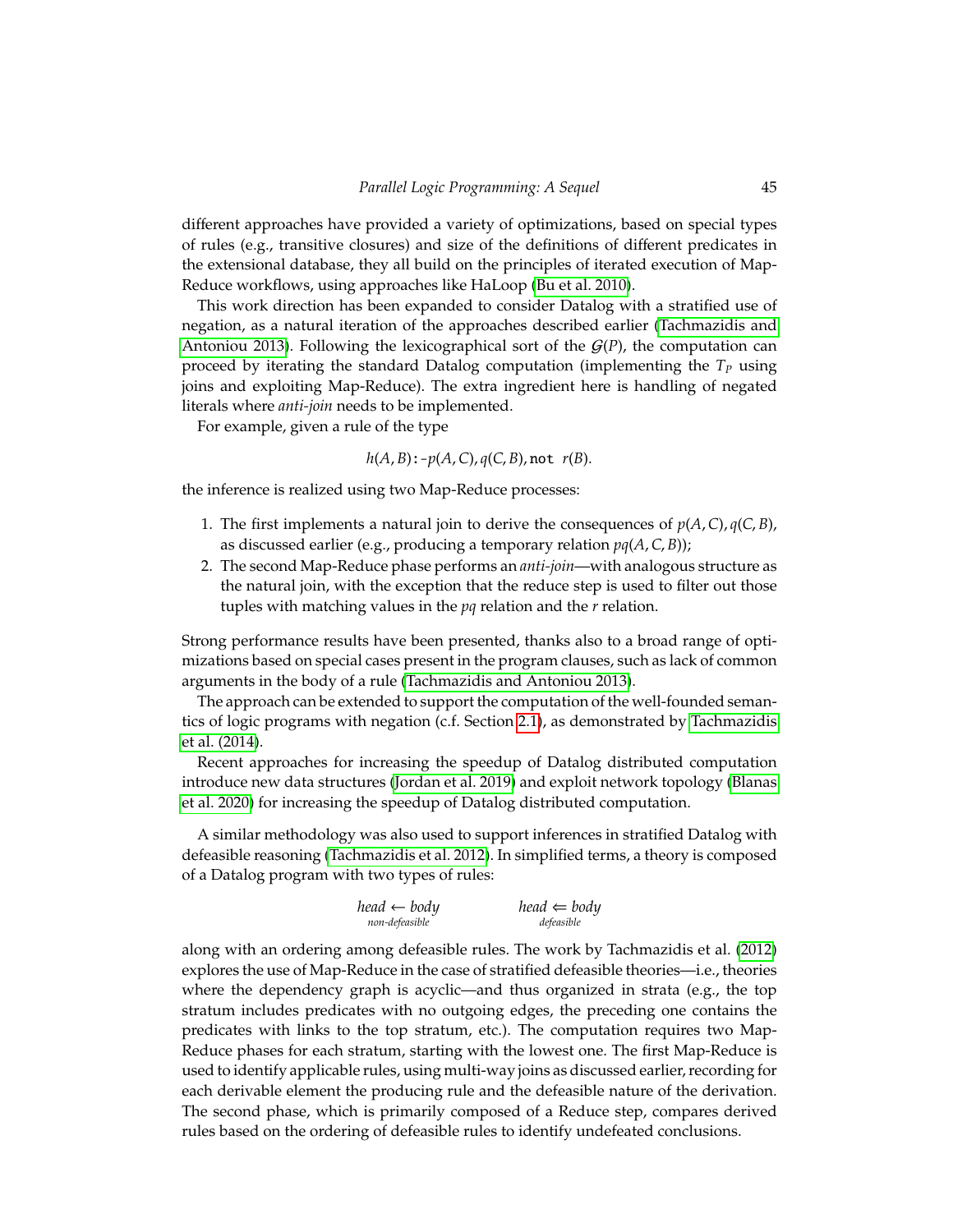different approaches have provided a variety of optimizations, based on special types of rules (e.g., transitive closures) and size of the definitions of different predicates in the extensional database, they all build on the principles of iterated execution of Map-Reduce workflows, using approaches like HaLoop (Bu et al. 2010).

This work direction has been expanded to consider Datalog with a stratified use of negation, as a natural iteration of the approaches described earlier (Tachmazidis and Antoniou 2013). Following the lexicographical sort of the $\mathcal{G}(P)$, the computation can proceed by iterating the standard Datalog computation (implementing the $T_P$ using joins and exploiting Map-Reduce). The extra ingredient here is handling of negated literals where *anti-join* needs to be implemented.

For example, given a rule of the type

$$h(A,B)\texttt{:-}p(A,C), q(C,B), \texttt{not}\ \ r(B).$$

the inference is realized using two Map-Reduce processes:

1. The first implements a natural join to derive the consequences of $p(A,C), q(C,B)$, as discussed earlier (e.g., producing a temporary relation $pq(A,C,B)$);
2. The second Map-Reduce phase performs an *anti-join*—with analogous structure as the natural join, with the exception that the reduce step is used to filter out those tuples with matching values in the $pq$ relation and the $r$ relation.

Strong performance results have been presented, thanks also to a broad range of optimizations based on special cases present in the program clauses, such as lack of common arguments in the body of a rule (Tachmazidis and Antoniou 2013).

The approach can be extended to support the computation of the well-founded semantics of logic programs with negation (c.f. Section 2.1), as demonstrated by Tachmazidis et al. (2014).

Recent approaches for increasing the speedup of Datalog distributed computation introduce new data structures (Jordan et al. 2019) and exploit network topology (Blanas et al. 2020) for increasing the speedup of Datalog distributed computation.

A similar methodology was also used to support inferences in stratified Datalog with defeasible reasoning (Tachmazidis et al. 2012). In simplified terms, a theory is composed of a Datalog program with two types of rules:

$$\underbrace{head \leftarrow body}_{\textit{non-defeasible}} \qquad\qquad \underbrace{head \Leftarrow body}_{\textit{defeasible}}$$

along with an ordering among defeasible rules. The work by Tachmazidis et al. (2012) explores the use of Map-Reduce in the case of stratified defeasible theories—i.e., theories where the dependency graph is acyclic—and thus organized in strata (e.g., the top stratum includes predicates with no outgoing edges, the preceding one contains the predicates with links to the top stratum, etc.). The computation requires two Map-Reduce phases for each stratum, starting with the lowest one. The first Map-Reduce is used to identify applicable rules, using multi-way joins as discussed earlier, recording for each derivable element the producing rule and the defeasible nature of the derivation. The second phase, which is primarily composed of a Reduce step, compares derived rules based on the ordering of defeasible rules to identify undefeated conclusions.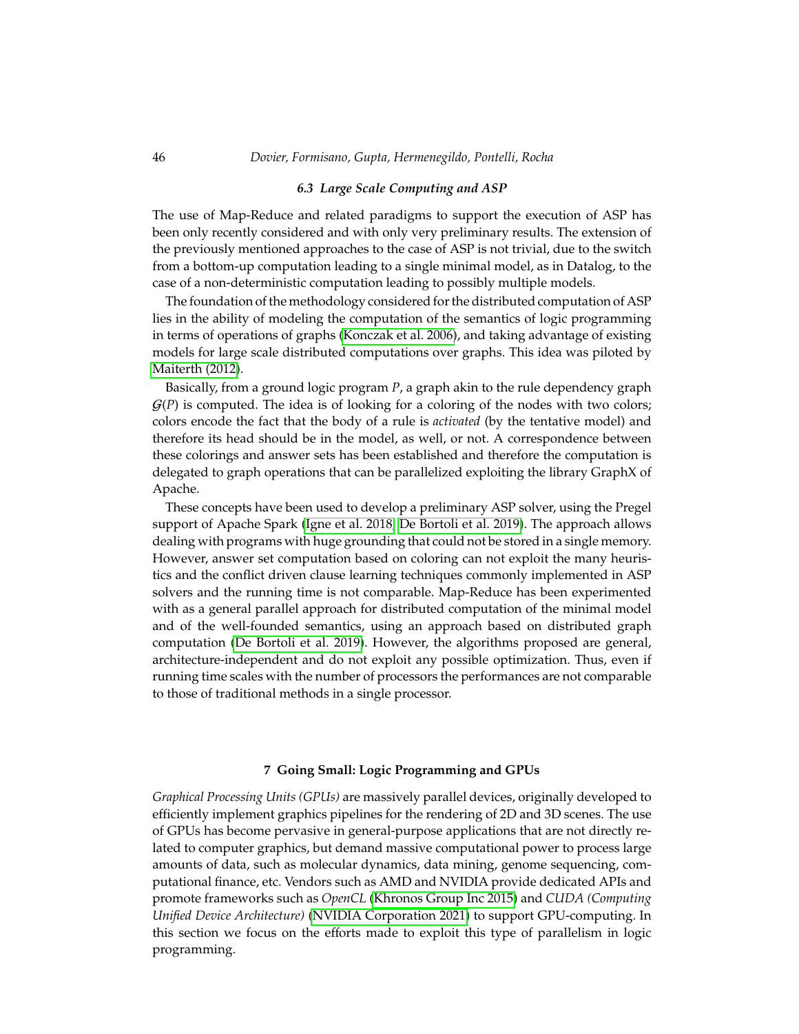### 6.3 *Large Scale Computing and ASP*

The use of Map-Reduce and related paradigms to support the execution of ASP has been only recently considered and with only very preliminary results. The extension of the previously mentioned approaches to the case of ASP is not trivial, due to the switch from a bottom-up computation leading to a single minimal model, as in Datalog, to the case of a non-deterministic computation leading to possibly multiple models.

The foundation of the methodology considered for the distributed computation of ASP lies in the ability of modeling the computation of the semantics of logic programming in terms of operations of graphs (Konczak et al. 2006), and taking advantage of existing models for large scale distributed computations over graphs. This idea was piloted by Maiterth (2012).

Basically, from a ground logic program $P$, a graph akin to the rule dependency graph $\mathcal{G}(P)$ is computed. The idea is of looking for a coloring of the nodes with two colors; colors encode the fact that the body of a rule is *activated* (by the tentative model) and therefore its head should be in the model, as well, or not. A correspondence between these colorings and answer sets has been established and therefore the computation is delegated to graph operations that can be parallelized exploiting the library GraphX of Apache.

These concepts have been used to develop a preliminary ASP solver, using the Pregel support of Apache Spark (Igne et al. 2018; De Bortoli et al. 2019). The approach allows dealing with programs with huge grounding that could not be stored in a single memory. However, answer set computation based on coloring can not exploit the many heuristics and the conflict driven clause learning techniques commonly implemented in ASP solvers and the running time is not comparable. Map-Reduce has been experimented with as a general parallel approach for distributed computation of the minimal model and of the well-founded semantics, using an approach based on distributed graph computation (De Bortoli et al. 2019). However, the algorithms proposed are general, architecture-independent and do not exploit any possible optimization. Thus, even if running time scales with the number of processors the performances are not comparable to those of traditional methods in a single processor.

## 7 Going Small: Logic Programming and GPUs

*Graphical Processing Units (GPUs)* are massively parallel devices, originally developed to efficiently implement graphics pipelines for the rendering of 2D and 3D scenes. The use of GPUs has become pervasive in general-purpose applications that are not directly related to computer graphics, but demand massive computational power to process large amounts of data, such as molecular dynamics, data mining, genome sequencing, computational finance, etc. Vendors such as AMD and NVIDIA provide dedicated APIs and promote frameworks such as *OpenCL* (Khronos Group Inc 2015) and *CUDA (Computing Unified Device Architecture)* (NVIDIA Corporation 2021) to support GPU-computing. In this section we focus on the efforts made to exploit this type of parallelism in logic programming.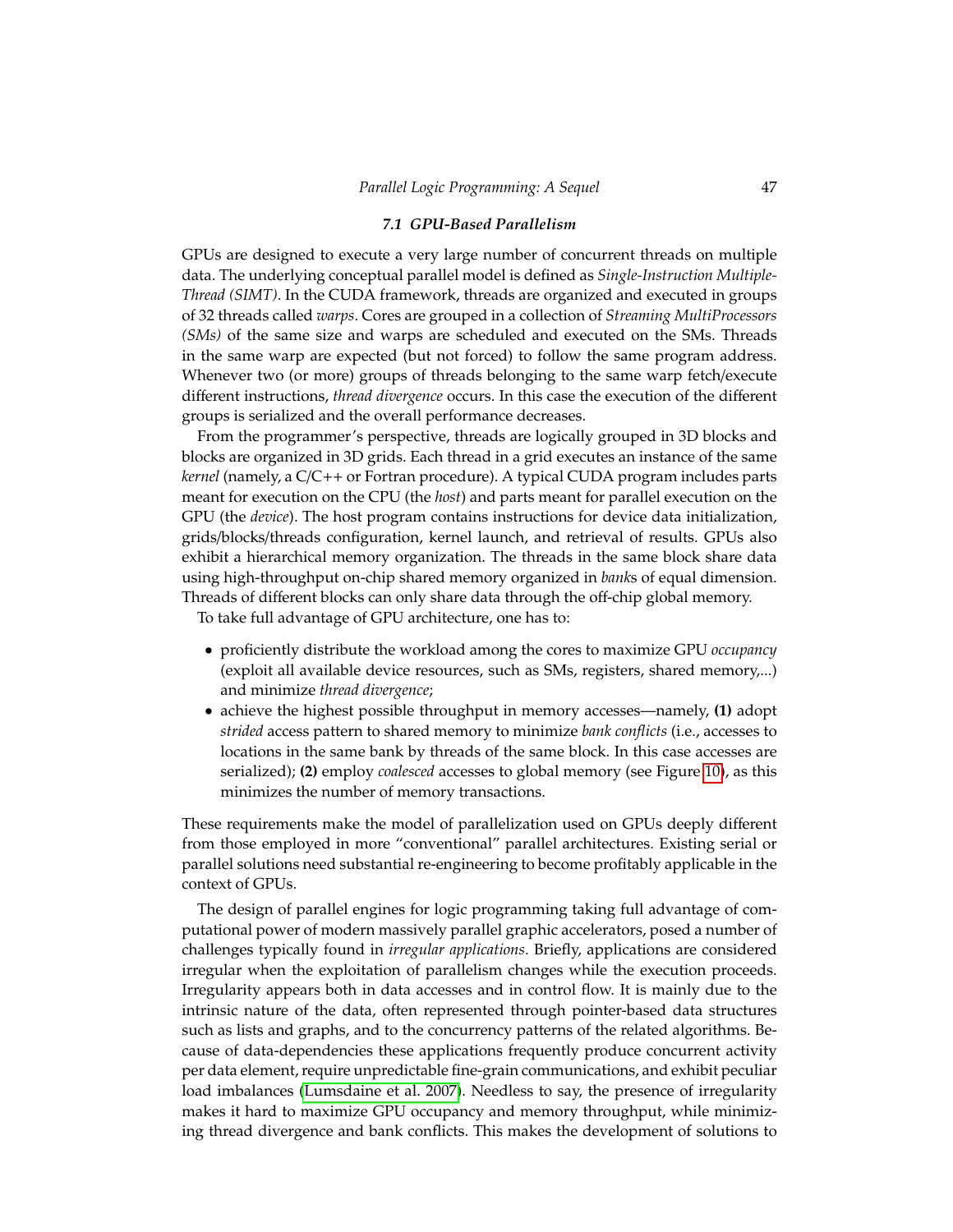### 7.1 GPU-Based Parallelism

GPUs are designed to execute a very large number of concurrent threads on multiple data. The underlying conceptual parallel model is defined as *Single-Instruction Multiple-Thread (SIMT)*. In the CUDA framework, threads are organized and executed in groups of 32 threads called *warps*. Cores are grouped in a collection of *Streaming MultiProcessors (SMs)* of the same size and warps are scheduled and executed on the SMs. Threads in the same warp are expected (but not forced) to follow the same program address. Whenever two (or more) groups of threads belonging to the same warp fetch/execute different instructions, *thread divergence* occurs. In this case the execution of the different groups is serialized and the overall performance decreases.

From the programmer's perspective, threads are logically grouped in 3D blocks and blocks are organized in 3D grids. Each thread in a grid executes an instance of the same *kernel* (namely, a C/C++ or Fortran procedure). A typical CUDA program includes parts meant for execution on the CPU (the *host*) and parts meant for parallel execution on the GPU (the *device*). The host program contains instructions for device data initialization, grids/blocks/threads configuration, kernel launch, and retrieval of results. GPUs also exhibit a hierarchical memory organization. The threads in the same block share data using high-throughput on-chip shared memory organized in *bank*s of equal dimension. Threads of different blocks can only share data through the off-chip global memory.

To take full advantage of GPU architecture, one has to:

- proficiently distribute the workload among the cores to maximize GPU *occupancy* (exploit all available device resources, such as SMs, registers, shared memory,...) and minimize *thread divergence*;
- achieve the highest possible throughput in memory accesses—namely, **(1)** adopt *strided* access pattern to shared memory to minimize *bank conflicts* (i.e., accesses to locations in the same bank by threads of the same block. In this case accesses are serialized); **(2)** employ *coalesced* accesses to global memory (see Figure 10), as this minimizes the number of memory transactions.

These requirements make the model of parallelization used on GPUs deeply different from those employed in more "conventional" parallel architectures. Existing serial or parallel solutions need substantial re-engineering to become profitably applicable in the context of GPUs.

The design of parallel engines for logic programming taking full advantage of computational power of modern massively parallel graphic accelerators, posed a number of challenges typically found in *irregular applications*. Briefly, applications are considered irregular when the exploitation of parallelism changes while the execution proceeds. Irregularity appears both in data accesses and in control flow. It is mainly due to the intrinsic nature of the data, often represented through pointer-based data structures such as lists and graphs, and to the concurrency patterns of the related algorithms. Because of data-dependencies these applications frequently produce concurrent activity per data element, require unpredictable fine-grain communications, and exhibit peculiar load imbalances (Lumsdaine et al. 2007). Needless to say, the presence of irregularity makes it hard to maximize GPU occupancy and memory throughput, while minimizing thread divergence and bank conflicts. This makes the development of solutions to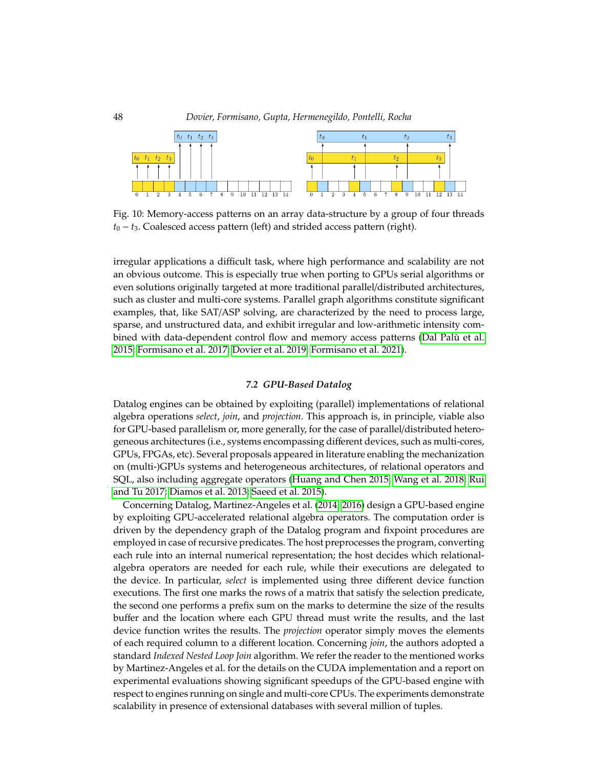$t_0$ $t_1$ $t_2$ $t_3$

$t_0$ $t_1$ $t_2$ $t_3$

0 1 2 3 4 5 6 7 8 9 10 11 12 13 14

$t_0$ $t_1$ $t_2$ $t_3$

$t_0$ $t_1$ $t_2$ $t_3$

0 1 2 3 4 5 6 7 8 9 10 11 12 13 14

Fig. 10: Memory-access patterns on an array data-structure by a group of four threads $t_0 - t_3$. Coalesced access pattern (left) and strided access pattern (right).

irregular applications a difficult task, where high performance and scalability are not an obvious outcome. This is especially true when porting to GPUs serial algorithms or even solutions originally targeted at more traditional parallel/distributed architectures, such as cluster and multi-core systems. Parallel graph algorithms constitute significant examples, that, like SAT/ASP solving, are characterized by the need to process large, sparse, and unstructured data, and exhibit irregular and low-arithmetic intensity combined with data-dependent control flow and memory access patterns (Dal Palù et al. 2015; Formisano et al. 2017; Dovier et al. 2019; Formisano et al. 2021).

### 7.2 GPU-Based Datalog

Datalog engines can be obtained by exploiting (parallel) implementations of relational algebra operations *select*, *join*, and *projection*. This approach is, in principle, viable also for GPU-based parallelism or, more generally, for the case of parallel/distributed heterogeneous architectures (i.e., systems encompassing different devices, such as multi-cores, GPUs, FPGAs, etc). Several proposals appeared in literature enabling the mechanization on (multi-)GPUs systems and heterogeneous architectures, of relational operators and SQL, also including aggregate operators (Huang and Chen 2015; Wang et al. 2018; Rui and Tu 2017; Diamos et al. 2013; Saeed et al. 2015).

Concerning Datalog, Martinez-Angeles et al. (2014; 2016) design a GPU-based engine by exploiting GPU-accelerated relational algebra operators. The computation order is driven by the dependency graph of the Datalog program and fixpoint procedures are employed in case of recursive predicates. The host preprocesses the program, converting each rule into an internal numerical representation; the host decides which relational-algebra operators are needed for each rule, while their executions are delegated to the device. In particular, *select* is implemented using three different device function executions. The first one marks the rows of a matrix that satisfy the selection predicate, the second one performs a prefix sum on the marks to determine the size of the results buffer and the location where each GPU thread must write the results, and the last device function writes the results. The *projection* operator simply moves the elements of each required column to a different location. Concerning *join*, the authors adopted a standard *Indexed Nested Loop Join* algorithm. We refer the reader to the mentioned works by Martinez-Angeles et al. for the details on the CUDA implementation and a report on experimental evaluations showing significant speedups of the GPU-based engine with respect to engines running on single and multi-core CPUs. The experiments demonstrate scalability in presence of extensional databases with several million of tuples.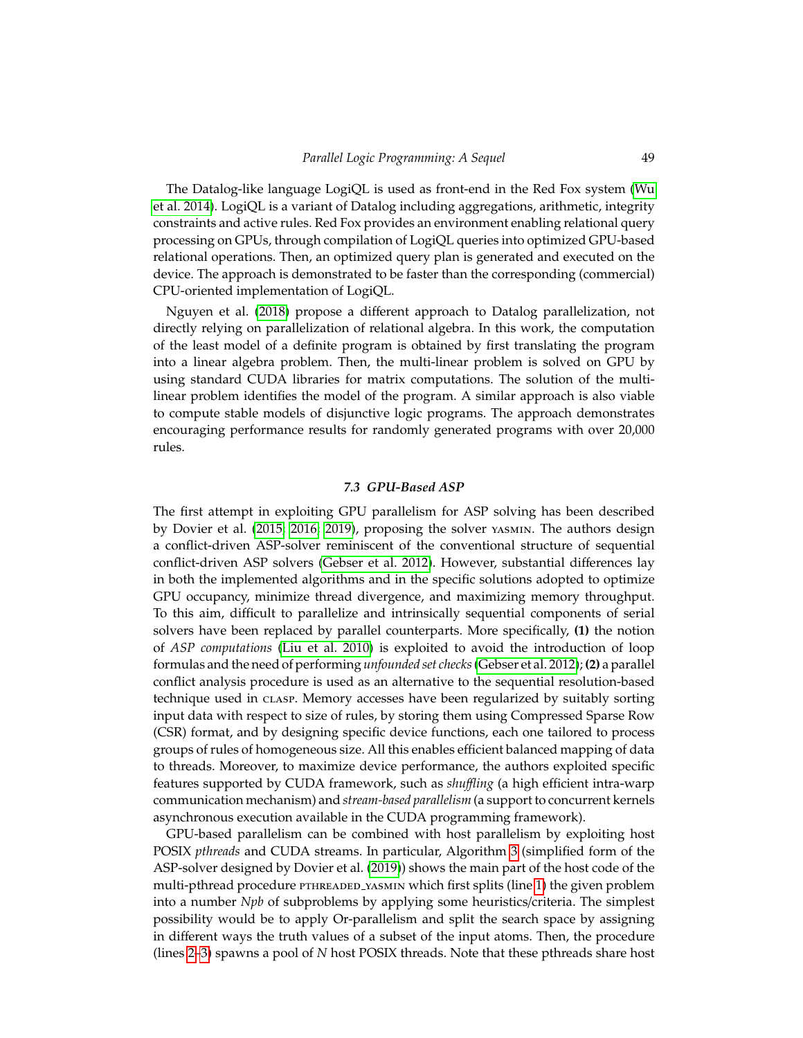The Datalog-like language LogiQL is used as front-end in the Red Fox system (Wu et al. 2014). LogiQL is a variant of Datalog including aggregations, arithmetic, integrity constraints and active rules. Red Fox provides an environment enabling relational query processing on GPUs, through compilation of LogiQL queries into optimized GPU-based relational operations. Then, an optimized query plan is generated and executed on the device. The approach is demonstrated to be faster than the corresponding (commercial) CPU-oriented implementation of LogiQL.

Nguyen et al. (2018) propose a different approach to Datalog parallelization, not directly relying on parallelization of relational algebra. In this work, the computation of the least model of a definite program is obtained by first translating the program into a linear algebra problem. Then, the multi-linear problem is solved on GPU by using standard CUDA libraries for matrix computations. The solution of the multi-linear problem identifies the model of the program. A similar approach is also viable to compute stable models of disjunctive logic programs. The approach demonstrates encouraging performance results for randomly generated programs with over 20,000 rules.

### *7.3 GPU-Based ASP*

The first attempt in exploiting GPU parallelism for ASP solving has been described by Dovier et al. (2015; 2016; 2019), proposing the solver YASMIN. The authors design a conflict-driven ASP-solver reminiscent of the conventional structure of sequential conflict-driven ASP solvers (Gebser et al. 2012). However, substantial differences lay in both the implemented algorithms and in the specific solutions adopted to optimize GPU occupancy, minimize thread divergence, and maximizing memory throughput. To this aim, difficult to parallelize and intrinsically sequential components of serial solvers have been replaced by parallel counterparts. More specifically, **(1)** the notion of *ASP computations* (Liu et al. 2010) is exploited to avoid the introduction of loop formulas and the need of performing *unfounded set checks* (Gebser et al. 2012); **(2)** a parallel conflict analysis procedure is used as an alternative to the sequential resolution-based technique used in CLASP. Memory accesses have been regularized by suitably sorting input data with respect to size of rules, by storing them using Compressed Sparse Row (CSR) format, and by designing specific device functions, each one tailored to process groups of rules of homogeneous size. All this enables efficient balanced mapping of data to threads. Moreover, to maximize device performance, the authors exploited specific features supported by CUDA framework, such as *shuffling* (a high efficient intra-warp communication mechanism) and *stream-based parallelism* (a support to concurrent kernels asynchronous execution available in the CUDA programming framework).

GPU-based parallelism can be combined with host parallelism by exploiting host POSIX *pthreads* and CUDA streams. In particular, Algorithm 3 (simplified form of the ASP-solver designed by Dovier et al. (2019)) shows the main part of the host code of the multi-pthread procedure PTHREADED_YASMIN which first splits (line 1) the given problem into a number *Npb* of subproblems by applying some heuristics/criteria. The simplest possibility would be to apply Or-parallelism and split the search space by assigning in different ways the truth values of a subset of the input atoms. Then, the procedure (lines 2–3) spawns a pool of *N* host POSIX threads. Note that these pthreads share host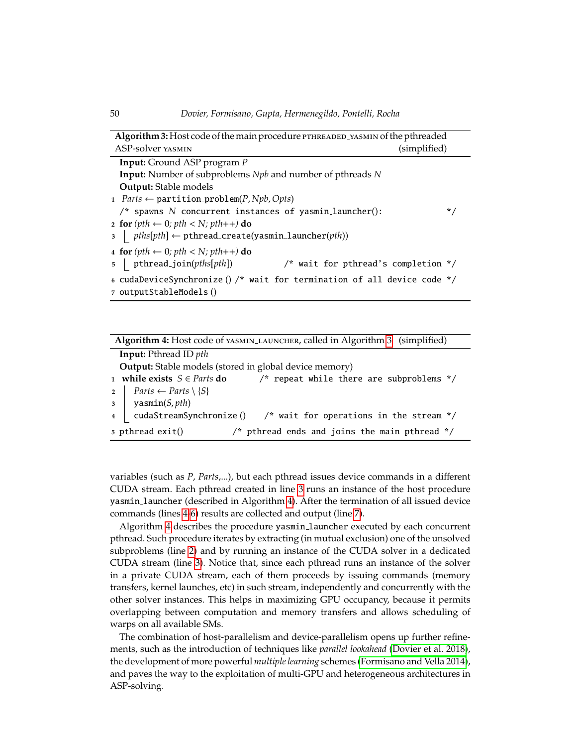**Algorithm 3:** Host code of the main procedure PTHREADED_YASMIN of the pthreaded ASP-solver YASMIN (simplified)

```
Input: Ground ASP program P
Input: Number of subproblems Npb and number of pthreads N
Output: Stable models
1 Parts ← partition_problem(P, Npb, Opts)
  /* spawns N concurrent instances of yasmin_launcher():            */
2 for (pth ← 0; pth < N; pth++) do
3 |  pths[pth] ← pthread_create(yasmin_launcher(pth))
4 for (pth ← 0; pth < N; pth++) do
5 |  pthread_join(pths[pth])          /* wait for pthread's completion */
6 cudaDeviceSynchronize () /* wait for termination of all device code */
7 outputStableModels ()
```

**Algorithm 4:** Host code of YASMIN_LAUNCHER, called in Algorithm 3 (simplified)

```
Input: Pthread ID pth
Output: Stable models (stored in global device memory)
1 while exists S ∈ Parts do       /* repeat while there are subproblems */
2 |  Parts ← Parts \ {S}
3 |  yasmin(S, pth)
4 |  cudaStreamSynchronize ()    /* wait for operations in the stream */
5 pthread_exit()          /* pthread ends and joins the main pthread */
```

variables (such as $P$, *Parts*,...), but each pthread issues device commands in a different CUDA stream. Each pthread created in line 3 runs an instance of the host procedure `yasmin_launcher` (described in Algorithm 4). After the termination of all issued device commands (lines 4-6) results are collected and output (line 7).

Algorithm 4 describes the procedure `yasmin_launcher` executed by each concurrent pthread. Such procedure iterates by extracting (in mutual exclusion) one of the unsolved subproblems (line 2) and by running an instance of the CUDA solver in a dedicated CUDA stream (line 3). Notice that, since each pthread runs an instance of the solver in a private CUDA stream, each of them proceeds by issuing commands (memory transfers, kernel launches, etc) in such stream, independently and concurrently with the other solver instances. This helps in maximizing GPU occupancy, because it permits overlapping between computation and memory transfers and allows scheduling of warps on all available SMs.

The combination of host-parallelism and device-parallelism opens up further refinements, such as the introduction of techniques like *parallel lookahead* (Dovier et al. 2018), the development of more powerful *multiple learning* schemes (Formisano and Vella 2014), and paves the way to the exploitation of multi-GPU and heterogeneous architectures in ASP-solving.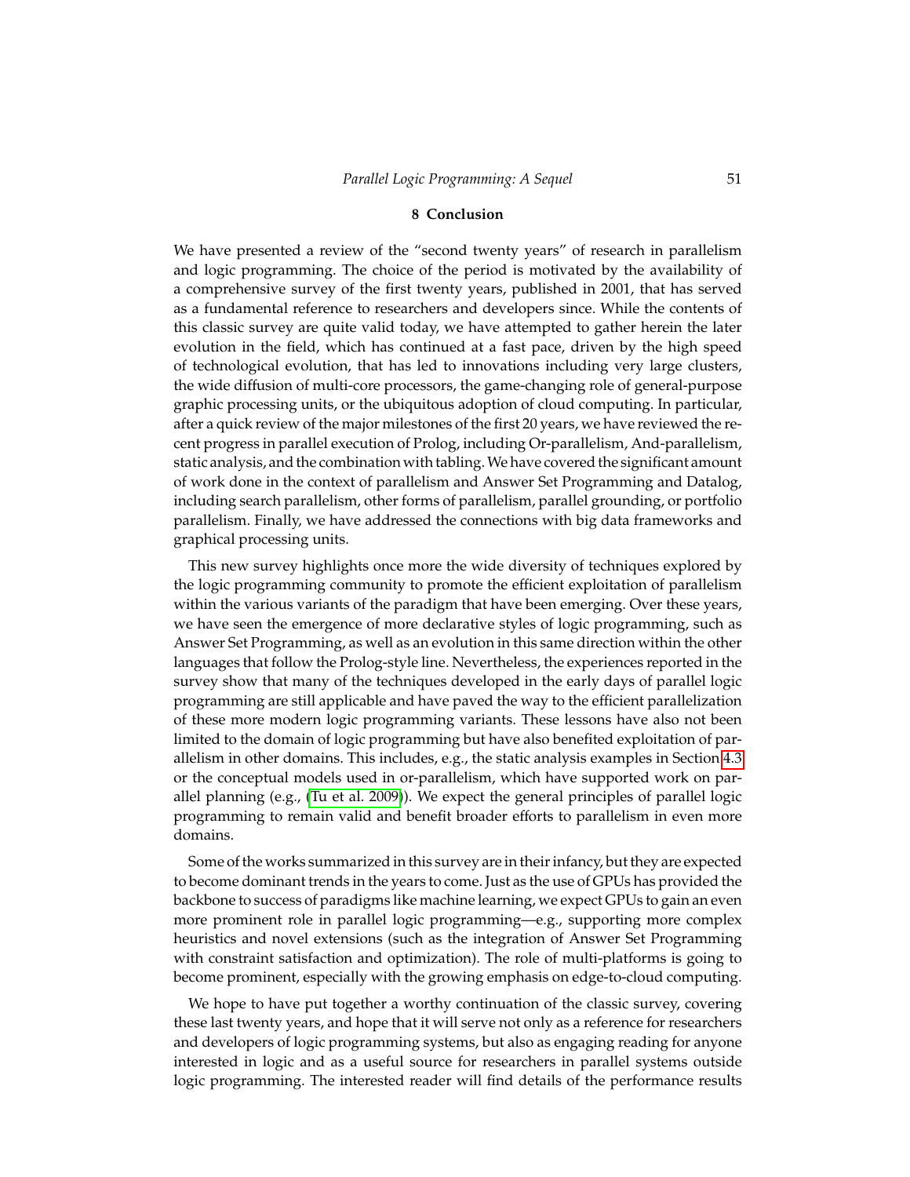## 8 Conclusion

We have presented a review of the "second twenty years" of research in parallelism and logic programming. The choice of the period is motivated by the availability of a comprehensive survey of the first twenty years, published in 2001, that has served as a fundamental reference to researchers and developers since. While the contents of this classic survey are quite valid today, we have attempted to gather herein the later evolution in the field, which has continued at a fast pace, driven by the high speed of technological evolution, that has led to innovations including very large clusters, the wide diffusion of multi-core processors, the game-changing role of general-purpose graphic processing units, or the ubiquitous adoption of cloud computing. In particular, after a quick review of the major milestones of the first 20 years, we have reviewed the recent progress in parallel execution of Prolog, including Or-parallelism, And-parallelism, static analysis, and the combination with tabling. We have covered the significant amount of work done in the context of parallelism and Answer Set Programming and Datalog, including search parallelism, other forms of parallelism, parallel grounding, or portfolio parallelism. Finally, we have addressed the connections with big data frameworks and graphical processing units.

This new survey highlights once more the wide diversity of techniques explored by the logic programming community to promote the efficient exploitation of parallelism within the various variants of the paradigm that have been emerging. Over these years, we have seen the emergence of more declarative styles of logic programming, such as Answer Set Programming, as well as an evolution in this same direction within the other languages that follow the Prolog-style line. Nevertheless, the experiences reported in the survey show that many of the techniques developed in the early days of parallel logic programming are still applicable and have paved the way to the efficient parallelization of these more modern logic programming variants. These lessons have also not been limited to the domain of logic programming but have also benefited exploitation of parallelism in other domains. This includes, e.g., the static analysis examples in Section 4.3 or the conceptual models used in or-parallelism, which have supported work on parallel planning (e.g., (Tu et al. 2009)). We expect the general principles of parallel logic programming to remain valid and benefit broader efforts to parallelism in even more domains.

Some of the works summarized in this survey are in their infancy, but they are expected to become dominant trends in the years to come. Just as the use of GPUs has provided the backbone to success of paradigms like machine learning, we expect GPUs to gain an even more prominent role in parallel logic programming—e.g., supporting more complex heuristics and novel extensions (such as the integration of Answer Set Programming with constraint satisfaction and optimization). The role of multi-platforms is going to become prominent, especially with the growing emphasis on edge-to-cloud computing.

We hope to have put together a worthy continuation of the classic survey, covering these last twenty years, and hope that it will serve not only as a reference for researchers and developers of logic programming systems, but also as engaging reading for anyone interested in logic and as a useful source for researchers in parallel systems outside logic programming. The interested reader will find details of the performance results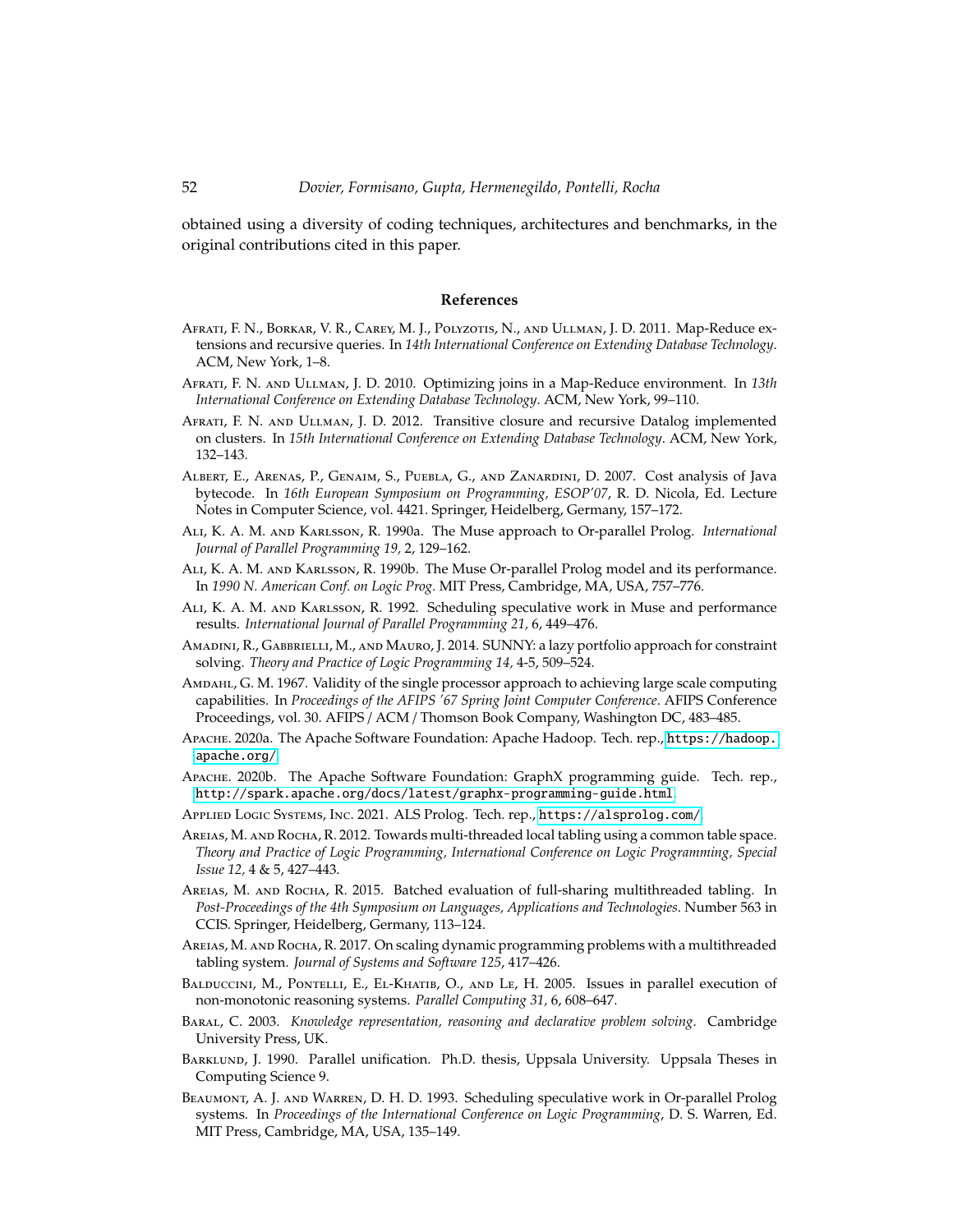obtained using a diversity of coding techniques, architectures and benchmarks, in the original contributions cited in this paper.

## References

Afrati, F. N., Borkar, V. R., Carey, M. J., Polyzotis, N., and Ullman, J. D. 2011. Map-Reduce extensions and recursive queries. In *14th International Conference on Extending Database Technology*. ACM, New York, 1–8.

Afrati, F. N. and Ullman, J. D. 2010. Optimizing joins in a Map-Reduce environment. In *13th International Conference on Extending Database Technology*. ACM, New York, 99–110.

Afrati, F. N. and Ullman, J. D. 2012. Transitive closure and recursive Datalog implemented on clusters. In *15th International Conference on Extending Database Technology*. ACM, New York, 132–143.

Albert, E., Arenas, P., Genaim, S., Puebla, G., and Zanardini, D. 2007. Cost analysis of Java bytecode. In *16th European Symposium on Programming, ESOP'07*, R. D. Nicola, Ed. Lecture Notes in Computer Science, vol. 4421. Springer, Heidelberg, Germany, 157–172.

Ali, K. A. M. and Karlsson, R. 1990a. The Muse approach to Or-parallel Prolog. *International Journal of Parallel Programming 19,* 2, 129–162.

Ali, K. A. M. and Karlsson, R. 1990b. The Muse Or-parallel Prolog model and its performance. In *1990 N. American Conf. on Logic Prog.* MIT Press, Cambridge, MA, USA, 757–776.

Ali, K. A. M. and Karlsson, R. 1992. Scheduling speculative work in Muse and performance results. *International Journal of Parallel Programming 21,* 6, 449–476.

Amadini, R., Gabbrielli, M., and Mauro, J. 2014. SUNNY: a lazy portfolio approach for constraint solving. *Theory and Practice of Logic Programming 14,* 4-5, 509–524.

Amdahl, G. M. 1967. Validity of the single processor approach to achieving large scale computing capabilities. In *Proceedings of the AFIPS '67 Spring Joint Computer Conference*. AFIPS Conference Proceedings, vol. 30. AFIPS / ACM / Thomson Book Company, Washington DC, 483–485.

Apache. 2020a. The Apache Software Foundation: Apache Hadoop. Tech. rep., https://hadoop.apache.org/.

Apache. 2020b. The Apache Software Foundation: GraphX programming guide. Tech. rep., http://spark.apache.org/docs/latest/graphx-programming-guide.html.

Applied Logic Systems, Inc. 2021. ALS Prolog. Tech. rep., https://alsprolog.com/.

Areias, M. and Rocha, R. 2012. Towards multi-threaded local tabling using a common table space. *Theory and Practice of Logic Programming, International Conference on Logic Programming, Special Issue 12,* 4 & 5, 427–443.

Areias, M. and Rocha, R. 2015. Batched evaluation of full-sharing multithreaded tabling. In *Post-Proceedings of the 4th Symposium on Languages, Applications and Technologies*. Number 563 in CCIS. Springer, Heidelberg, Germany, 113–124.

Areias, M. and Rocha, R. 2017. On scaling dynamic programming problems with a multithreaded tabling system. *Journal of Systems and Software 125*, 417–426.

Balduccini, M., Pontelli, E., El-Khatib, O., and Le, H. 2005. Issues in parallel execution of non-monotonic reasoning systems. *Parallel Computing 31,* 6, 608–647.

Baral, C. 2003. *Knowledge representation, reasoning and declarative problem solving*. Cambridge University Press, UK.

Barklund, J. 1990. Parallel unification. Ph.D. thesis, Uppsala University. Uppsala Theses in Computing Science 9.

Beaumont, A. J. and Warren, D. H. D. 1993. Scheduling speculative work in Or-parallel Prolog systems. In *Proceedings of the International Conference on Logic Programming*, D. S. Warren, Ed. MIT Press, Cambridge, MA, USA, 135–149.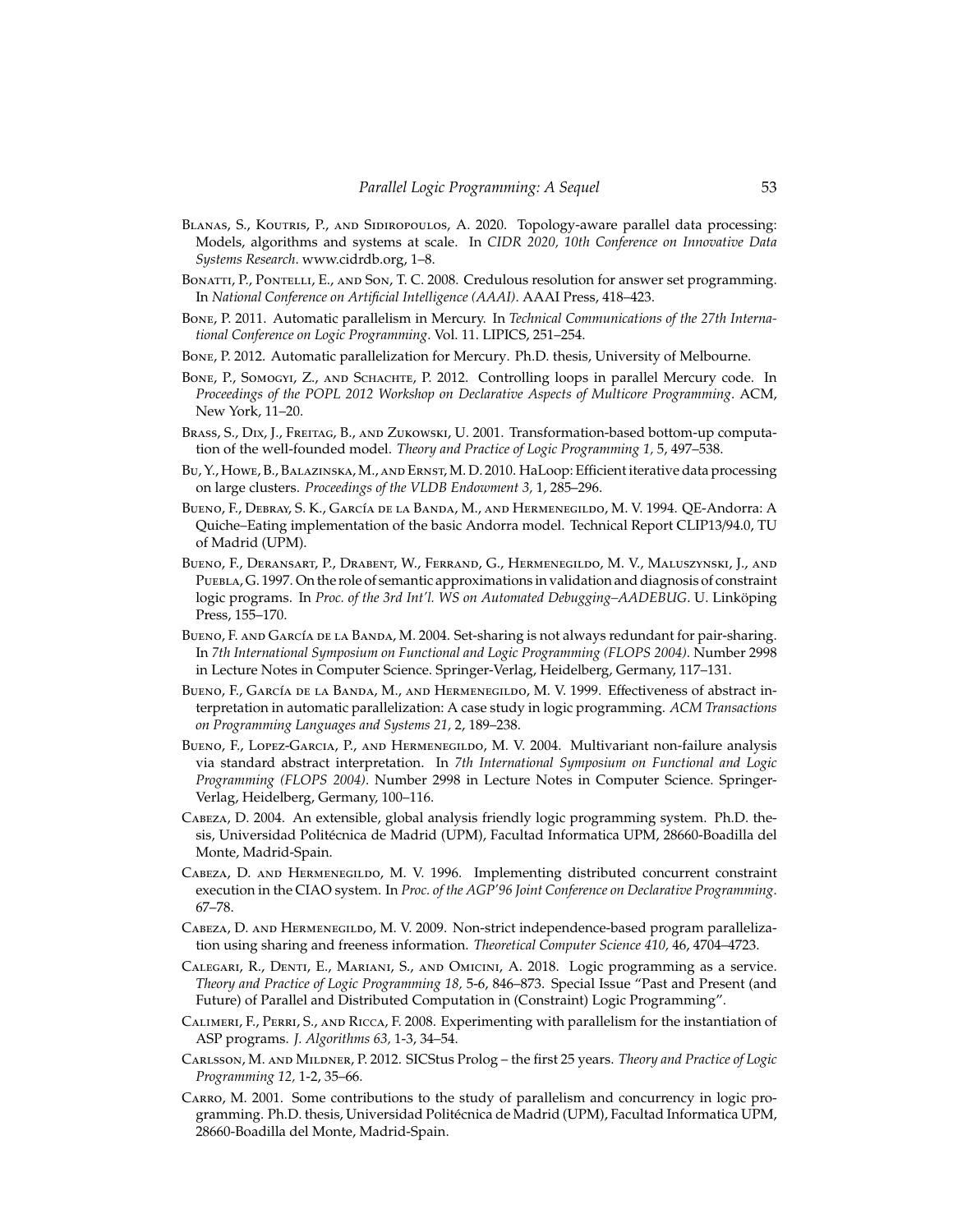Blanas, S., Koutris, P., and Sidiropoulos, A. 2020. Topology-aware parallel data processing: Models, algorithms and systems at scale. In *CIDR 2020, 10th Conference on Innovative Data Systems Research*. www.cidrdb.org, 1–8.

Bonatti, P., Pontelli, E., and Son, T. C. 2008. Credulous resolution for answer set programming. In *National Conference on Artificial Intelligence (AAAI)*. AAAI Press, 418–423.

Bone, P. 2011. Automatic parallelism in Mercury. In *Technical Communications of the 27th International Conference on Logic Programming*. Vol. 11. LIPICS, 251–254.

Bone, P. 2012. Automatic parallelization for Mercury. Ph.D. thesis, University of Melbourne.

Bone, P., Somogyi, Z., and Schachte, P. 2012. Controlling loops in parallel Mercury code. In *Proceedings of the POPL 2012 Workshop on Declarative Aspects of Multicore Programming*. ACM, New York, 11–20.

Brass, S., Dix, J., Freitag, B., and Zukowski, U. 2001. Transformation-based bottom-up computation of the well-founded model. *Theory and Practice of Logic Programming 1,* 5, 497–538.

Bu, Y., Howe, B., Balazinska, M., and Ernst, M. D. 2010. HaLoop: Efficient iterative data processing on large clusters. *Proceedings of the VLDB Endowment 3,* 1, 285–296.

Bueno, F., Debray, S. K., García de la Banda, M., and Hermenegildo, M. V. 1994. QE-Andorra: A Quiche–Eating implementation of the basic Andorra model. Technical Report CLIP13/94.0, TU of Madrid (UPM).

Bueno, F., Deransart, P., Drabent, W., Ferrand, G., Hermenegildo, M. V., Maluszynski, J., and Puebla, G. 1997. On the role of semantic approximations in validation and diagnosis of constraint logic programs. In *Proc. of the 3rd Int'l. WS on Automated Debugging–AADEBUG*. U. Linköping Press, 155–170.

Bueno, F. and García de la Banda, M. 2004. Set-sharing is not always redundant for pair-sharing. In *7th International Symposium on Functional and Logic Programming (FLOPS 2004)*. Number 2998 in Lecture Notes in Computer Science. Springer-Verlag, Heidelberg, Germany, 117–131.

Bueno, F., García de la Banda, M., and Hermenegildo, M. V. 1999. Effectiveness of abstract interpretation in automatic parallelization: A case study in logic programming. *ACM Transactions on Programming Languages and Systems 21,* 2, 189–238.

Bueno, F., Lopez-Garcia, P., and Hermenegildo, M. V. 2004. Multivariant non-failure analysis via standard abstract interpretation. In *7th International Symposium on Functional and Logic Programming (FLOPS 2004)*. Number 2998 in Lecture Notes in Computer Science. Springer-Verlag, Heidelberg, Germany, 100–116.

Cabeza, D. 2004. An extensible, global analysis friendly logic programming system. Ph.D. thesis, Universidad Politécnica de Madrid (UPM), Facultad Informatica UPM, 28660-Boadilla del Monte, Madrid-Spain.

Cabeza, D. and Hermenegildo, M. V. 1996. Implementing distributed concurrent constraint execution in the CIAO system. In *Proc. of the AGP'96 Joint Conference on Declarative Programming*. 67–78.

Cabeza, D. and Hermenegildo, M. V. 2009. Non-strict independence-based program parallelization using sharing and freeness information. *Theoretical Computer Science 410,* 46, 4704–4723.

Calegari, R., Denti, E., Mariani, S., and Omicini, A. 2018. Logic programming as a service. *Theory and Practice of Logic Programming 18,* 5-6, 846–873. Special Issue "Past and Present (and Future) of Parallel and Distributed Computation in (Constraint) Logic Programming".

Calimeri, F., Perri, S., and Ricca, F. 2008. Experimenting with parallelism for the instantiation of ASP programs. *J. Algorithms 63,* 1-3, 34–54.

Carlsson, M. and Mildner, P. 2012. SICStus Prolog – the first 25 years. *Theory and Practice of Logic Programming 12,* 1-2, 35–66.

Carro, M. 2001. Some contributions to the study of parallelism and concurrency in logic programming. Ph.D. thesis, Universidad Politécnica de Madrid (UPM), Facultad Informatica UPM, 28660-Boadilla del Monte, Madrid-Spain.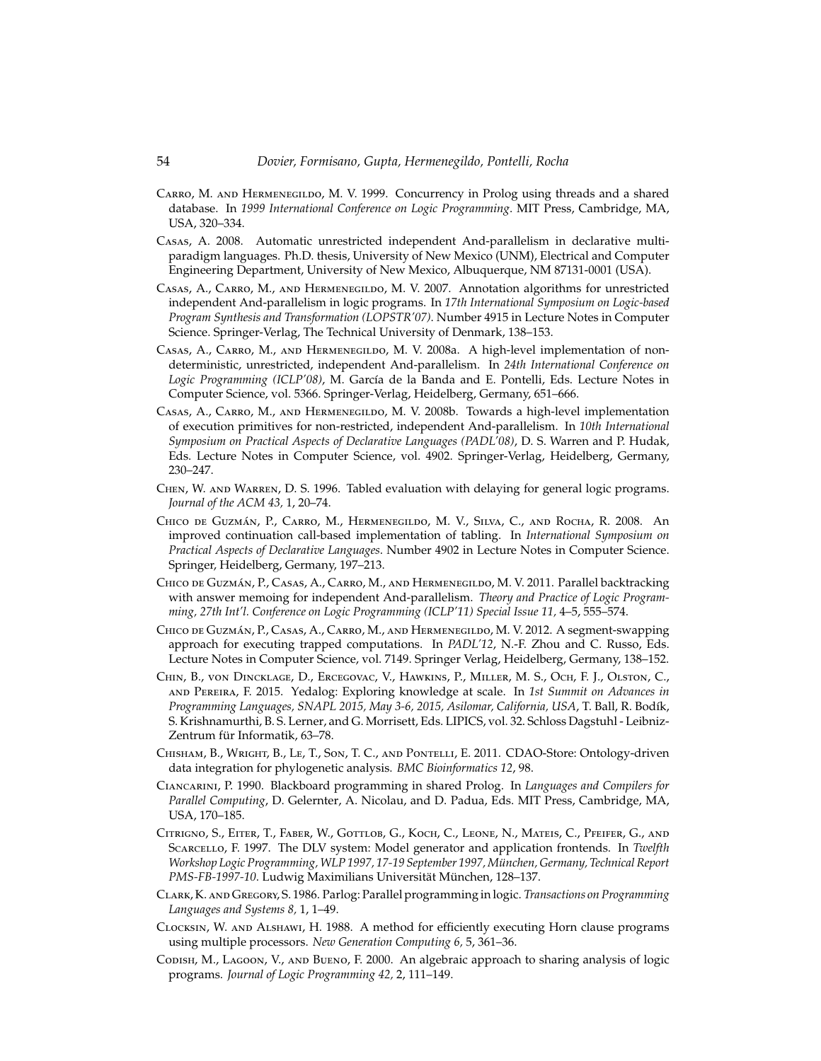Carro, M. and Hermenegildo, M. V. 1999. Concurrency in Prolog using threads and a shared database. In *1999 International Conference on Logic Programming*. MIT Press, Cambridge, MA, USA, 320–334.

Casas, A. 2008. Automatic unrestricted independent And-parallelism in declarative multi-paradigm languages. Ph.D. thesis, University of New Mexico (UNM), Electrical and Computer Engineering Department, University of New Mexico, Albuquerque, NM 87131-0001 (USA).

Casas, A., Carro, M., and Hermenegildo, M. V. 2007. Annotation algorithms for unrestricted independent And-parallelism in logic programs. In *17th International Symposium on Logic-based Program Synthesis and Transformation (LOPSTR'07)*. Number 4915 in Lecture Notes in Computer Science. Springer-Verlag, The Technical University of Denmark, 138–153.

Casas, A., Carro, M., and Hermenegildo, M. V. 2008a. A high-level implementation of non-deterministic, unrestricted, independent And-parallelism. In *24th International Conference on Logic Programming (ICLP'08)*, M. García de la Banda and E. Pontelli, Eds. Lecture Notes in Computer Science, vol. 5366. Springer-Verlag, Heidelberg, Germany, 651–666.

Casas, A., Carro, M., and Hermenegildo, M. V. 2008b. Towards a high-level implementation of execution primitives for non-restricted, independent And-parallelism. In *10th International Symposium on Practical Aspects of Declarative Languages (PADL'08)*, D. S. Warren and P. Hudak, Eds. Lecture Notes in Computer Science, vol. 4902. Springer-Verlag, Heidelberg, Germany, 230–247.

Chen, W. and Warren, D. S. 1996. Tabled evaluation with delaying for general logic programs. *Journal of the ACM 43,* 1, 20–74.

Chico de Guzmán, P., Carro, M., Hermenegildo, M. V., Silva, C., and Rocha, R. 2008. An improved continuation call-based implementation of tabling. In *International Symposium on Practical Aspects of Declarative Languages*. Number 4902 in Lecture Notes in Computer Science. Springer, Heidelberg, Germany, 197–213.

Chico de Guzmán, P., Casas, A., Carro, M., and Hermenegildo, M. V. 2011. Parallel backtracking with answer memoing for independent And-parallelism. *Theory and Practice of Logic Programming, 27th Int'l. Conference on Logic Programming (ICLP'11) Special Issue 11,* 4–5, 555–574.

Chico de Guzmán, P., Casas, A., Carro, M., and Hermenegildo, M. V. 2012. A segment-swapping approach for executing trapped computations. In *PADL'12*, N.-F. Zhou and C. Russo, Eds. Lecture Notes in Computer Science, vol. 7149. Springer Verlag, Heidelberg, Germany, 138–152.

Chin, B., von Dincklage, D., Ercegovac, V., Hawkins, P., Miller, M. S., Och, F. J., Olston, C., and Pereira, F. 2015. Yedalog: Exploring knowledge at scale. In *1st Summit on Advances in Programming Languages, SNAPL 2015, May 3-6, 2015, Asilomar, California, USA*, T. Ball, R. Bodík, S. Krishnamurthi, B. S. Lerner, and G. Morrisett, Eds. LIPICS, vol. 32. Schloss Dagstuhl - Leibniz-Zentrum für Informatik, 63–78.

Chisham, B., Wright, B., Le, T., Son, T. C., and Pontelli, E. 2011. CDAO-Store: Ontology-driven data integration for phylogenetic analysis. *BMC Bioinformatics 12,* 98.

Ciancarini, P. 1990. Blackboard programming in shared Prolog. In *Languages and Compilers for Parallel Computing*, D. Gelernter, A. Nicolau, and D. Padua, Eds. MIT Press, Cambridge, MA, USA, 170–185.

Citrigno, S., Eiter, T., Faber, W., Gottlob, G., Koch, C., Leone, N., Mateis, C., Pfeifer, G., and Scarcello, F. 1997. The DLV system: Model generator and application frontends. In *Twelfth Workshop Logic Programming, WLP 1997, 17-19 September 1997, München, Germany, Technical Report PMS-FB-1997-10*. Ludwig Maximilians Universität München, 128–137.

Clark, K. and Gregory, S. 1986. Parlog: Parallel programming in logic. *Transactions on Programming Languages and Systems 8,* 1, 1–49.

Clocksin, W. and Alshawi, H. 1988. A method for efficiently executing Horn clause programs using multiple processors. *New Generation Computing 6,* 5, 361–36.

Codish, M., Lagoon, V., and Bueno, F. 2000. An algebraic approach to sharing analysis of logic programs. *Journal of Logic Programming 42,* 2, 111–149.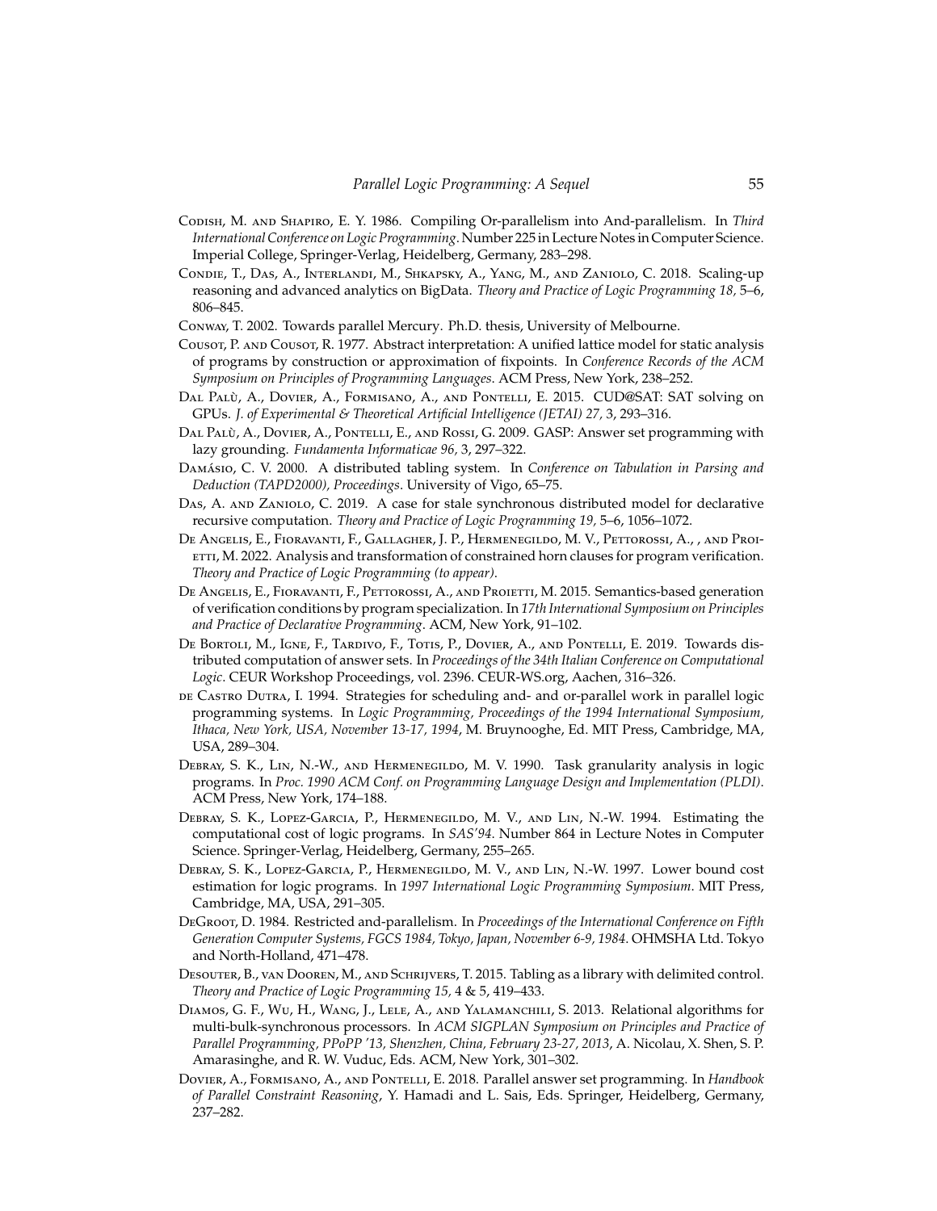Codish, M. and Shapiro, E. Y. 1986. Compiling Or-parallelism into And-parallelism. In *Third International Conference on Logic Programming*. Number 225 in Lecture Notes in Computer Science. Imperial College, Springer-Verlag, Heidelberg, Germany, 283–298.

Condie, T., Das, A., Interlandi, M., Shkapsky, A., Yang, M., and Zaniolo, C. 2018. Scaling-up reasoning and advanced analytics on BigData. *Theory and Practice of Logic Programming 18,* 5–6, 806–845.

Conway, T. 2002. Towards parallel Mercury. Ph.D. thesis, University of Melbourne.

Cousot, P. and Cousot, R. 1977. Abstract interpretation: A unified lattice model for static analysis of programs by construction or approximation of fixpoints. In *Conference Records of the ACM Symposium on Principles of Programming Languages*. ACM Press, New York, 238–252.

Dal Palù, A., Dovier, A., Formisano, A., and Pontelli, E. 2015. CUD@SAT: SAT solving on GPUs. *J. of Experimental & Theoretical Artificial Intelligence (JETAI) 27*, 3, 293–316.

Dal Palù, A., Dovier, A., Pontelli, E., and Rossi, G. 2009. GASP: Answer set programming with lazy grounding. *Fundamenta Informaticae 96,* 3, 297–322.

Damásio, C. V. 2000. A distributed tabling system. In *Conference on Tabulation in Parsing and Deduction (TAPD2000), Proceedings*. University of Vigo, 65–75.

Das, A. and Zaniolo, C. 2019. A case for stale synchronous distributed model for declarative recursive computation. *Theory and Practice of Logic Programming 19,* 5–6, 1056–1072.

De Angelis, E., Fioravanti, F., Gallagher, J. P., Hermenegildo, M. V., Pettorossi, A., , and Proietti, M. 2022. Analysis and transformation of constrained horn clauses for program verification. *Theory and Practice of Logic Programming (to appear)*.

De Angelis, E., Fioravanti, F., Pettorossi, A., and Proietti, M. 2015. Semantics-based generation of verification conditions by program specialization. In *17th International Symposium on Principles and Practice of Declarative Programming*. ACM, New York, 91–102.

De Bortoli, M., Igne, F., Tardivo, F., Totis, P., Dovier, A., and Pontelli, E. 2019. Towards distributed computation of answer sets. In *Proceedings of the 34th Italian Conference on Computational Logic*. CEUR Workshop Proceedings, vol. 2396. CEUR-WS.org, Aachen, 316–326.

de Castro Dutra, I. 1994. Strategies for scheduling and- and or-parallel work in parallel logic programming systems. In *Logic Programming, Proceedings of the 1994 International Symposium, Ithaca, New York, USA, November 13-17, 1994*, M. Bruynooghe, Ed. MIT Press, Cambridge, MA, USA, 289–304.

Debray, S. K., Lin, N.-W., and Hermenegildo, M. V. 1990. Task granularity analysis in logic programs. In *Proc. 1990 ACM Conf. on Programming Language Design and Implementation (PLDI)*. ACM Press, New York, 174–188.

Debray, S. K., Lopez-Garcia, P., Hermenegildo, M. V., and Lin, N.-W. 1994. Estimating the computational cost of logic programs. In *SAS'94*. Number 864 in Lecture Notes in Computer Science. Springer-Verlag, Heidelberg, Germany, 255–265.

Debray, S. K., Lopez-Garcia, P., Hermenegildo, M. V., and Lin, N.-W. 1997. Lower bound cost estimation for logic programs. In *1997 International Logic Programming Symposium*. MIT Press, Cambridge, MA, USA, 291–305.

DeGroot, D. 1984. Restricted and-parallelism. In *Proceedings of the International Conference on Fifth Generation Computer Systems, FGCS 1984, Tokyo, Japan, November 6-9, 1984*. OHMSHA Ltd. Tokyo and North-Holland, 471–478.

Desouter, B., van Dooren, M., and Schrijvers, T. 2015. Tabling as a library with delimited control. *Theory and Practice of Logic Programming 15,* 4 & 5, 419–433.

Diamos, G. F., Wu, H., Wang, J., Lele, A., and Yalamanchili, S. 2013. Relational algorithms for multi-bulk-synchronous processors. In *ACM SIGPLAN Symposium on Principles and Practice of Parallel Programming, PPoPP '13, Shenzhen, China, February 23-27, 2013*, A. Nicolau, X. Shen, S. P. Amarasinghe, and R. W. Vuduc, Eds. ACM, New York, 301–302.

Dovier, A., Formisano, A., and Pontelli, E. 2018. Parallel answer set programming. In *Handbook of Parallel Constraint Reasoning*, Y. Hamadi and L. Sais, Eds. Springer, Heidelberg, Germany, 237–282.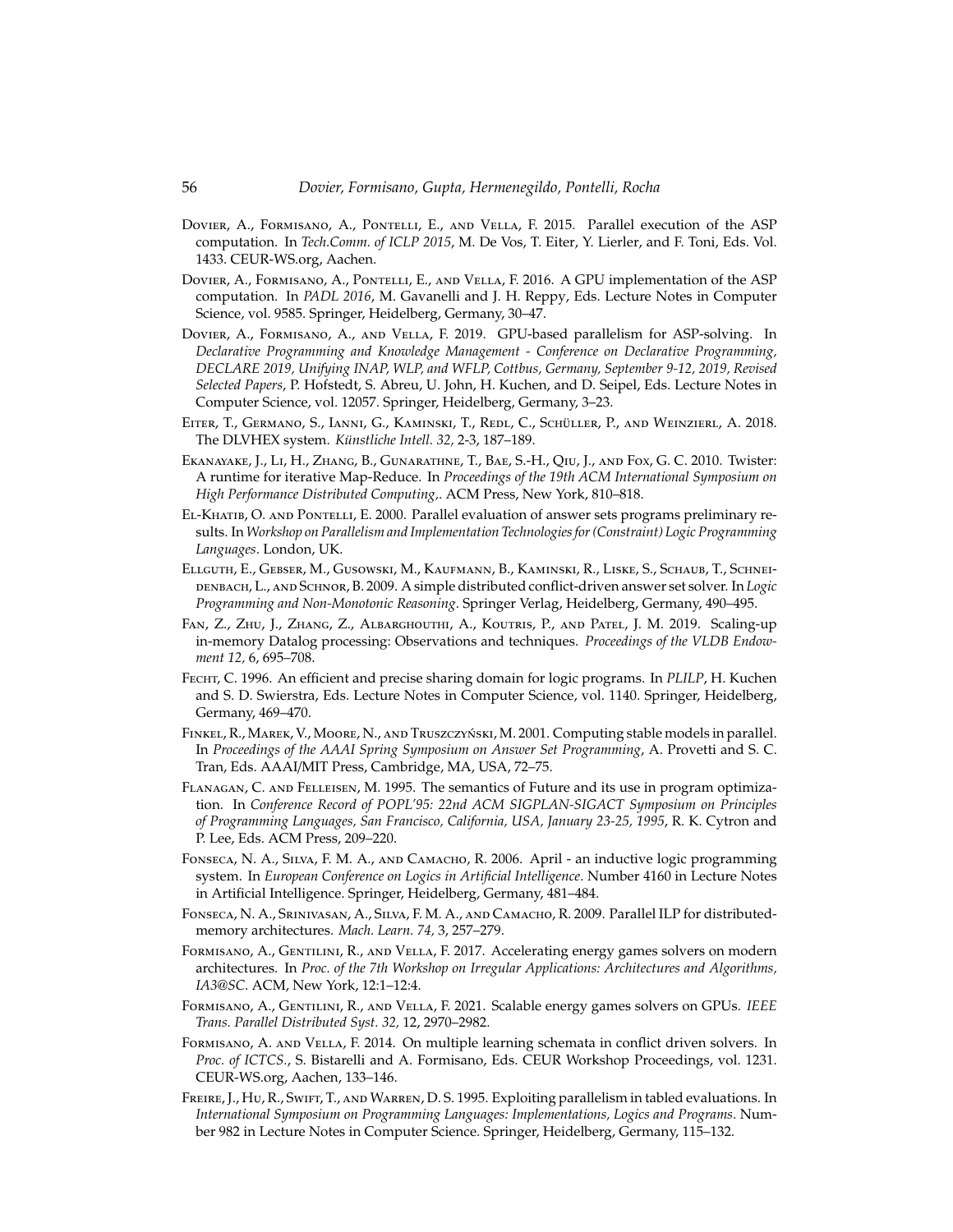Dovier, A., Formisano, A., Pontelli, E., and Vella, F. 2015. Parallel execution of the ASP computation. In *Tech.Comm. of ICLP 2015*, M. De Vos, T. Eiter, Y. Lierler, and F. Toni, Eds. Vol. 1433. CEUR-WS.org, Aachen.

Dovier, A., Formisano, A., Pontelli, E., and Vella, F. 2016. A GPU implementation of the ASP computation. In *PADL 2016*, M. Gavanelli and J. H. Reppy, Eds. Lecture Notes in Computer Science, vol. 9585. Springer, Heidelberg, Germany, 30–47.

Dovier, A., Formisano, A., and Vella, F. 2019. GPU-based parallelism for ASP-solving. In *Declarative Programming and Knowledge Management - Conference on Declarative Programming, DECLARE 2019, Unifying INAP, WLP, and WFLP, Cottbus, Germany, September 9-12, 2019, Revised Selected Papers*, P. Hofstedt, S. Abreu, U. John, H. Kuchen, and D. Seipel, Eds. Lecture Notes in Computer Science, vol. 12057. Springer, Heidelberg, Germany, 3–23.

Eiter, T., Germano, S., Ianni, G., Kaminski, T., Redl, C., Schüller, P., and Weinzierl, A. 2018. The DLVHEX system. *Künstliche Intell. 32,* 2-3, 187–189.

Ekanayake, J., Li, H., Zhang, B., Gunarathne, T., Bae, S.-H., Qiu, J., and Fox, G. C. 2010. Twister: A runtime for iterative Map-Reduce. In *Proceedings of the 19th ACM International Symposium on High Performance Distributed Computing,*. ACM Press, New York, 810–818.

El-Khatib, O. and Pontelli, E. 2000. Parallel evaluation of answer sets programs preliminary results. In *Workshop on Parallelism and Implementation Technologies for (Constraint) Logic Programming Languages*. London, UK.

Ellguth, E., Gebser, M., Gusowski, M., Kaufmann, B., Kaminski, R., Liske, S., Schaub, T., Schneidenbach, L., and Schnor, B. 2009. A simple distributed conflict-driven answer set solver. In *Logic Programming and Non-Monotonic Reasoning*. Springer Verlag, Heidelberg, Germany, 490–495.

Fan, Z., Zhu, J., Zhang, Z., Albarghouthi, A., Koutris, P., and Patel, J. M. 2019. Scaling-up in-memory Datalog processing: Observations and techniques. *Proceedings of the VLDB Endowment 12,* 6, 695–708.

Fecht, C. 1996. An efficient and precise sharing domain for logic programs. In *PLILP*, H. Kuchen and S. D. Swierstra, Eds. Lecture Notes in Computer Science, vol. 1140. Springer, Heidelberg, Germany, 469–470.

Finkel, R., Marek, V., Moore, N., and Truszczyński, M. 2001. Computing stable models in parallel. In *Proceedings of the AAAI Spring Symposium on Answer Set Programming*, A. Provetti and S. C. Tran, Eds. AAAI/MIT Press, Cambridge, MA, USA, 72–75.

Flanagan, C. and Felleisen, M. 1995. The semantics of Future and its use in program optimization. In *Conference Record of POPL'95: 22nd ACM SIGPLAN-SIGACT Symposium on Principles of Programming Languages, San Francisco, California, USA, January 23-25, 1995*, R. K. Cytron and P. Lee, Eds. ACM Press, 209–220.

Fonseca, N. A., Silva, F. M. A., and Camacho, R. 2006. April - an inductive logic programming system. In *European Conference on Logics in Artificial Intelligence*. Number 4160 in Lecture Notes in Artificial Intelligence. Springer, Heidelberg, Germany, 481–484.

Fonseca, N. A., Srinivasan, A., Silva, F. M. A., and Camacho, R. 2009. Parallel ILP for distributed-memory architectures. *Mach. Learn. 74,* 3, 257–279.

Formisano, A., Gentilini, R., and Vella, F. 2017. Accelerating energy games solvers on modern architectures. In *Proc. of the 7th Workshop on Irregular Applications: Architectures and Algorithms, IA3@SC*. ACM, New York, 12:1–12:4.

Formisano, A., Gentilini, R., and Vella, F. 2021. Scalable energy games solvers on GPUs. *IEEE Trans. Parallel Distributed Syst. 32,* 12, 2970–2982.

Formisano, A. and Vella, F. 2014. On multiple learning schemata in conflict driven solvers. In *Proc. of ICTCS.*, S. Bistarelli and A. Formisano, Eds. CEUR Workshop Proceedings, vol. 1231. CEUR-WS.org, Aachen, 133–146.

Freire, J., Hu, R., Swift, T., and Warren, D. S. 1995. Exploiting parallelism in tabled evaluations. In *International Symposium on Programming Languages: Implementations, Logics and Programs*. Number 982 in Lecture Notes in Computer Science. Springer, Heidelberg, Germany, 115–132.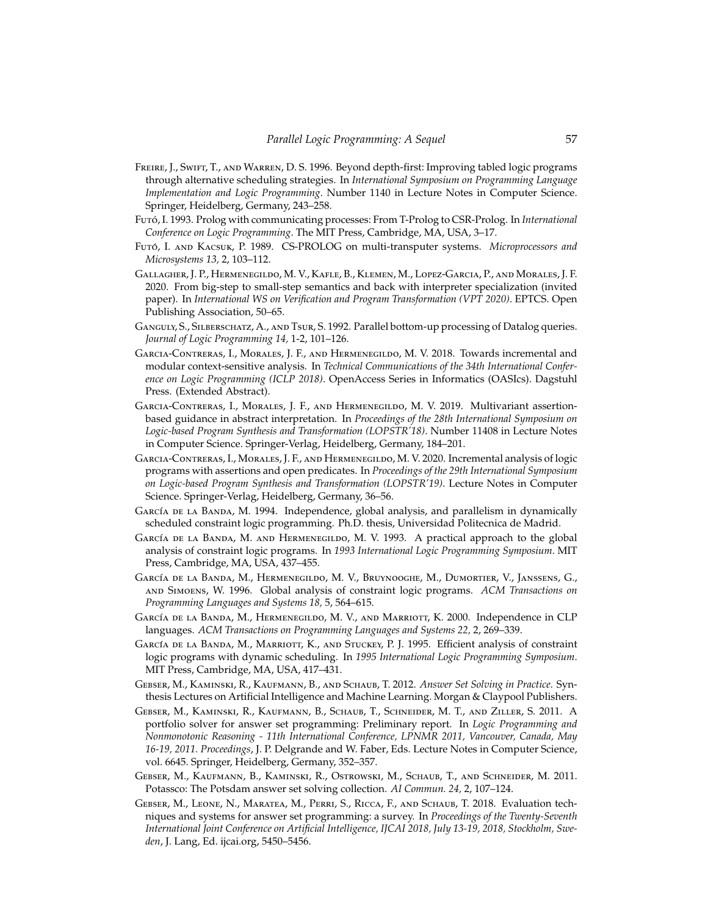Freire, J., Swift, T., and Warren, D. S. 1996. Beyond depth-first: Improving tabled logic programs through alternative scheduling strategies. In *International Symposium on Programming Language Implementation and Logic Programming*. Number 1140 in Lecture Notes in Computer Science. Springer, Heidelberg, Germany, 243–258.

Futó, I. 1993. Prolog with communicating processes: From T-Prolog to CSR-Prolog. In *International Conference on Logic Programming*. The MIT Press, Cambridge, MA, USA, 3–17.

Futó, I. and Kacsuk, P. 1989. CS-PROLOG on multi-transputer systems. *Microprocessors and Microsystems 13,* 2, 103–112.

Gallagher, J. P., Hermenegildo, M. V., Kafle, B., Klemen, M., Lopez-Garcia, P., and Morales, J. F. 2020. From big-step to small-step semantics and back with interpreter specialization (invited paper). In *International WS on Verification and Program Transformation (VPT 2020)*. EPTCS. Open Publishing Association, 50–65.

Ganguly, S., Silberschatz, A., and Tsur, S. 1992. Parallel bottom-up processing of Datalog queries. *Journal of Logic Programming 14,* 1-2, 101–126.

Garcia-Contreras, I., Morales, J. F., and Hermenegildo, M. V. 2018. Towards incremental and modular context-sensitive analysis. In *Technical Communications of the 34th International Conference on Logic Programming (ICLP 2018)*. OpenAccess Series in Informatics (OASIcs). Dagstuhl Press. (Extended Abstract).

Garcia-Contreras, I., Morales, J. F., and Hermenegildo, M. V. 2019. Multivariant assertion-based guidance in abstract interpretation. In *Proceedings of the 28th International Symposium on Logic-based Program Synthesis and Transformation (LOPSTR'18)*. Number 11408 in Lecture Notes in Computer Science. Springer-Verlag, Heidelberg, Germany, 184–201.

Garcia-Contreras, I., Morales, J. F., and Hermenegildo, M. V. 2020. Incremental analysis of logic programs with assertions and open predicates. In *Proceedings of the 29th International Symposium on Logic-based Program Synthesis and Transformation (LOPSTR'19)*. Lecture Notes in Computer Science. Springer-Verlag, Heidelberg, Germany, 36–56.

García de la Banda, M. 1994. Independence, global analysis, and parallelism in dynamically scheduled constraint logic programming. Ph.D. thesis, Universidad Politecnica de Madrid.

García de la Banda, M. and Hermenegildo, M. V. 1993. A practical approach to the global analysis of constraint logic programs. In *1993 International Logic Programming Symposium*. MIT Press, Cambridge, MA, USA, 437–455.

García de la Banda, M., Hermenegildo, M. V., Bruynooghe, M., Dumortier, V., Janssens, G., and Simoens, W. 1996. Global analysis of constraint logic programs. *ACM Transactions on Programming Languages and Systems 18,* 5, 564–615.

García de la Banda, M., Hermenegildo, M. V., and Marriott, K. 2000. Independence in CLP languages. *ACM Transactions on Programming Languages and Systems 22,* 2, 269–339.

García de la Banda, M., Marriott, K., and Stuckey, P. J. 1995. Efficient analysis of constraint logic programs with dynamic scheduling. In *1995 International Logic Programming Symposium*. MIT Press, Cambridge, MA, USA, 417–431.

Gebser, M., Kaminski, R., Kaufmann, B., and Schaub, T. 2012. *Answer Set Solving in Practice*. Synthesis Lectures on Artificial Intelligence and Machine Learning. Morgan & Claypool Publishers.

Gebser, M., Kaminski, R., Kaufmann, B., Schaub, T., Schneider, M. T., and Ziller, S. 2011. A portfolio solver for answer set programming: Preliminary report. In *Logic Programming and Nonmonotonic Reasoning - 11th International Conference, LPNMR 2011, Vancouver, Canada, May 16-19, 2011. Proceedings*, J. P. Delgrande and W. Faber, Eds. Lecture Notes in Computer Science, vol. 6645. Springer, Heidelberg, Germany, 352–357.

Gebser, M., Kaufmann, B., Kaminski, R., Ostrowski, M., Schaub, T., and Schneider, M. 2011. Potassco: The Potsdam answer set solving collection. *AI Commun. 24,* 2, 107–124.

Gebser, M., Leone, N., Maratea, M., Perri, S., Ricca, F., and Schaub, T. 2018. Evaluation techniques and systems for answer set programming: a survey. In *Proceedings of the Twenty-Seventh International Joint Conference on Artificial Intelligence, IJCAI 2018, July 13-19, 2018, Stockholm, Sweden*, J. Lang, Ed. ijcai.org, 5450–5456.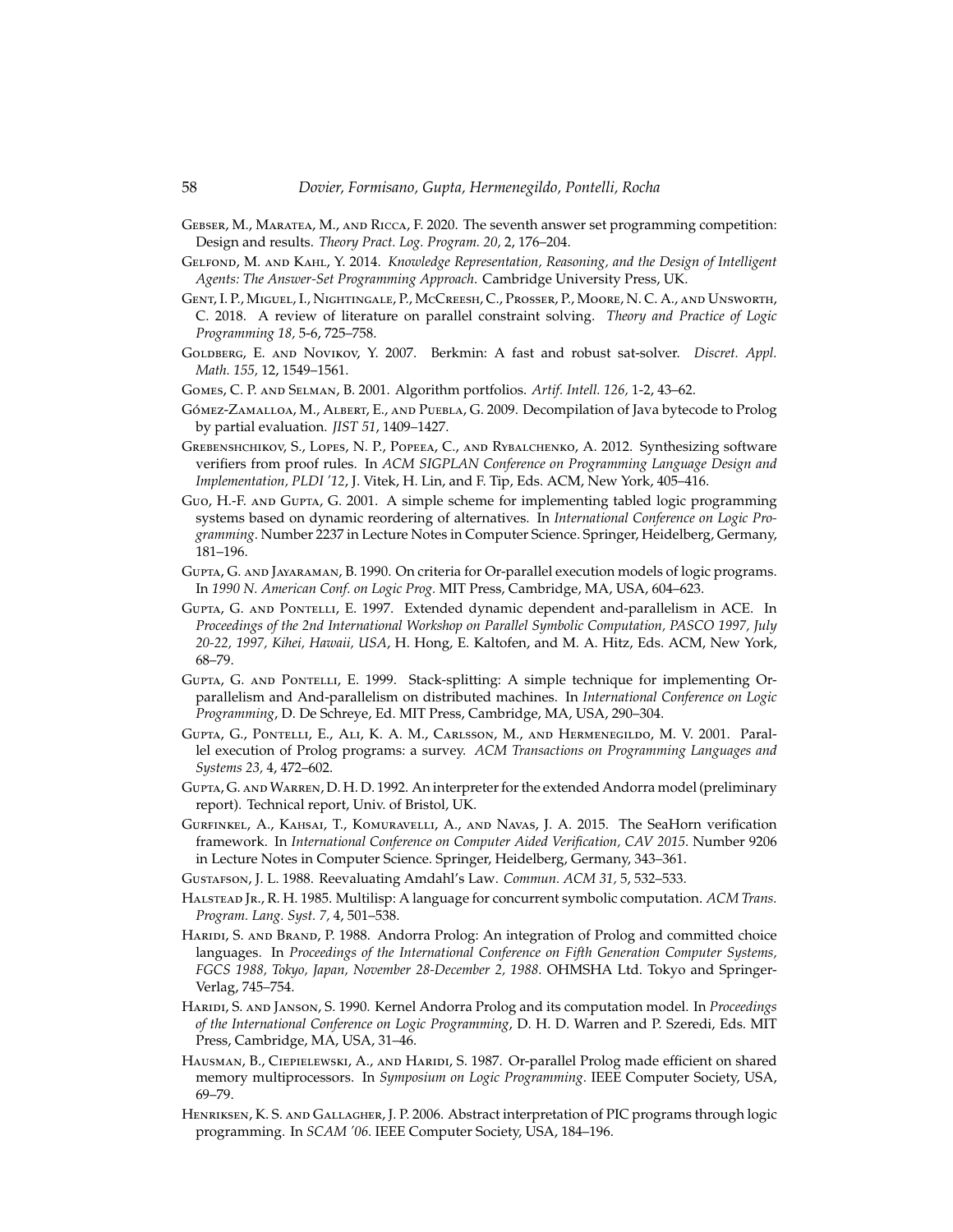Gebser, M., Maratea, M., and Ricca, F. 2020. The seventh answer set programming competition: Design and results. *Theory Pract. Log. Program. 20,* 2, 176–204.

Gelfond, M. and Kahl, Y. 2014. *Knowledge Representation, Reasoning, and the Design of Intelligent Agents: The Answer-Set Programming Approach.* Cambridge University Press, UK.

Gent, I. P., Miguel, I., Nightingale, P., McCreesh, C., Prosser, P., Moore, N. C. A., and Unsworth, C. 2018. A review of literature on parallel constraint solving. *Theory and Practice of Logic Programming 18,* 5-6, 725–758.

Goldberg, E. and Novikov, Y. 2007. Berkmin: A fast and robust sat-solver. *Discret. Appl. Math. 155,* 12, 1549–1561.

Gomes, C. P. and Selman, B. 2001. Algorithm portfolios. *Artif. Intell. 126,* 1-2, 43–62.

Gómez-Zamalloa, M., Albert, E., and Puebla, G. 2009. Decompilation of Java bytecode to Prolog by partial evaluation. *JIST 51*, 1409–1427.

Grebenshchikov, S., Lopes, N. P., Popeea, C., and Rybalchenko, A. 2012. Synthesizing software verifiers from proof rules. In *ACM SIGPLAN Conference on Programming Language Design and Implementation, PLDI '12*, J. Vitek, H. Lin, and F. Tip, Eds. ACM, New York, 405–416.

Guo, H.-F. and Gupta, G. 2001. A simple scheme for implementing tabled logic programming systems based on dynamic reordering of alternatives. In *International Conference on Logic Programming*. Number 2237 in Lecture Notes in Computer Science. Springer, Heidelberg, Germany, 181–196.

Gupta, G. and Jayaraman, B. 1990. On criteria for Or-parallel execution models of logic programs. In *1990 N. American Conf. on Logic Prog.* MIT Press, Cambridge, MA, USA, 604–623.

Gupta, G. and Pontelli, E. 1997. Extended dynamic dependent and-parallelism in ACE. In *Proceedings of the 2nd International Workshop on Parallel Symbolic Computation, PASCO 1997, July 20-22, 1997, Kihei, Hawaii, USA*, H. Hong, E. Kaltofen, and M. A. Hitz, Eds. ACM, New York, 68–79.

Gupta, G. and Pontelli, E. 1999. Stack-splitting: A simple technique for implementing Or-parallelism and And-parallelism on distributed machines. In *International Conference on Logic Programming*, D. De Schreye, Ed. MIT Press, Cambridge, MA, USA, 290–304.

Gupta, G., Pontelli, E., Ali, K. A. M., Carlsson, M., and Hermenegildo, M. V. 2001. Parallel execution of Prolog programs: a survey. *ACM Transactions on Programming Languages and Systems 23,* 4, 472–602.

Gupta, G. and Warren, D. H. D. 1992. An interpreter for the extended Andorra model (preliminary report). Technical report, Univ. of Bristol, UK.

Gurfinkel, A., Kahsai, T., Komuravelli, A., and Navas, J. A. 2015. The SeaHorn verification framework. In *International Conference on Computer Aided Verification, CAV 2015*. Number 9206 in Lecture Notes in Computer Science. Springer, Heidelberg, Germany, 343–361.

Gustafson, J. L. 1988. Reevaluating Amdahl's Law. *Commun. ACM 31,* 5, 532–533.

Halstead Jr., R. H. 1985. Multilisp: A language for concurrent symbolic computation. *ACM Trans. Program. Lang. Syst. 7,* 4, 501–538.

Haridi, S. and Brand, P. 1988. Andorra Prolog: An integration of Prolog and committed choice languages. In *Proceedings of the International Conference on Fifth Generation Computer Systems, FGCS 1988, Tokyo, Japan, November 28-December 2, 1988*. OHMSHA Ltd. Tokyo and Springer-Verlag, 745–754.

Haridi, S. and Janson, S. 1990. Kernel Andorra Prolog and its computation model. In *Proceedings of the International Conference on Logic Programming*, D. H. D. Warren and P. Szeredi, Eds. MIT Press, Cambridge, MA, USA, 31–46.

Hausman, B., Ciepielewski, A., and Haridi, S. 1987. Or-parallel Prolog made efficient on shared memory multiprocessors. In *Symposium on Logic Programming*. IEEE Computer Society, USA, 69–79.

Henriksen, K. S. and Gallagher, J. P. 2006. Abstract interpretation of PIC programs through logic programming. In *SCAM '06*. IEEE Computer Society, USA, 184–196.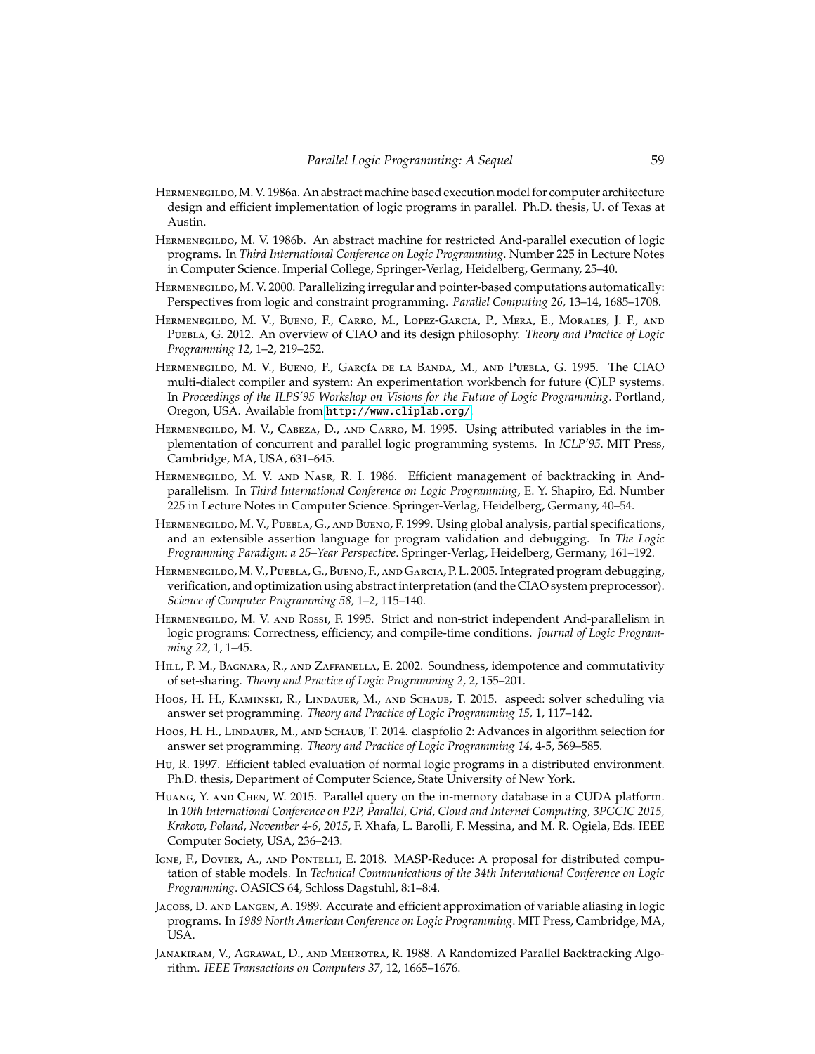Hermenegildo, M. V. 1986a. An abstract machine based execution model for computer architecture design and efficient implementation of logic programs in parallel. Ph.D. thesis, U. of Texas at Austin.

Hermenegildo, M. V. 1986b. An abstract machine for restricted And-parallel execution of logic programs. In *Third International Conference on Logic Programming*. Number 225 in Lecture Notes in Computer Science. Imperial College, Springer-Verlag, Heidelberg, Germany, 25–40.

Hermenegildo, M. V. 2000. Parallelizing irregular and pointer-based computations automatically: Perspectives from logic and constraint programming. *Parallel Computing 26,* 13–14, 1685–1708.

Hermenegildo, M. V., Bueno, F., Carro, M., Lopez-Garcia, P., Mera, E., Morales, J. F., and Puebla, G. 2012. An overview of CIAO and its design philosophy. *Theory and Practice of Logic Programming 12,* 1–2, 219–252.

Hermenegildo, M. V., Bueno, F., García de la Banda, M., and Puebla, G. 1995. The CIAO multi-dialect compiler and system: An experimentation workbench for future (C)LP systems. In *Proceedings of the ILPS'95 Workshop on Visions for the Future of Logic Programming*. Portland, Oregon, USA. Available from `http://www.cliplab.org/`.

Hermenegildo, M. V., Cabeza, D., and Carro, M. 1995. Using attributed variables in the implementation of concurrent and parallel logic programming systems. In *ICLP'95*. MIT Press, Cambridge, MA, USA, 631–645.

Hermenegildo, M. V. and Nasr, R. I. 1986. Efficient management of backtracking in And-parallelism. In *Third International Conference on Logic Programming*, E. Y. Shapiro, Ed. Number 225 in Lecture Notes in Computer Science. Springer-Verlag, Heidelberg, Germany, 40–54.

Hermenegildo, M. V., Puebla, G., and Bueno, F. 1999. Using global analysis, partial specifications, and an extensible assertion language for program validation and debugging. In *The Logic Programming Paradigm: a 25–Year Perspective*. Springer-Verlag, Heidelberg, Germany, 161–192.

Hermenegildo, M. V., Puebla, G., Bueno, F., and Garcia, P. L. 2005. Integrated program debugging, verification, and optimization using abstract interpretation (and the CIAO system preprocessor). *Science of Computer Programming 58,* 1–2, 115–140.

Hermenegildo, M. V. and Rossi, F. 1995. Strict and non-strict independent And-parallelism in logic programs: Correctness, efficiency, and compile-time conditions. *Journal of Logic Programming 22,* 1, 1–45.

Hill, P. M., Bagnara, R., and Zaffanella, E. 2002. Soundness, idempotence and commutativity of set-sharing. *Theory and Practice of Logic Programming 2,* 2, 155–201.

Hoos, H. H., Kaminski, R., Lindauer, M., and Schaub, T. 2015. aspeed: solver scheduling via answer set programming. *Theory and Practice of Logic Programming 15,* 1, 117–142.

Hoos, H. H., Lindauer, M., and Schaub, T. 2014. claspfolio 2: Advances in algorithm selection for answer set programming. *Theory and Practice of Logic Programming 14,* 4-5, 569–585.

Hu, R. 1997. Efficient tabled evaluation of normal logic programs in a distributed environment. Ph.D. thesis, Department of Computer Science, State University of New York.

Huang, Y. and Chen, W. 2015. Parallel query on the in-memory database in a CUDA platform. In *10th International Conference on P2P, Parallel, Grid, Cloud and Internet Computing, 3PGCIC 2015, Krakow, Poland, November 4-6, 2015*, F. Xhafa, L. Barolli, F. Messina, and M. R. Ogiela, Eds. IEEE Computer Society, USA, 236–243.

Igne, F., Dovier, A., and Pontelli, E. 2018. MASP-Reduce: A proposal for distributed computation of stable models. In *Technical Communications of the 34th International Conference on Logic Programming*. OASICS 64, Schloss Dagstuhl, 8:1–8:4.

Jacobs, D. and Langen, A. 1989. Accurate and efficient approximation of variable aliasing in logic programs. In *1989 North American Conference on Logic Programming*. MIT Press, Cambridge, MA, USA.

Janakiram, V., Agrawal, D., and Mehrotra, R. 1988. A Randomized Parallel Backtracking Algorithm. *IEEE Transactions on Computers 37,* 12, 1665–1676.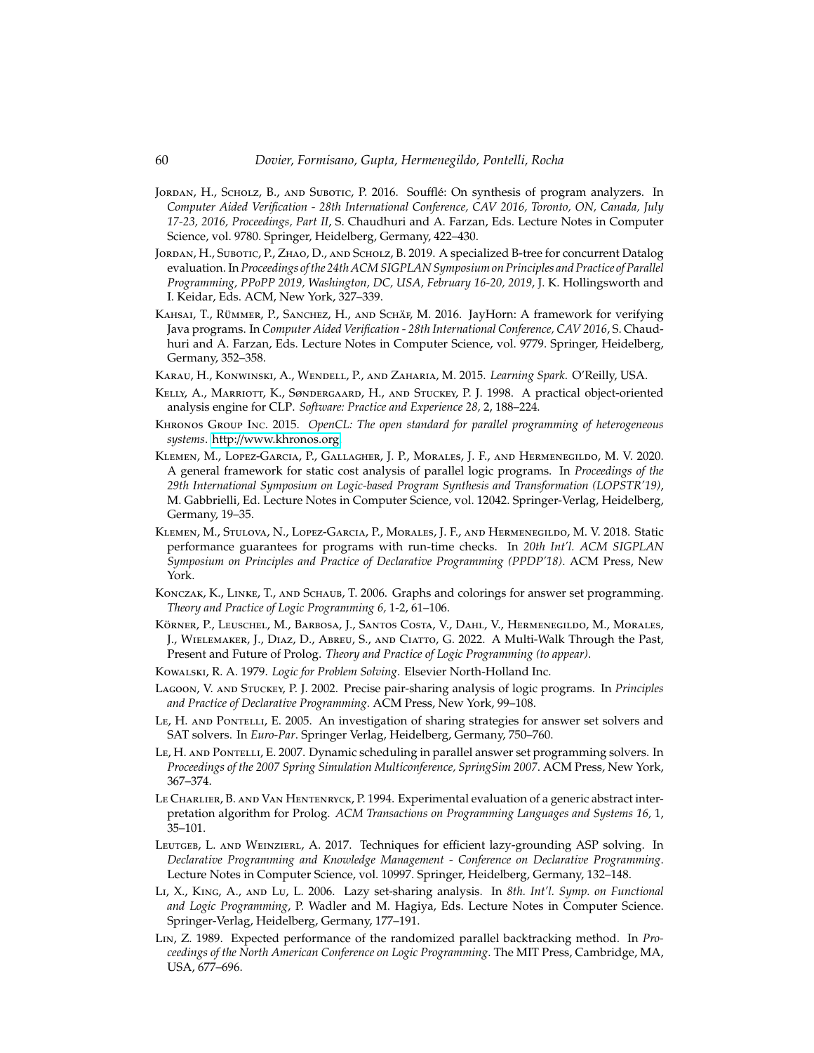Jordan, H., Scholz, B., and Subotic, P. 2016. Soufflé: On synthesis of program analyzers. In *Computer Aided Verification - 28th International Conference, CAV 2016, Toronto, ON, Canada, July 17-23, 2016, Proceedings, Part II*, S. Chaudhuri and A. Farzan, Eds. Lecture Notes in Computer Science, vol. 9780. Springer, Heidelberg, Germany, 422–430.

Jordan, H., Subotic, P., Zhao, D., and Scholz, B. 2019. A specialized B-tree for concurrent Datalog evaluation. In *Proceedings of the 24th ACM SIGPLAN Symposium on Principles and Practice of Parallel Programming, PPoPP 2019, Washington, DC, USA, February 16-20, 2019*, J. K. Hollingsworth and I. Keidar, Eds. ACM, New York, 327–339.

Kahsai, T., Rümmer, P., Sanchez, H., and Schäf, M. 2016. JayHorn: A framework for verifying Java programs. In *Computer Aided Verification - 28th International Conference, CAV 2016*, S. Chaudhuri and A. Farzan, Eds. Lecture Notes in Computer Science, vol. 9779. Springer, Heidelberg, Germany, 352–358.

Karau, H., Konwinski, A., Wendell, P., and Zaharia, M. 2015. *Learning Spark*. O'Reilly, USA.

Kelly, A., Marriott, K., Søndergaard, H., and Stuckey, P. J. 1998. A practical object-oriented analysis engine for CLP. *Software: Practice and Experience 28,* 2, 188–224.

Khronos Group Inc. 2015. *OpenCL: The open standard for parallel programming of heterogeneous systems*. http://www.khronos.org.

Klemen, M., Lopez-Garcia, P., Gallagher, J. P., Morales, J. F., and Hermenegildo, M. V. 2020. A general framework for static cost analysis of parallel logic programs. In *Proceedings of the 29th International Symposium on Logic-based Program Synthesis and Transformation (LOPSTR'19)*, M. Gabbrielli, Ed. Lecture Notes in Computer Science, vol. 12042. Springer-Verlag, Heidelberg, Germany, 19–35.

Klemen, M., Stulova, N., Lopez-Garcia, P., Morales, J. F., and Hermenegildo, M. V. 2018. Static performance guarantees for programs with run-time checks. In *20th Int'l. ACM SIGPLAN Symposium on Principles and Practice of Declarative Programming (PPDP'18)*. ACM Press, New York.

Konczak, K., Linke, T., and Schaub, T. 2006. Graphs and colorings for answer set programming. *Theory and Practice of Logic Programming 6,* 1-2, 61–106.

Körner, P., Leuschel, M., Barbosa, J., Santos Costa, V., Dahl, V., Hermenegildo, M., Morales, J., Wielemaker, J., Diaz, D., Abreu, S., and Ciatto, G. 2022. A Multi-Walk Through the Past, Present and Future of Prolog. *Theory and Practice of Logic Programming (to appear)*.

Kowalski, R. A. 1979. *Logic for Problem Solving*. Elsevier North-Holland Inc.

Lagoon, V. and Stuckey, P. J. 2002. Precise pair-sharing analysis of logic programs. In *Principles and Practice of Declarative Programming*. ACM Press, New York, 99–108.

Le, H. and Pontelli, E. 2005. An investigation of sharing strategies for answer set solvers and SAT solvers. In *Euro-Par*. Springer Verlag, Heidelberg, Germany, 750–760.

Le, H. and Pontelli, E. 2007. Dynamic scheduling in parallel answer set programming solvers. In *Proceedings of the 2007 Spring Simulation Multiconference, SpringSim 2007*. ACM Press, New York, 367–374.

Le Charlier, B. and Van Hentenryck, P. 1994. Experimental evaluation of a generic abstract interpretation algorithm for Prolog. *ACM Transactions on Programming Languages and Systems 16,* 1, 35–101.

Leutgeb, L. and Weinzierl, A. 2017. Techniques for efficient lazy-grounding ASP solving. In *Declarative Programming and Knowledge Management - Conference on Declarative Programming*. Lecture Notes in Computer Science, vol. 10997. Springer, Heidelberg, Germany, 132–148.

Li, X., King, A., and Lu, L. 2006. Lazy set-sharing analysis. In *8th. Int'l. Symp. on Functional and Logic Programming*, P. Wadler and M. Hagiya, Eds. Lecture Notes in Computer Science. Springer-Verlag, Heidelberg, Germany, 177–191.

Lin, Z. 1989. Expected performance of the randomized parallel backtracking method. In *Proceedings of the North American Conference on Logic Programming*. The MIT Press, Cambridge, MA, USA, 677–696.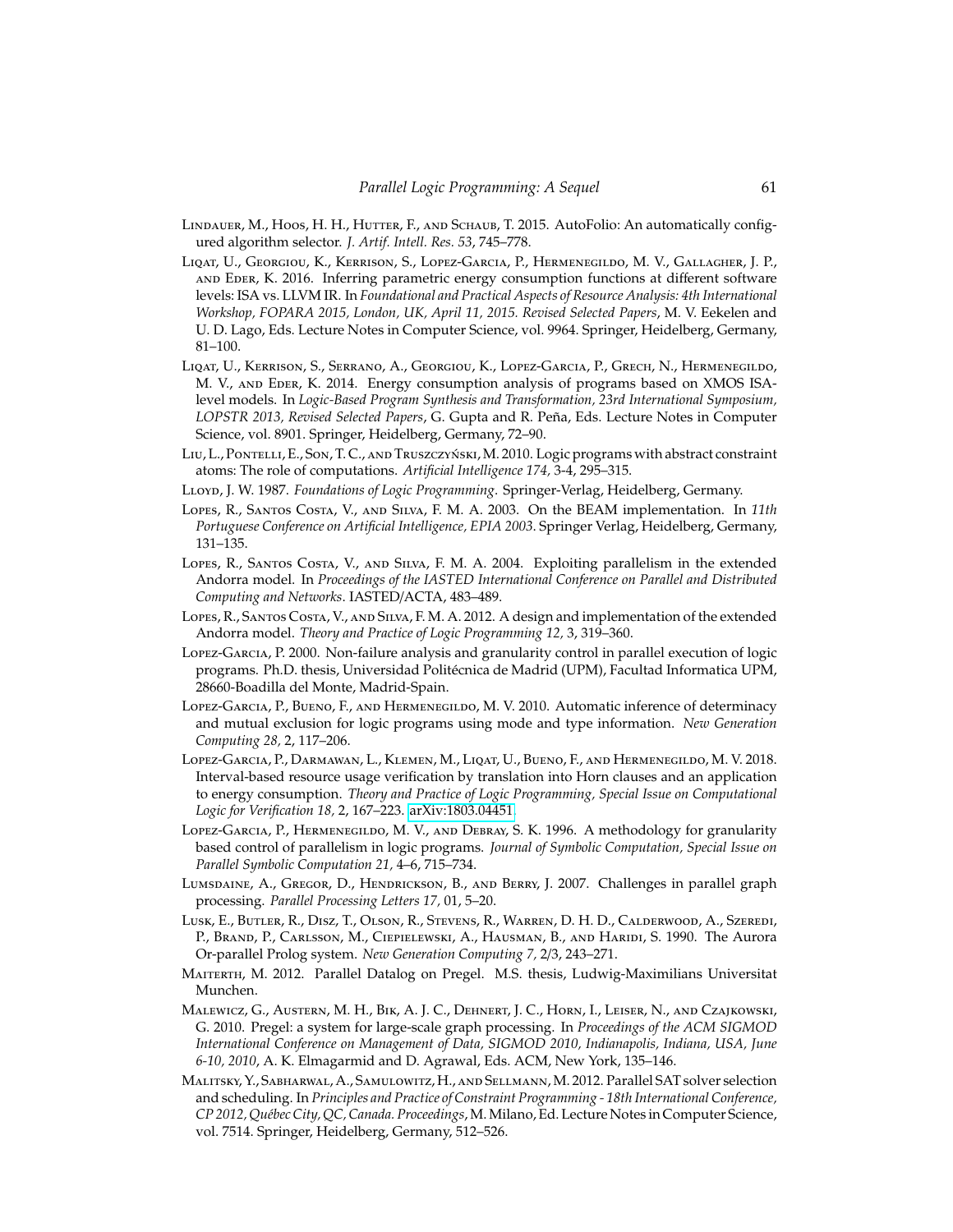Lindauer, M., Hoos, H. H., Hutter, F., and Schaub, T. 2015. AutoFolio: An automatically configured algorithm selector. *J. Artif. Intell. Res. 53*, 745–778.

Liqat, U., Georgiou, K., Kerrison, S., Lopez-Garcia, P., Hermenegildo, M. V., Gallagher, J. P., and Eder, K. 2016. Inferring parametric energy consumption functions at different software levels: ISA vs. LLVM IR. In *Foundational and Practical Aspects of Resource Analysis: 4th International Workshop, FOPARA 2015, London, UK, April 11, 2015. Revised Selected Papers*, M. V. Eekelen and U. D. Lago, Eds. Lecture Notes in Computer Science, vol. 9964. Springer, Heidelberg, Germany, 81–100.

Liqat, U., Kerrison, S., Serrano, A., Georgiou, K., Lopez-Garcia, P., Grech, N., Hermenegildo, M. V., and Eder, K. 2014. Energy consumption analysis of programs based on XMOS ISA-level models. In *Logic-Based Program Synthesis and Transformation, 23rd International Symposium, LOPSTR 2013, Revised Selected Papers*, G. Gupta and R. Peña, Eds. Lecture Notes in Computer Science, vol. 8901. Springer, Heidelberg, Germany, 72–90.

Liu, L., Pontelli, E., Son, T. C., and Truszczyński, M. 2010. Logic programs with abstract constraint atoms: The role of computations. *Artificial Intelligence 174,* 3-4, 295–315.

Lloyd, J. W. 1987. *Foundations of Logic Programming*. Springer-Verlag, Heidelberg, Germany.

Lopes, R., Santos Costa, V., and Silva, F. M. A. 2003. On the BEAM implementation. In *11th Portuguese Conference on Artificial Intelligence, EPIA 2003*. Springer Verlag, Heidelberg, Germany, 131–135.

Lopes, R., Santos Costa, V., and Silva, F. M. A. 2004. Exploiting parallelism in the extended Andorra model. In *Proceedings of the IASTED International Conference on Parallel and Distributed Computing and Networks*. IASTED/ACTA, 483–489.

Lopes, R., Santos Costa, V., and Silva, F. M. A. 2012. A design and implementation of the extended Andorra model. *Theory and Practice of Logic Programming 12,* 3, 319–360.

Lopez-Garcia, P. 2000. Non-failure analysis and granularity control in parallel execution of logic programs. Ph.D. thesis, Universidad Politécnica de Madrid (UPM), Facultad Informatica UPM, 28660-Boadilla del Monte, Madrid-Spain.

Lopez-Garcia, P., Bueno, F., and Hermenegildo, M. V. 2010. Automatic inference of determinacy and mutual exclusion for logic programs using mode and type information. *New Generation Computing 28,* 2, 117–206.

Lopez-Garcia, P., Darmawan, L., Klemen, M., Liqat, U., Bueno, F., and Hermenegildo, M. V. 2018. Interval-based resource usage verification by translation into Horn clauses and an application to energy consumption. *Theory and Practice of Logic Programming, Special Issue on Computational Logic for Verification 18,* 2, 167–223. arXiv:1803.04451.

Lopez-Garcia, P., Hermenegildo, M. V., and Debray, S. K. 1996. A methodology for granularity based control of parallelism in logic programs. *Journal of Symbolic Computation, Special Issue on Parallel Symbolic Computation 21,* 4–6, 715–734.

Lumsdaine, A., Gregor, D., Hendrickson, B., and Berry, J. 2007. Challenges in parallel graph processing. *Parallel Processing Letters 17,* 01, 5–20.

Lusk, E., Butler, R., Disz, T., Olson, R., Stevens, R., Warren, D. H. D., Calderwood, A., Szeredi, P., Brand, P., Carlsson, M., Ciepielewski, A., Hausman, B., and Haridi, S. 1990. The Aurora Or-parallel Prolog system. *New Generation Computing 7,* 2/3, 243–271.

Maiterth, M. 2012. Parallel Datalog on Pregel. M.S. thesis, Ludwig-Maximilians Universitat Munchen.

Malewicz, G., Austern, M. H., Bik, A. J. C., Dehnert, J. C., Horn, I., Leiser, N., and Czajkowski, G. 2010. Pregel: a system for large-scale graph processing. In *Proceedings of the ACM SIGMOD International Conference on Management of Data, SIGMOD 2010, Indianapolis, Indiana, USA, June 6-10, 2010*, A. K. Elmagarmid and D. Agrawal, Eds. ACM, New York, 135–146.

Malitsky, Y., Sabharwal, A., Samulowitz, H., and Sellmann, M. 2012. Parallel SAT solver selection and scheduling. In *Principles and Practice of Constraint Programming - 18th International Conference, CP 2012, Québec City, QC, Canada. Proceedings*, M. Milano, Ed. Lecture Notes in Computer Science, vol. 7514. Springer, Heidelberg, Germany, 512–526.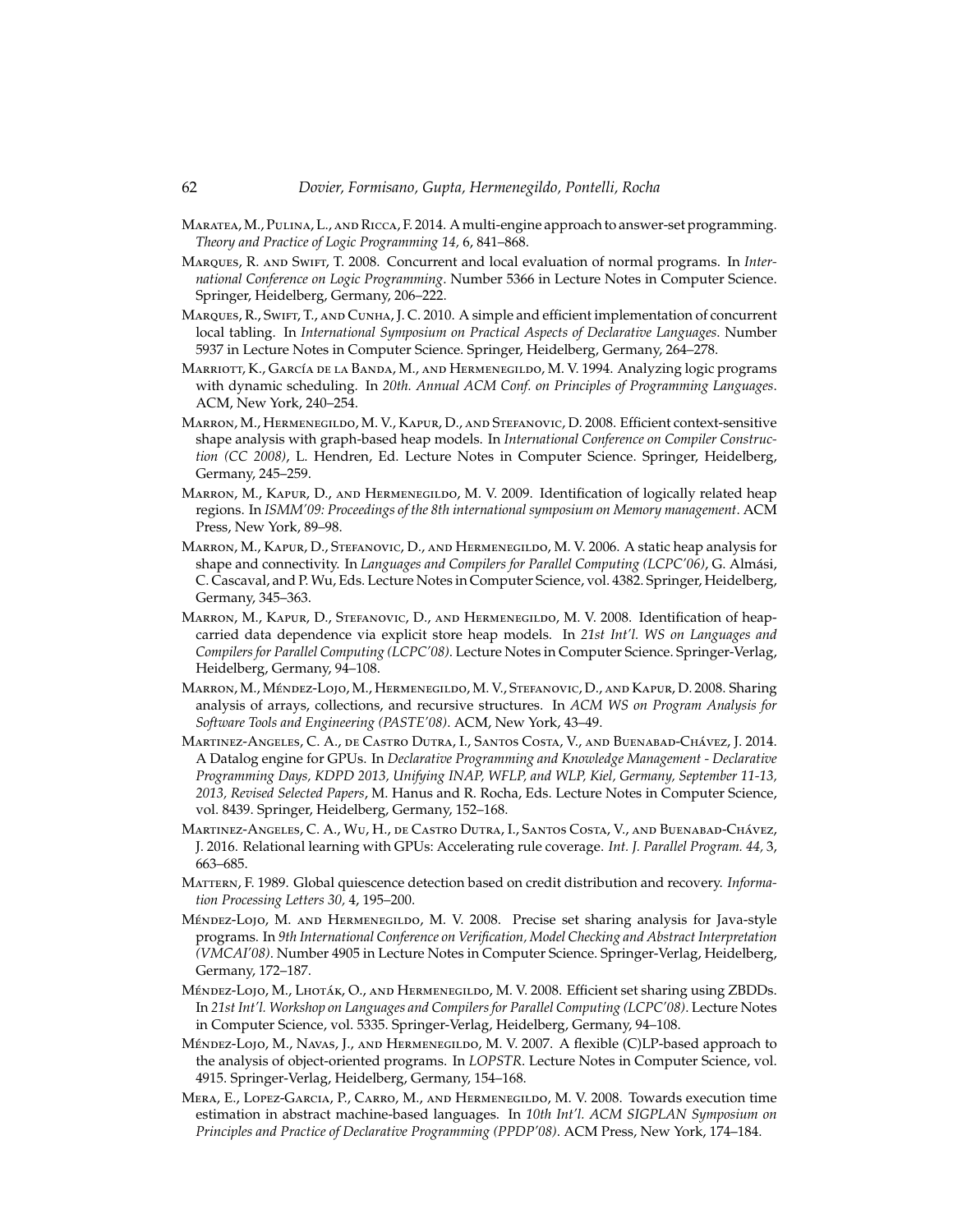Maratea, M., Pulina, L., and Ricca, F. 2014. A multi-engine approach to answer-set programming. *Theory and Practice of Logic Programming 14,* 6, 841–868.

Marques, R. and Swift, T. 2008. Concurrent and local evaluation of normal programs. In *International Conference on Logic Programming*. Number 5366 in Lecture Notes in Computer Science. Springer, Heidelberg, Germany, 206–222.

Marques, R., Swift, T., and Cunha, J. C. 2010. A simple and efficient implementation of concurrent local tabling. In *International Symposium on Practical Aspects of Declarative Languages*. Number 5937 in Lecture Notes in Computer Science. Springer, Heidelberg, Germany, 264–278.

Marriott, K., García de la Banda, M., and Hermenegildo, M. V. 1994. Analyzing logic programs with dynamic scheduling. In *20th. Annual ACM Conf. on Principles of Programming Languages*. ACM, New York, 240–254.

Marron, M., Hermenegildo, M. V., Kapur, D., and Stefanovic, D. 2008. Efficient context-sensitive shape analysis with graph-based heap models. In *International Conference on Compiler Construction (CC 2008)*, L. Hendren, Ed. Lecture Notes in Computer Science. Springer, Heidelberg, Germany, 245–259.

Marron, M., Kapur, D., and Hermenegildo, M. V. 2009. Identification of logically related heap regions. In *ISMM'09: Proceedings of the 8th international symposium on Memory management*. ACM Press, New York, 89–98.

Marron, M., Kapur, D., Stefanovic, D., and Hermenegildo, M. V. 2006. A static heap analysis for shape and connectivity. In *Languages and Compilers for Parallel Computing (LCPC'06)*, G. Almási, C. Cascaval, and P. Wu, Eds. Lecture Notes in Computer Science, vol. 4382. Springer, Heidelberg, Germany, 345–363.

Marron, M., Kapur, D., Stefanovic, D., and Hermenegildo, M. V. 2008. Identification of heap-carried data dependence via explicit store heap models. In *21st Int'l. WS on Languages and Compilers for Parallel Computing (LCPC'08)*. Lecture Notes in Computer Science. Springer-Verlag, Heidelberg, Germany, 94–108.

Marron, M., Méndez-Lojo, M., Hermenegildo, M. V., Stefanovic, D., and Kapur, D. 2008. Sharing analysis of arrays, collections, and recursive structures. In *ACM WS on Program Analysis for Software Tools and Engineering (PASTE'08)*. ACM, New York, 43–49.

Martinez-Angeles, C. A., de Castro Dutra, I., Santos Costa, V., and Buenabad-Chávez, J. 2014. A Datalog engine for GPUs. In *Declarative Programming and Knowledge Management - Declarative Programming Days, KDPD 2013, Unifying INAP, WFLP, and WLP, Kiel, Germany, September 11-13, 2013, Revised Selected Papers*, M. Hanus and R. Rocha, Eds. Lecture Notes in Computer Science, vol. 8439. Springer, Heidelberg, Germany, 152–168.

Martinez-Angeles, C. A., Wu, H., de Castro Dutra, I., Santos Costa, V., and Buenabad-Chávez, J. 2016. Relational learning with GPUs: Accelerating rule coverage. *Int. J. Parallel Program. 44,* 3, 663–685.

Mattern, F. 1989. Global quiescence detection based on credit distribution and recovery. *Information Processing Letters 30,* 4, 195–200.

Méndez-Lojo, M. and Hermenegildo, M. V. 2008. Precise set sharing analysis for Java-style programs. In *9th International Conference on Verification, Model Checking and Abstract Interpretation (VMCAI'08)*. Number 4905 in Lecture Notes in Computer Science. Springer-Verlag, Heidelberg, Germany, 172–187.

Méndez-Lojo, M., Lhoták, O., and Hermenegildo, M. V. 2008. Efficient set sharing using ZBDDs. In *21st Int'l. Workshop on Languages and Compilers for Parallel Computing (LCPC'08)*. Lecture Notes in Computer Science, vol. 5335. Springer-Verlag, Heidelberg, Germany, 94–108.

Méndez-Lojo, M., Navas, J., and Hermenegildo, M. V. 2007. A flexible (C)LP-based approach to the analysis of object-oriented programs. In *LOPSTR*. Lecture Notes in Computer Science, vol. 4915. Springer-Verlag, Heidelberg, Germany, 154–168.

Mera, E., Lopez-Garcia, P., Carro, M., and Hermenegildo, M. V. 2008. Towards execution time estimation in abstract machine-based languages. In *10th Int'l. ACM SIGPLAN Symposium on Principles and Practice of Declarative Programming (PPDP'08)*. ACM Press, New York, 174–184.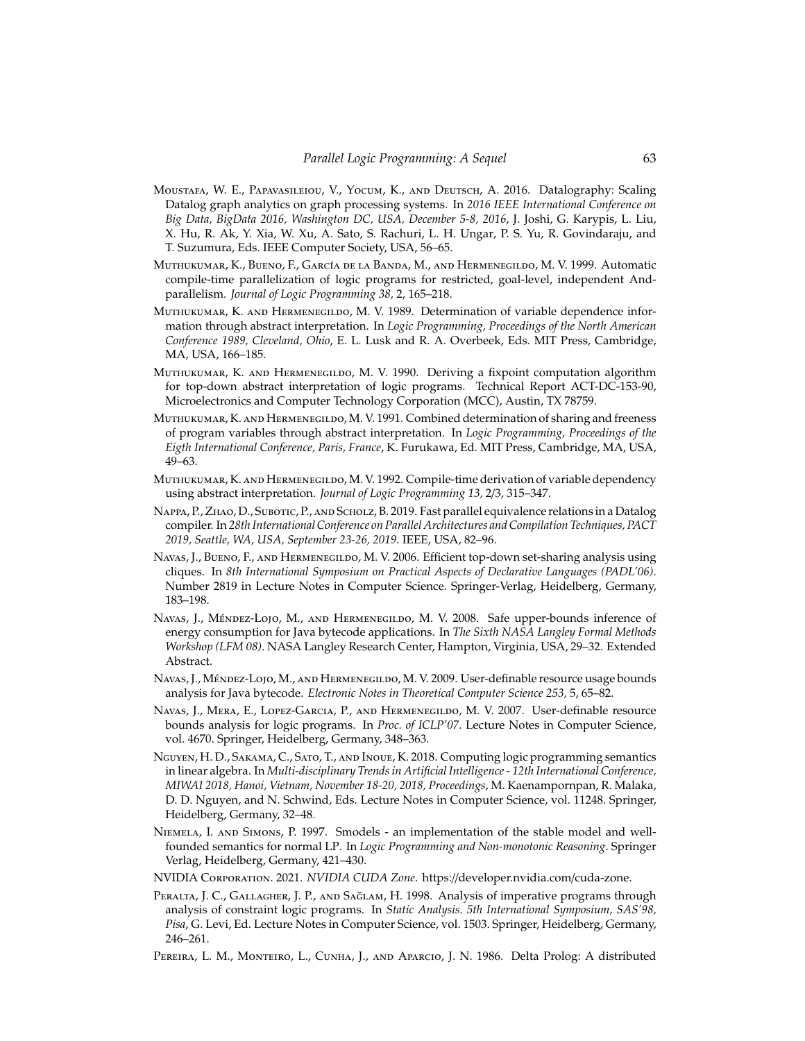Moustafa, W. E., Papavasileiou, V., Yocum, K., and Deutsch, A. 2016. Datalography: Scaling Datalog graph analytics on graph processing systems. In *2016 IEEE International Conference on Big Data, BigData 2016, Washington DC, USA, December 5-8, 2016*, J. Joshi, G. Karypis, L. Liu, X. Hu, R. Ak, Y. Xia, W. Xu, A. Sato, S. Rachuri, L. H. Ungar, P. S. Yu, R. Govindaraju, and T. Suzumura, Eds. IEEE Computer Society, USA, 56–65.

Muthukumar, K., Bueno, F., García de la Banda, M., and Hermenegildo, M. V. 1999. Automatic compile-time parallelization of logic programs for restricted, goal-level, independent And-parallelism. *Journal of Logic Programming 38,* 2, 165–218.

Muthukumar, K. and Hermenegildo, M. V. 1989. Determination of variable dependence information through abstract interpretation. In *Logic Programming, Proceedings of the North American Conference 1989, Cleveland, Ohio*, E. L. Lusk and R. A. Overbeek, Eds. MIT Press, Cambridge, MA, USA, 166–185.

Muthukumar, K. and Hermenegildo, M. V. 1990. Deriving a fixpoint computation algorithm for top-down abstract interpretation of logic programs. Technical Report ACT-DC-153-90, Microelectronics and Computer Technology Corporation (MCC), Austin, TX 78759.

Muthukumar, K. and Hermenegildo, M. V. 1991. Combined determination of sharing and freeness of program variables through abstract interpretation. In *Logic Programming, Proceedings of the Eigth International Conference, Paris, France*, K. Furukawa, Ed. MIT Press, Cambridge, MA, USA, 49–63.

Muthukumar, K. and Hermenegildo, M. V. 1992. Compile-time derivation of variable dependency using abstract interpretation. *Journal of Logic Programming 13,* 2/3, 315–347.

Nappa, P., Zhao, D., Subotic, P., and Scholz, B. 2019. Fast parallel equivalence relations in a Datalog compiler. In *28th International Conference on Parallel Architectures and Compilation Techniques, PACT 2019, Seattle, WA, USA, September 23-26, 2019*. IEEE, USA, 82–96.

Navas, J., Bueno, F., and Hermenegildo, M. V. 2006. Efficient top-down set-sharing analysis using cliques. In *8th International Symposium on Practical Aspects of Declarative Languages (PADL'06)*. Number 2819 in Lecture Notes in Computer Science. Springer-Verlag, Heidelberg, Germany, 183–198.

Navas, J., Méndez-Lojo, M., and Hermenegildo, M. V. 2008. Safe upper-bounds inference of energy consumption for Java bytecode applications. In *The Sixth NASA Langley Formal Methods Workshop (LFM 08)*. NASA Langley Research Center, Hampton, Virginia, USA, 29–32. Extended Abstract.

Navas, J., Méndez-Lojo, M., and Hermenegildo, M. V. 2009. User-definable resource usage bounds analysis for Java bytecode. *Electronic Notes in Theoretical Computer Science 253,* 5, 65–82.

Navas, J., Mera, E., Lopez-Garcia, P., and Hermenegildo, M. V. 2007. User-definable resource bounds analysis for logic programs. In *Proc. of ICLP'07*. Lecture Notes in Computer Science, vol. 4670. Springer, Heidelberg, Germany, 348–363.

Nguyen, H. D., Sakama, C., Sato, T., and Inoue, K. 2018. Computing logic programming semantics in linear algebra. In *Multi-disciplinary Trends in Artificial Intelligence - 12th International Conference, MIWAI 2018, Hanoi, Vietnam, November 18-20, 2018, Proceedings*, M. Kaenampornpan, R. Malaka, D. D. Nguyen, and N. Schwind, Eds. Lecture Notes in Computer Science, vol. 11248. Springer, Heidelberg, Germany, 32–48.

Niemela, I. and Simons, P. 1997. Smodels - an implementation of the stable model and well-founded semantics for normal LP. In *Logic Programming and Non-monotonic Reasoning*. Springer Verlag, Heidelberg, Germany, 421–430.

NVIDIA Corporation. 2021. *NVIDIA CUDA Zone*. https://developer.nvidia.com/cuda-zone.

Peralta, J. C., Gallagher, J. P., and Sağlam, H. 1998. Analysis of imperative programs through analysis of constraint logic programs. In *Static Analysis. 5th International Symposium, SAS'98, Pisa*, G. Levi, Ed. Lecture Notes in Computer Science, vol. 1503. Springer, Heidelberg, Germany, 246–261.

Pereira, L. M., Monteiro, L., Cunha, J., and Aparcio, J. N. 1986. Delta Prolog: A distributed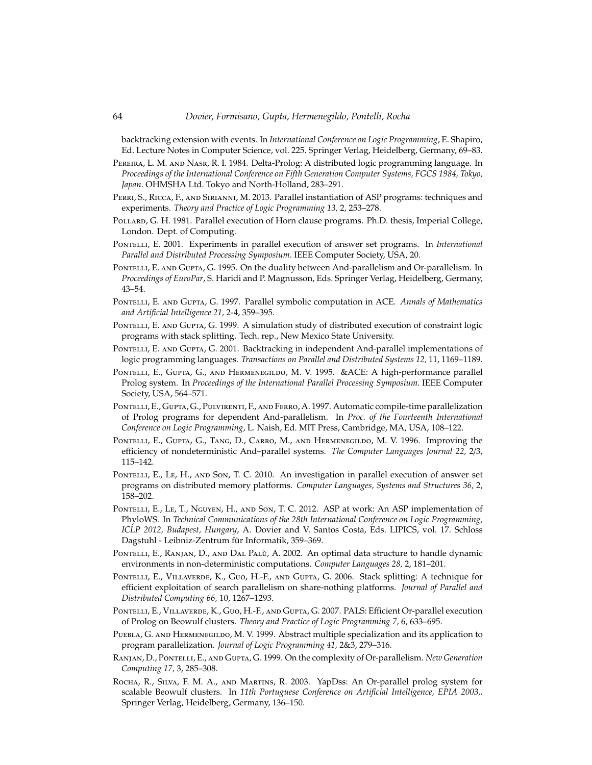backtracking extension with events. In *International Conference on Logic Programming*, E. Shapiro, Ed. Lecture Notes in Computer Science, vol. 225. Springer Verlag, Heidelberg, Germany, 69–83.

Pereira, L. M. and Nasr, R. I. 1984. Delta-Prolog: A distributed logic programming language. In *Proceedings of the International Conference on Fifth Generation Computer Systems, FGCS 1984, Tokyo, Japan*. OHMSHA Ltd. Tokyo and North-Holland, 283–291.

Perri, S., Ricca, F., and Sirianni, M. 2013. Parallel instantiation of ASP programs: techniques and experiments. *Theory and Practice of Logic Programming 13,* 2, 253–278.

Pollard, G. H. 1981. Parallel execution of Horn clause programs. Ph.D. thesis, Imperial College, London. Dept. of Computing.

Pontelli, E. 2001. Experiments in parallel execution of answer set programs. In *International Parallel and Distributed Processing Symposium*. IEEE Computer Society, USA, 20.

Pontelli, E. and Gupta, G. 1995. On the duality between And-parallelism and Or-parallelism. In *Proceedings of EuroPar*, S. Haridi and P. Magnusson, Eds. Springer Verlag, Heidelberg, Germany, 43–54.

Pontelli, E. and Gupta, G. 1997. Parallel symbolic computation in ACE. *Annals of Mathematics and Artificial Intelligence 21,* 2-4, 359–395.

Pontelli, E. and Gupta, G. 1999. A simulation study of distributed execution of constraint logic programs with stack splitting. Tech. rep., New Mexico State University.

Pontelli, E. and Gupta, G. 2001. Backtracking in independent And-parallel implementations of logic programming languages. *Transactions on Parallel and Distributed Systems 12,* 11, 1169–1189.

Pontelli, E., Gupta, G., and Hermenegildo, M. V. 1995. &ACE: A high-performance parallel Prolog system. In *Proceedings of the International Parallel Processing Symposium*. IEEE Computer Society, USA, 564–571.

Pontelli, E., Gupta, G., Pulvirenti, F., and Ferro, A. 1997. Automatic compile-time parallelization of Prolog programs for dependent And-parallelism. In *Proc. of the Fourteenth International Conference on Logic Programming*, L. Naish, Ed. MIT Press, Cambridge, MA, USA, 108–122.

Pontelli, E., Gupta, G., Tang, D., Carro, M., and Hermenegildo, M. V. 1996. Improving the efficiency of nondeterministic And–parallel systems. *The Computer Languages Journal 22,* 2/3, 115–142.

Pontelli, E., Le, H., and Son, T. C. 2010. An investigation in parallel execution of answer set programs on distributed memory platforms. *Computer Languages, Systems and Structures 36,* 2, 158–202.

Pontelli, E., Le, T., Nguyen, H., and Son, T. C. 2012. ASP at work: An ASP implementation of PhyloWS. In *Technical Communications of the 28th International Conference on Logic Programming, ICLP 2012, Budapest, Hungary*, A. Dovier and V. Santos Costa, Eds. LIPICS, vol. 17. Schloss Dagstuhl - Leibniz-Zentrum für Informatik, 359–369.

Pontelli, E., Ranjan, D., and Dal Palù, A. 2002. An optimal data structure to handle dynamic environments in non-deterministic computations. *Computer Languages 28,* 2, 181–201.

Pontelli, E., Villaverde, K., Guo, H.-F., and Gupta, G. 2006. Stack splitting: A technique for efficient exploitation of search parallelism on share-nothing platforms. *Journal of Parallel and Distributed Computing 66,* 10, 1267–1293.

Pontelli, E., Villaverde, K., Guo, H.-F., and Gupta, G. 2007. PALS: Efficient Or-parallel execution of Prolog on Beowulf clusters. *Theory and Practice of Logic Programming 7,* 6, 633–695.

Puebla, G. and Hermenegildo, M. V. 1999. Abstract multiple specialization and its application to program parallelization. *Journal of Logic Programming 41,* 2&3, 279–316.

Ranjan, D., Pontelli, E., and Gupta, G. 1999. On the complexity of Or-parallelism. *New Generation Computing 17,* 3, 285–308.

Rocha, R., Silva, F. M. A., and Martins, R. 2003. YapDss: An Or-parallel prolog system for scalable Beowulf clusters. In *11th Portuguese Conference on Artificial Intelligence, EPIA 2003,*. Springer Verlag, Heidelberg, Germany, 136–150.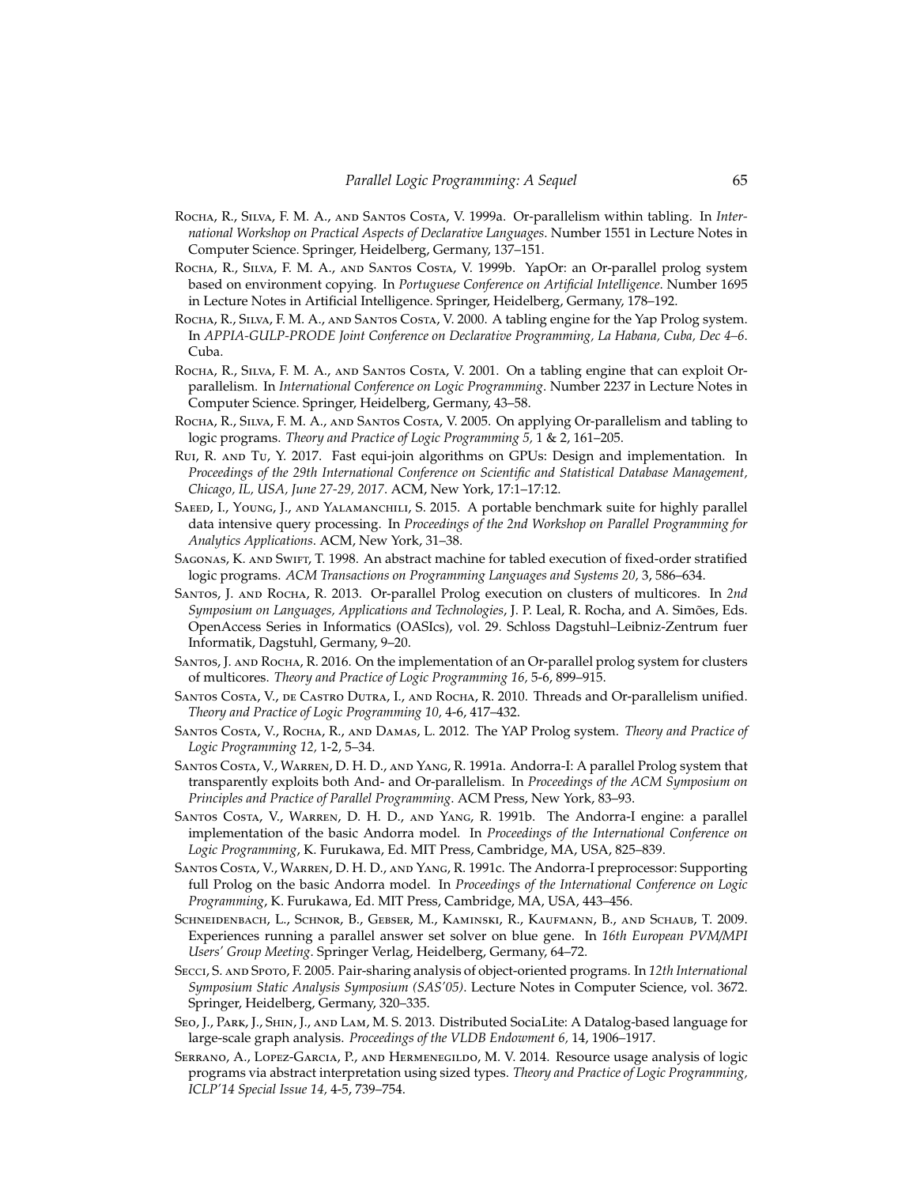Rocha, R., Silva, F. M. A., and Santos Costa, V. 1999a. Or-parallelism within tabling. In *International Workshop on Practical Aspects of Declarative Languages*. Number 1551 in Lecture Notes in Computer Science. Springer, Heidelberg, Germany, 137–151.

Rocha, R., Silva, F. M. A., and Santos Costa, V. 1999b. YapOr: an Or-parallel prolog system based on environment copying. In *Portuguese Conference on Artificial Intelligence*. Number 1695 in Lecture Notes in Artificial Intelligence. Springer, Heidelberg, Germany, 178–192.

Rocha, R., Silva, F. M. A., and Santos Costa, V. 2000. A tabling engine for the Yap Prolog system. In *APPIA-GULP-PRODE Joint Conference on Declarative Programming, La Habana, Cuba, Dec 4–6*. Cuba.

Rocha, R., Silva, F. M. A., and Santos Costa, V. 2001. On a tabling engine that can exploit Or-parallelism. In *International Conference on Logic Programming*. Number 2237 in Lecture Notes in Computer Science. Springer, Heidelberg, Germany, 43–58.

Rocha, R., Silva, F. M. A., and Santos Costa, V. 2005. On applying Or-parallelism and tabling to logic programs. *Theory and Practice of Logic Programming 5,* 1 & 2, 161–205.

Rui, R. and Tu, Y. 2017. Fast equi-join algorithms on GPUs: Design and implementation. In *Proceedings of the 29th International Conference on Scientific and Statistical Database Management, Chicago, IL, USA, June 27-29, 2017*. ACM, New York, 17:1–17:12.

Saeed, I., Young, J., and Yalamanchili, S. 2015. A portable benchmark suite for highly parallel data intensive query processing. In *Proceedings of the 2nd Workshop on Parallel Programming for Analytics Applications*. ACM, New York, 31–38.

Sagonas, K. and Swift, T. 1998. An abstract machine for tabled execution of fixed-order stratified logic programs. *ACM Transactions on Programming Languages and Systems 20,* 3, 586–634.

Santos, J. and Rocha, R. 2013. Or-parallel Prolog execution on clusters of multicores. In *2nd Symposium on Languages, Applications and Technologies*, J. P. Leal, R. Rocha, and A. Simões, Eds. OpenAccess Series in Informatics (OASIcs), vol. 29. Schloss Dagstuhl–Leibniz-Zentrum fuer Informatik, Dagstuhl, Germany, 9–20.

Santos, J. and Rocha, R. 2016. On the implementation of an Or-parallel prolog system for clusters of multicores. *Theory and Practice of Logic Programming 16,* 5-6, 899–915.

Santos Costa, V., de Castro Dutra, I., and Rocha, R. 2010. Threads and Or-parallelism unified. *Theory and Practice of Logic Programming 10,* 4-6, 417–432.

Santos Costa, V., Rocha, R., and Damas, L. 2012. The YAP Prolog system. *Theory and Practice of Logic Programming 12,* 1-2, 5–34.

Santos Costa, V., Warren, D. H. D., and Yang, R. 1991a. Andorra-I: A parallel Prolog system that transparently exploits both And- and Or-parallelism. In *Proceedings of the ACM Symposium on Principles and Practice of Parallel Programming*. ACM Press, New York, 83–93.

Santos Costa, V., Warren, D. H. D., and Yang, R. 1991b. The Andorra-I engine: a parallel implementation of the basic Andorra model. In *Proceedings of the International Conference on Logic Programming*, K. Furukawa, Ed. MIT Press, Cambridge, MA, USA, 825–839.

Santos Costa, V., Warren, D. H. D., and Yang, R. 1991c. The Andorra-I preprocessor: Supporting full Prolog on the basic Andorra model. In *Proceedings of the International Conference on Logic Programming*, K. Furukawa, Ed. MIT Press, Cambridge, MA, USA, 443–456.

Schneidenbach, L., Schnor, B., Gebser, M., Kaminski, R., Kaufmann, B., and Schaub, T. 2009. Experiences running a parallel answer set solver on blue gene. In *16th European PVM/MPI Users' Group Meeting*. Springer Verlag, Heidelberg, Germany, 64–72.

Secci, S. and Spoto, F. 2005. Pair-sharing analysis of object-oriented programs. In *12th International Symposium Static Analysis Symposium (SAS'05)*. Lecture Notes in Computer Science, vol. 3672. Springer, Heidelberg, Germany, 320–335.

Seo, J., Park, J., Shin, J., and Lam, M. S. 2013. Distributed SociaLite: A Datalog-based language for large-scale graph analysis. *Proceedings of the VLDB Endowment 6,* 14, 1906–1917.

Serrano, A., Lopez-Garcia, P., and Hermenegildo, M. V. 2014. Resource usage analysis of logic programs via abstract interpretation using sized types. *Theory and Practice of Logic Programming, ICLP'14 Special Issue 14,* 4-5, 739–754.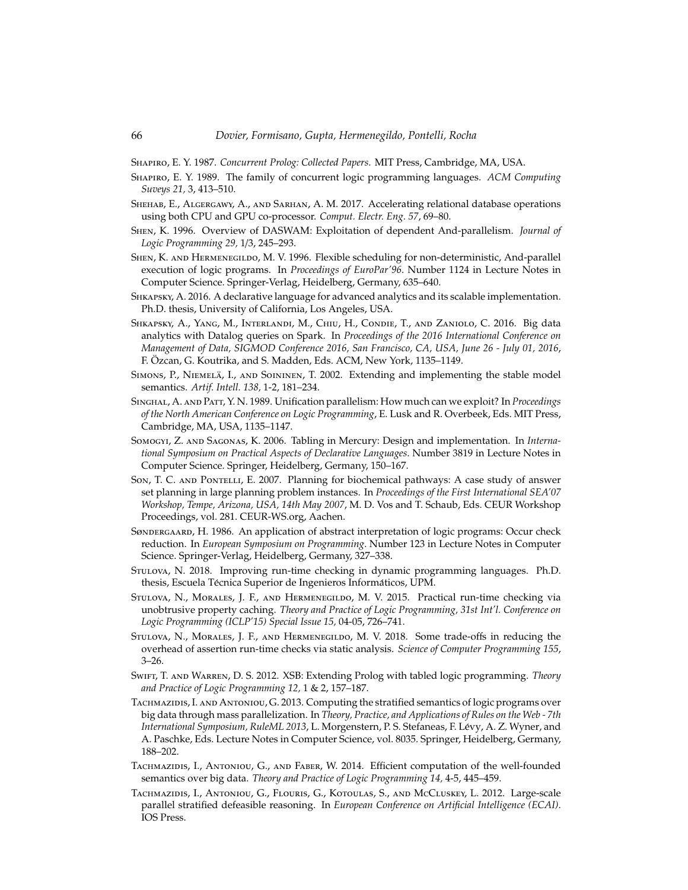Shapiro, E. Y. 1987. *Concurrent Prolog: Collected Papers*. MIT Press, Cambridge, MA, USA.

Shapiro, E. Y. 1989. The family of concurrent logic programming languages. *ACM Computing Suveys 21,* 3, 413–510.

Shehab, E., Algergawy, A., and Sarhan, A. M. 2017. Accelerating relational database operations using both CPU and GPU co-processor. *Comput. Electr. Eng. 57*, 69–80.

Shen, K. 1996. Overview of DASWAM: Exploitation of dependent And-parallelism. *Journal of Logic Programming 29,* 1/3, 245–293.

Shen, K. and Hermenegildo, M. V. 1996. Flexible scheduling for non-deterministic, And-parallel execution of logic programs. In *Proceedings of EuroPar'96*. Number 1124 in Lecture Notes in Computer Science. Springer-Verlag, Heidelberg, Germany, 635–640.

Shkapsky, A. 2016. A declarative language for advanced analytics and its scalable implementation. Ph.D. thesis, University of California, Los Angeles, USA.

Shkapsky, A., Yang, M., Interlandi, M., Chiu, H., Condie, T., and Zaniolo, C. 2016. Big data analytics with Datalog queries on Spark. In *Proceedings of the 2016 International Conference on Management of Data, SIGMOD Conference 2016, San Francisco, CA, USA, June 26 - July 01, 2016*, F. Özcan, G. Koutrika, and S. Madden, Eds. ACM, New York, 1135–1149.

Simons, P., Niemelä, I., and Soininen, T. 2002. Extending and implementing the stable model semantics. *Artif. Intell. 138,* 1-2, 181–234.

Singhal, A. and Patt, Y. N. 1989. Unification parallelism: How much can we exploit? In *Proceedings of the North American Conference on Logic Programming*, E. Lusk and R. Overbeek, Eds. MIT Press, Cambridge, MA, USA, 1135–1147.

Somogyi, Z. and Sagonas, K. 2006. Tabling in Mercury: Design and implementation. In *International Symposium on Practical Aspects of Declarative Languages*. Number 3819 in Lecture Notes in Computer Science. Springer, Heidelberg, Germany, 150–167.

Son, T. C. and Pontelli, E. 2007. Planning for biochemical pathways: A case study of answer set planning in large planning problem instances. In *Proceedings of the First International SEA'07 Workshop, Tempe, Arizona, USA, 14th May 2007*, M. D. Vos and T. Schaub, Eds. CEUR Workshop Proceedings, vol. 281. CEUR-WS.org, Aachen.

Søndergaard, H. 1986. An application of abstract interpretation of logic programs: Occur check reduction. In *European Symposium on Programming*. Number 123 in Lecture Notes in Computer Science. Springer-Verlag, Heidelberg, Germany, 327–338.

Stulova, N. 2018. Improving run-time checking in dynamic programming languages. Ph.D. thesis, Escuela Técnica Superior de Ingenieros Informáticos, UPM.

Stulova, N., Morales, J. F., and Hermenegildo, M. V. 2015. Practical run-time checking via unobtrusive property caching. *Theory and Practice of Logic Programming, 31st Int'l. Conference on Logic Programming (ICLP'15) Special Issue 15,* 04-05, 726–741.

Stulova, N., Morales, J. F., and Hermenegildo, M. V. 2018. Some trade-offs in reducing the overhead of assertion run-time checks via static analysis. *Science of Computer Programming 155*, 3–26.

Swift, T. and Warren, D. S. 2012. XSB: Extending Prolog with tabled logic programming. *Theory and Practice of Logic Programming 12,* 1 & 2, 157–187.

Tachmazidis, I. and Antoniou, G. 2013. Computing the stratified semantics of logic programs over big data through mass parallelization. In *Theory, Practice, and Applications of Rules on the Web - 7th International Symposium, RuleML 2013*, L. Morgenstern, P. S. Stefaneas, F. Lévy, A. Z. Wyner, and A. Paschke, Eds. Lecture Notes in Computer Science, vol. 8035. Springer, Heidelberg, Germany, 188–202.

Tachmazidis, I., Antoniou, G., and Faber, W. 2014. Efficient computation of the well-founded semantics over big data. *Theory and Practice of Logic Programming 14,* 4-5, 445–459.

Tachmazidis, I., Antoniou, G., Flouris, G., Kotoulas, S., and McCluskey, L. 2012. Large-scale parallel stratified defeasible reasoning. In *European Conference on Artificial Intelligence (ECAI)*. IOS Press.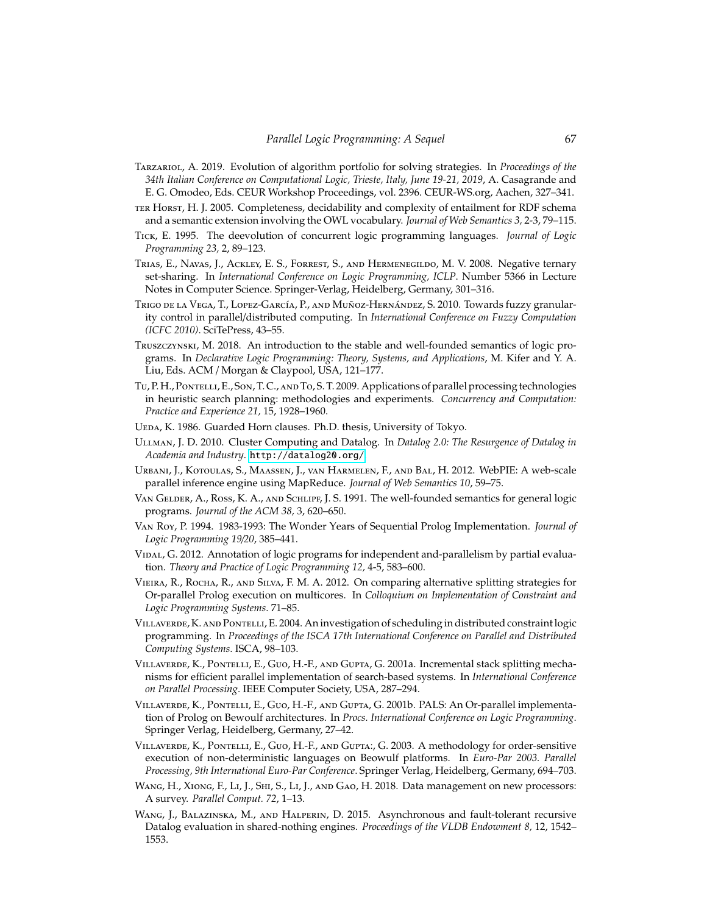Tarzariol, A. 2019. Evolution of algorithm portfolio for solving strategies. In *Proceedings of the 34th Italian Conference on Computational Logic, Trieste, Italy, June 19-21, 2019*, A. Casagrande and E. G. Omodeo, Eds. CEUR Workshop Proceedings, vol. 2396. CEUR-WS.org, Aachen, 327–341.

ter Horst, H. J. 2005. Completeness, decidability and complexity of entailment for RDF schema and a semantic extension involving the OWL vocabulary. *Journal of Web Semantics 3,* 2-3, 79–115.

Tick, E. 1995. The deevolution of concurrent logic programming languages. *Journal of Logic Programming 23,* 2, 89–123.

Trias, E., Navas, J., Ackley, E. S., Forrest, S., and Hermenegildo, M. V. 2008. Negative ternary set-sharing. In *International Conference on Logic Programming, ICLP*. Number 5366 in Lecture Notes in Computer Science. Springer-Verlag, Heidelberg, Germany, 301–316.

Trigo de la Vega, T., Lopez-García, P., and Muñoz-Hernández, S. 2010. Towards fuzzy granularity control in parallel/distributed computing. In *International Conference on Fuzzy Computation (ICFC 2010)*. SciTePress, 43–55.

Truszczynski, M. 2018. An introduction to the stable and well-founded semantics of logic programs. In *Declarative Logic Programming: Theory, Systems, and Applications*, M. Kifer and Y. A. Liu, Eds. ACM / Morgan & Claypool, USA, 121–177.

Tu, P. H., Pontelli, E., Son, T. C., and To, S. T. 2009. Applications of parallel processing technologies in heuristic search planning: methodologies and experiments. *Concurrency and Computation: Practice and Experience 21,* 15, 1928–1960.

Ueda, K. 1986. Guarded Horn clauses. Ph.D. thesis, University of Tokyo.

Ullman, J. D. 2010. Cluster Computing and Datalog. In *Datalog 2.0: The Resurgence of Datalog in Academia and Industry*. http://datalog20.org/

Urbani, J., Kotoulas, S., Maassen, J., van Harmelen, F., and Bal, H. 2012. WebPIE: A web-scale parallel inference engine using MapReduce. *Journal of Web Semantics 10*, 59–75.

Van Gelder, A., Ross, K. A., and Schlipf, J. S. 1991. The well-founded semantics for general logic programs. *Journal of the ACM 38,* 3, 620–650.

Van Roy, P. 1994. 1983-1993: The Wonder Years of Sequential Prolog Implementation. *Journal of Logic Programming 19/20*, 385–441.

Vidal, G. 2012. Annotation of logic programs for independent and-parallelism by partial evaluation. *Theory and Practice of Logic Programming 12,* 4-5, 583–600.

Vieira, R., Rocha, R., and Silva, F. M. A. 2012. On comparing alternative splitting strategies for Or-parallel Prolog execution on multicores. In *Colloquium on Implementation of Constraint and Logic Programming Systems*. 71–85.

Villaverde, K. and Pontelli, E. 2004. An investigation of scheduling in distributed constraint logic programming. In *Proceedings of the ISCA 17th International Conference on Parallel and Distributed Computing Systems.* ISCA, 98–103.

Villaverde, K., Pontelli, E., Guo, H.-F., and Gupta, G. 2001a. Incremental stack splitting mechanisms for efficient parallel implementation of search-based systems. In *International Conference on Parallel Processing*. IEEE Computer Society, USA, 287–294.

Villaverde, K., Pontelli, E., Guo, H.-F., and Gupta, G. 2001b. PALS: An Or-parallel implementation of Prolog on Bewoulf architectures. In *Procs. International Conference on Logic Programming*. Springer Verlag, Heidelberg, Germany, 27–42.

Villaverde, K., Pontelli, E., Guo, H.-F., and Gupta:, G. 2003. A methodology for order-sensitive execution of non-deterministic languages on Beowulf platforms. In *Euro-Par 2003. Parallel Processing, 9th International Euro-Par Conference*. Springer Verlag, Heidelberg, Germany, 694–703.

Wang, H., Xiong, F., Li, J., Shi, S., Li, J., and Gao, H. 2018. Data management on new processors: A survey. *Parallel Comput. 72*, 1–13.

Wang, J., Balazinska, M., and Halperin, D. 2015. Asynchronous and fault-tolerant recursive Datalog evaluation in shared-nothing engines. *Proceedings of the VLDB Endowment 8,* 12, 1542–1553.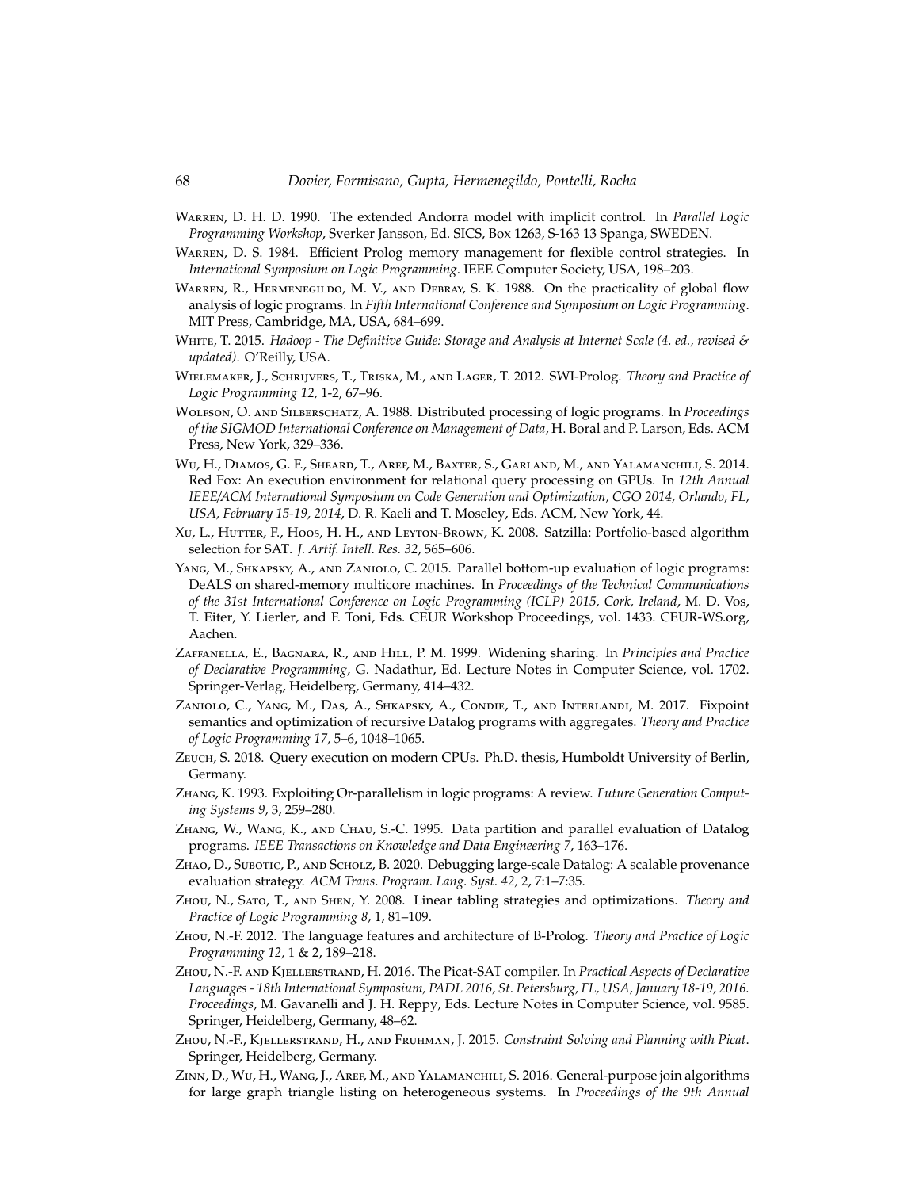Warren, D. H. D. 1990. The extended Andorra model with implicit control. In *Parallel Logic Programming Workshop*, Sverker Jansson, Ed. SICS, Box 1263, S-163 13 Spanga, SWEDEN.

Warren, D. S. 1984. Efficient Prolog memory management for flexible control strategies. In *International Symposium on Logic Programming*. IEEE Computer Society, USA, 198–203.

Warren, R., Hermenegildo, M. V., and Debray, S. K. 1988. On the practicality of global flow analysis of logic programs. In *Fifth International Conference and Symposium on Logic Programming*. MIT Press, Cambridge, MA, USA, 684–699.

White, T. 2015. *Hadoop - The Definitive Guide: Storage and Analysis at Internet Scale (4. ed., revised & updated)*. O'Reilly, USA.

Wielemaker, J., Schrijvers, T., Triska, M., and Lager, T. 2012. SWI-Prolog. *Theory and Practice of Logic Programming 12,* 1-2, 67–96.

Wolfson, O. and Silberschatz, A. 1988. Distributed processing of logic programs. In *Proceedings of the SIGMOD International Conference on Management of Data*, H. Boral and P. Larson, Eds. ACM Press, New York, 329–336.

Wu, H., Diamos, G. F., Sheard, T., Aref, M., Baxter, S., Garland, M., and Yalamanchili, S. 2014. Red Fox: An execution environment for relational query processing on GPUs. In *12th Annual IEEE/ACM International Symposium on Code Generation and Optimization, CGO 2014, Orlando, FL, USA, February 15-19, 2014*, D. R. Kaeli and T. Moseley, Eds. ACM, New York, 44.

Xu, L., Hutter, F., Hoos, H. H., and Leyton-Brown, K. 2008. Satzilla: Portfolio-based algorithm selection for SAT. *J. Artif. Intell. Res. 32*, 565–606.

Yang, M., Shkapsky, A., and Zaniolo, C. 2015. Parallel bottom-up evaluation of logic programs: DeALS on shared-memory multicore machines. In *Proceedings of the Technical Communications of the 31st International Conference on Logic Programming (ICLP) 2015, Cork, Ireland*, M. D. Vos, T. Eiter, Y. Lierler, and F. Toni, Eds. CEUR Workshop Proceedings, vol. 1433. CEUR-WS.org, Aachen.

Zaffanella, E., Bagnara, R., and Hill, P. M. 1999. Widening sharing. In *Principles and Practice of Declarative Programming*, G. Nadathur, Ed. Lecture Notes in Computer Science, vol. 1702. Springer-Verlag, Heidelberg, Germany, 414–432.

Zaniolo, C., Yang, M., Das, A., Shkapsky, A., Condie, T., and Interlandi, M. 2017. Fixpoint semantics and optimization of recursive Datalog programs with aggregates. *Theory and Practice of Logic Programming 17,* 5–6, 1048–1065.

Zeuch, S. 2018. Query execution on modern CPUs. Ph.D. thesis, Humboldt University of Berlin, Germany.

Zhang, K. 1993. Exploiting Or-parallelism in logic programs: A review. *Future Generation Computing Systems 9,* 3, 259–280.

Zhang, W., Wang, K., and Chau, S.-C. 1995. Data partition and parallel evaluation of Datalog programs. *IEEE Transactions on Knowledge and Data Engineering 7*, 163–176.

Zhao, D., Subotic, P., and Scholz, B. 2020. Debugging large-scale Datalog: A scalable provenance evaluation strategy. *ACM Trans. Program. Lang. Syst. 42,* 2, 7:1–7:35.

Zhou, N., Sato, T., and Shen, Y. 2008. Linear tabling strategies and optimizations. *Theory and Practice of Logic Programming 8,* 1, 81–109.

Zhou, N.-F. 2012. The language features and architecture of B-Prolog. *Theory and Practice of Logic Programming 12,* 1 & 2, 189–218.

Zhou, N.-F. and Kjellerstrand, H. 2016. The Picat-SAT compiler. In *Practical Aspects of Declarative Languages - 18th International Symposium, PADL 2016, St. Petersburg, FL, USA, January 18-19, 2016. Proceedings*, M. Gavanelli and J. H. Reppy, Eds. Lecture Notes in Computer Science, vol. 9585. Springer, Heidelberg, Germany, 48–62.

Zhou, N.-F., Kjellerstrand, H., and Fruhman, J. 2015. *Constraint Solving and Planning with Picat*. Springer, Heidelberg, Germany.

Zinn, D., Wu, H., Wang, J., Aref, M., and Yalamanchili, S. 2016. General-purpose join algorithms for large graph triangle listing on heterogeneous systems. In *Proceedings of the 9th Annual*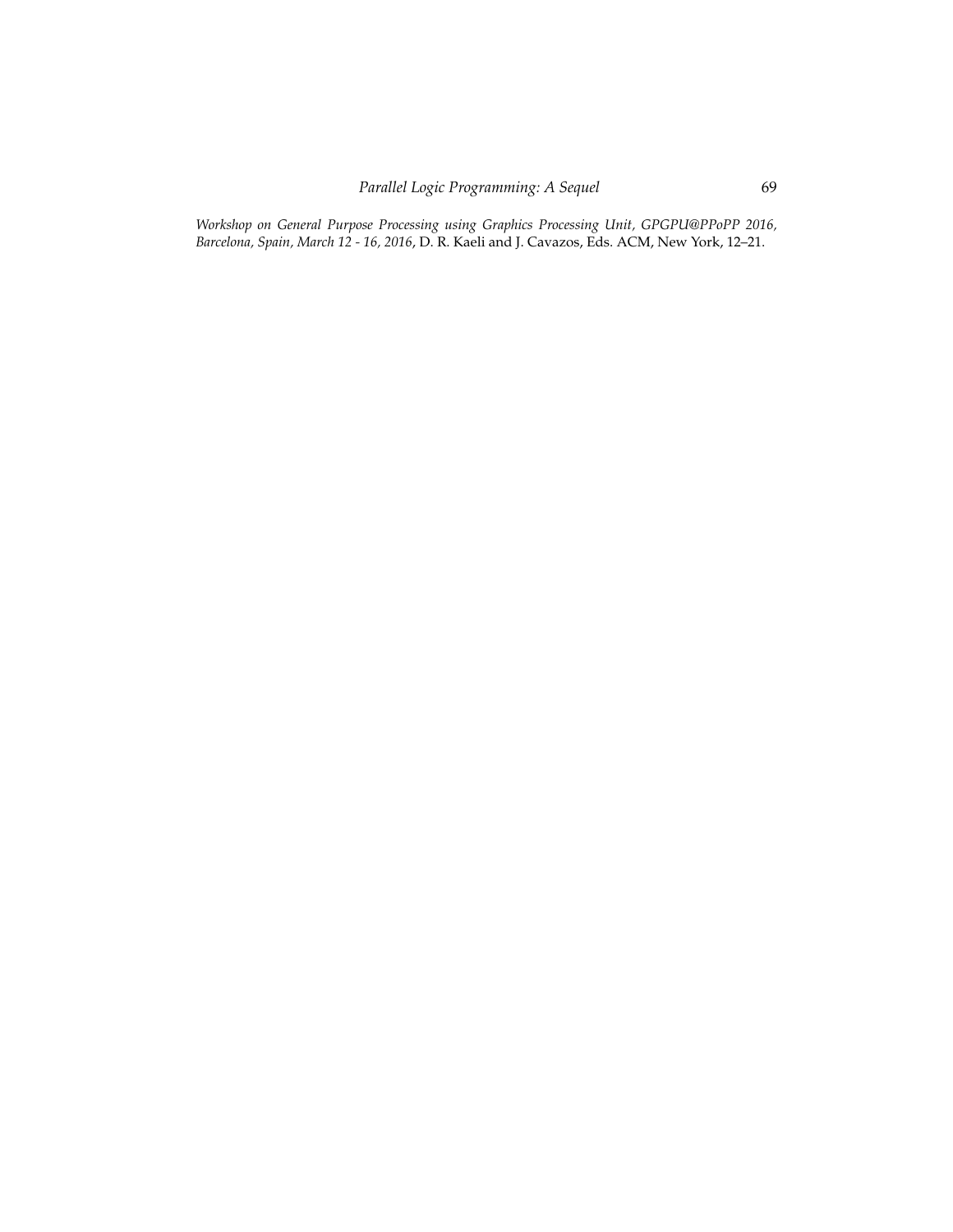*Workshop on General Purpose Processing using Graphics Processing Unit, GPGPU@PPoPP 2016, Barcelona, Spain, March 12 - 16, 2016*, D. R. Kaeli and J. Cavazos, Eds. ACM, New York, 12–21.